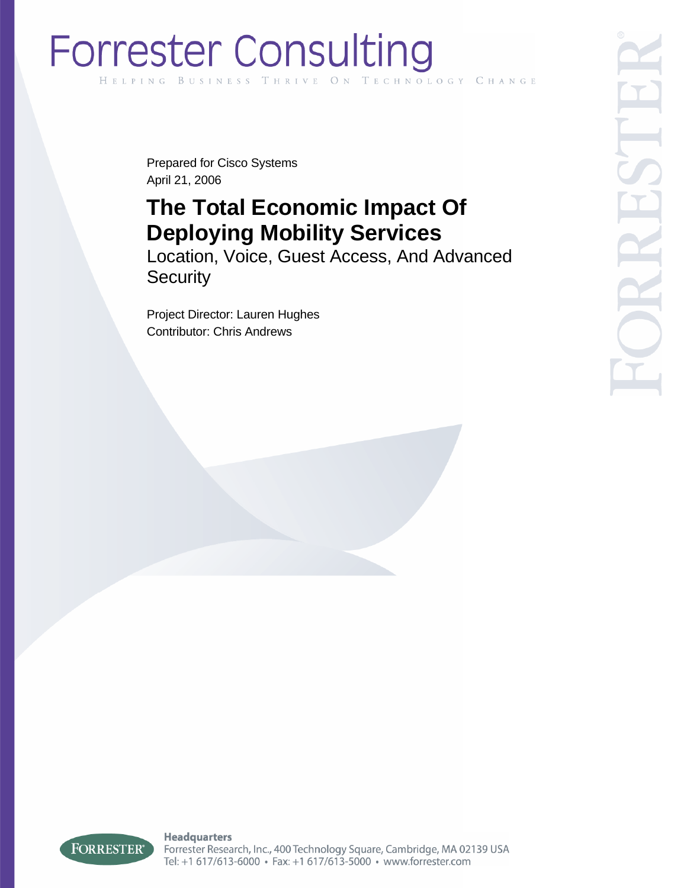Forrester Consulting

HELPING BUSINESS THRIVE ON TECHNOLOGY CHANGE

Prepared for Cisco Systems
April 21, 2006

# The Total Economic Impact Of Deploying Mobility Services

## Location, Voice, Guest Access, And Advanced Security

Project Director: Lauren Hughes
Contributor: Chris Andrews

**Headquarters**
Forrester Research, Inc., 400 Technology Square, Cambridge, MA 02139 USA
Tel: +1 617/613-6000 • Fax: +1 617/613-5000 • www.forrester.com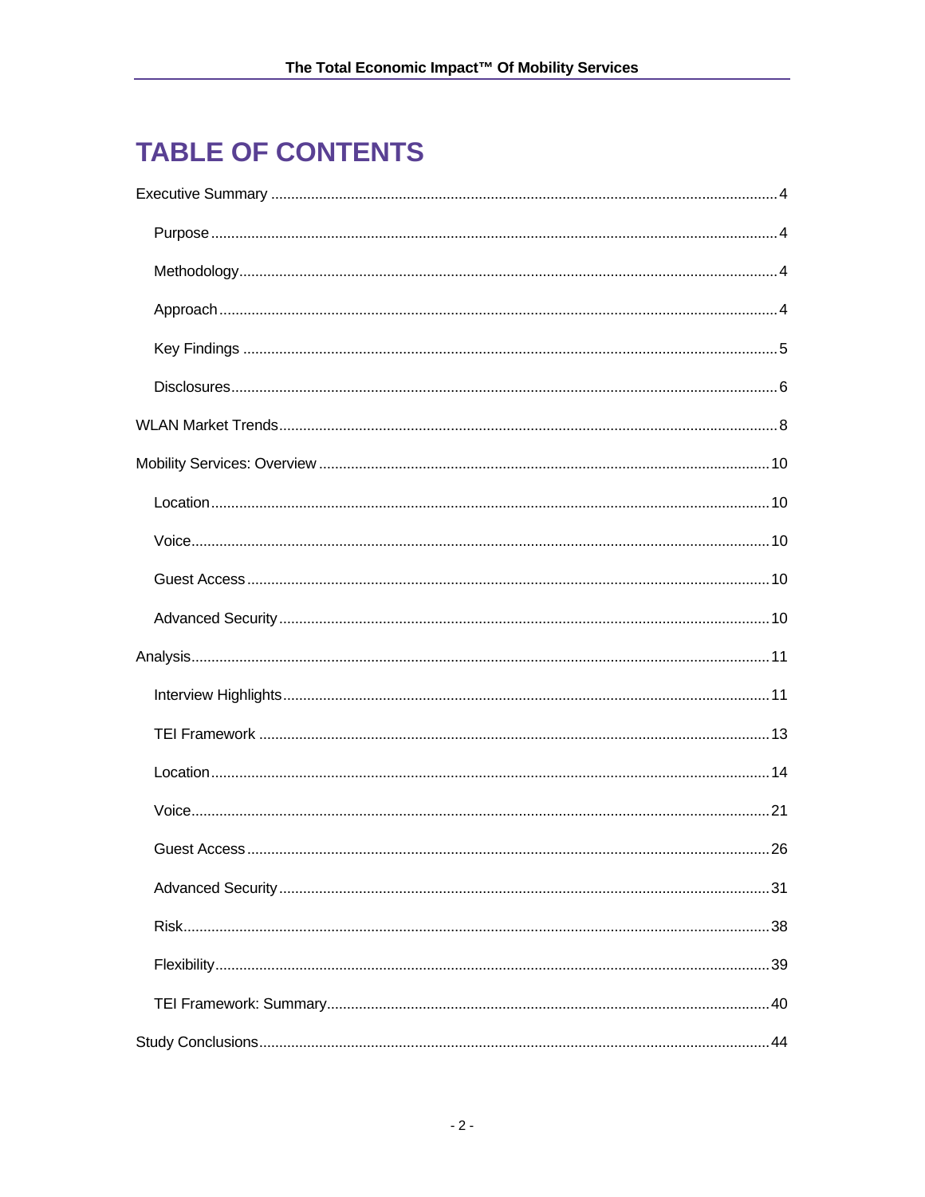# TABLE OF CONTENTS

Executive Summary ............................................................................................................ 4

- Purpose ........................................................................................................................ 4
- Methodology ................................................................................................................. 4
- Approach ...................................................................................................................... 4
- Key Findings ................................................................................................................. 5
- Disclosures ................................................................................................................... 6

WLAN Market Trends .......................................................................................................... 8

Mobility Services: Overview ............................................................................................... 10

- Location ...................................................................................................................... 10
- Voice .......................................................................................................................... 10
- Guest Access .............................................................................................................. 10
- Advanced Security ....................................................................................................... 10

Analysis ............................................................................................................................. 11

- Interview Highlights ..................................................................................................... 11
- TEI Framework ............................................................................................................ 13
- Location ...................................................................................................................... 14
- Voice .......................................................................................................................... 21
- Guest Access .............................................................................................................. 26
- Advanced Security ....................................................................................................... 31
- Risk ............................................................................................................................ 38
- Flexibility ..................................................................................................................... 39
- TEI Framework: Summary ............................................................................................ 40

Study Conclusions ............................................................................................................. 44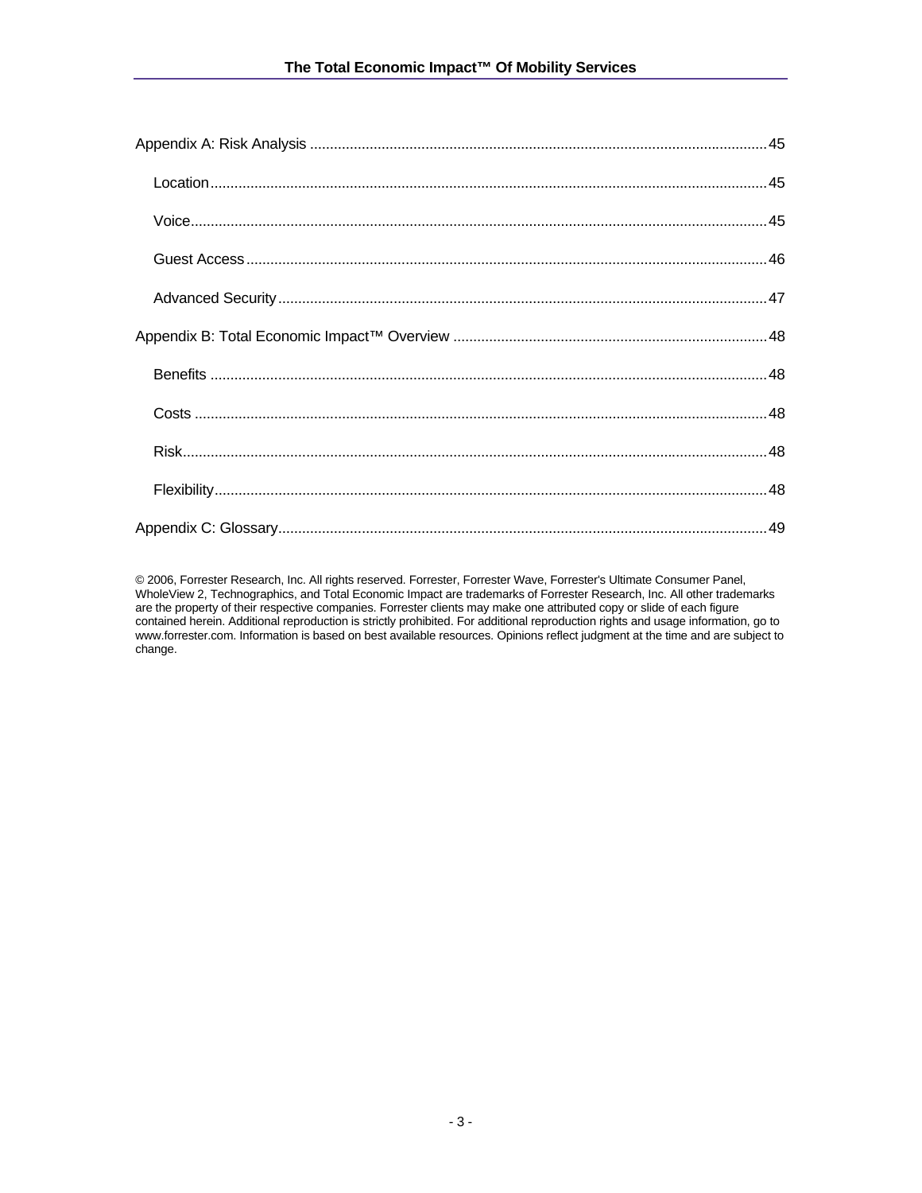Appendix A: Risk Analysis ..................................................................................................................45

Location..........................................................................................................................................45

Voice...............................................................................................................................................45

Guest Access..................................................................................................................................46

Advanced Security..........................................................................................................................47

Appendix B: Total Economic Impact™ Overview ..............................................................................48

Benefits ..........................................................................................................................................48

Costs ..............................................................................................................................................48

Risk.................................................................................................................................................48

Flexibility.........................................................................................................................................48

Appendix C: Glossary..........................................................................................................................49

© 2006, Forrester Research, Inc. All rights reserved. Forrester, Forrester Wave, Forrester's Ultimate Consumer Panel, WholeView 2, Technographics, and Total Economic Impact are trademarks of Forrester Research, Inc. All other trademarks are the property of their respective companies. Forrester clients may make one attributed copy or slide of each figure contained herein. Additional reproduction is strictly prohibited. For additional reproduction rights and usage information, go to www.forrester.com. Information is based on best available resources. Opinions reflect judgment at the time and are subject to change.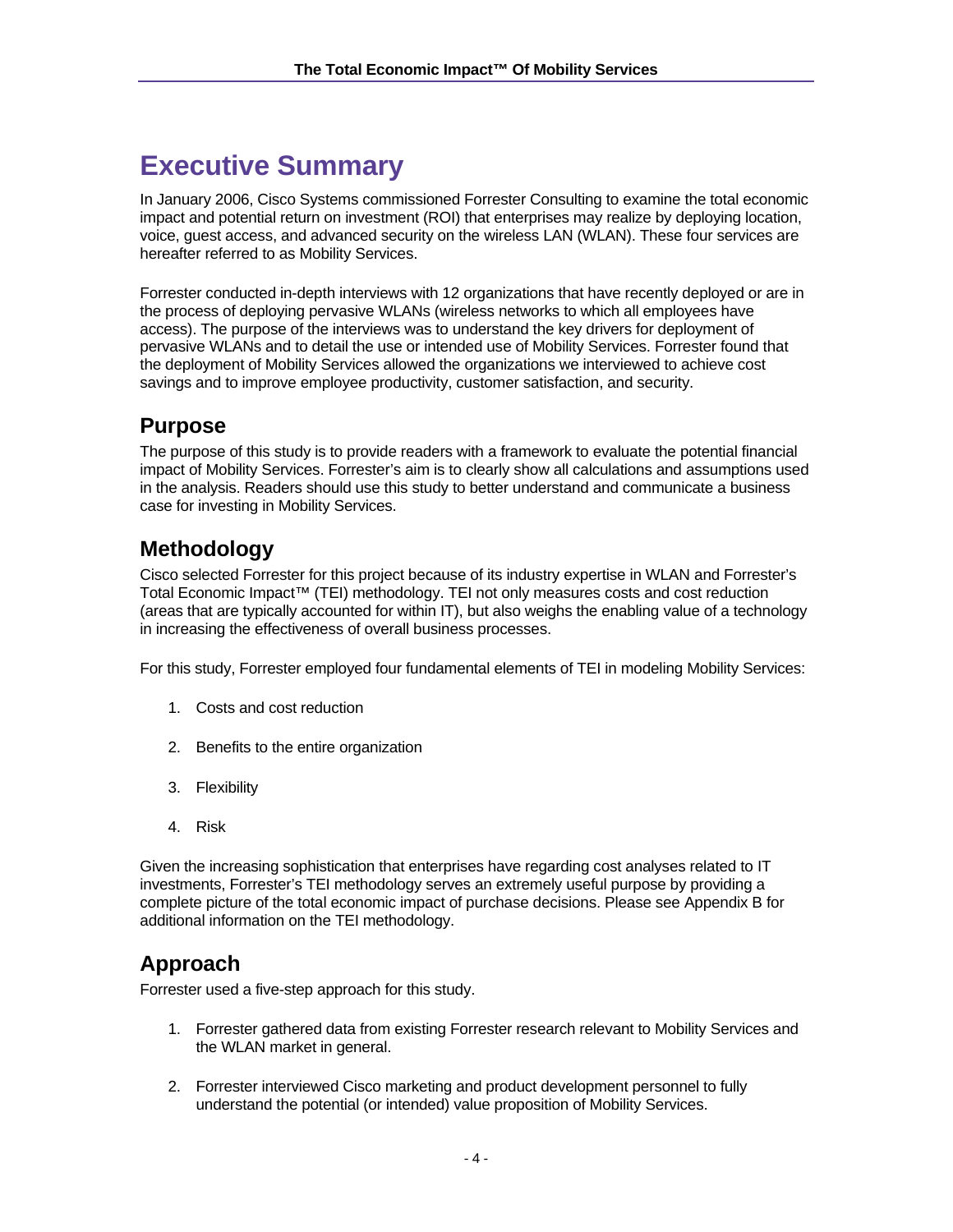# Executive Summary

In January 2006, Cisco Systems commissioned Forrester Consulting to examine the total economic impact and potential return on investment (ROI) that enterprises may realize by deploying location, voice, guest access, and advanced security on the wireless LAN (WLAN). These four services are hereafter referred to as Mobility Services.

Forrester conducted in-depth interviews with 12 organizations that have recently deployed or are in the process of deploying pervasive WLANs (wireless networks to which all employees have access). The purpose of the interviews was to understand the key drivers for deployment of pervasive WLANs and to detail the use or intended use of Mobility Services. Forrester found that the deployment of Mobility Services allowed the organizations we interviewed to achieve cost savings and to improve employee productivity, customer satisfaction, and security.

## Purpose

The purpose of this study is to provide readers with a framework to evaluate the potential financial impact of Mobility Services. Forrester's aim is to clearly show all calculations and assumptions used in the analysis. Readers should use this study to better understand and communicate a business case for investing in Mobility Services.

## Methodology

Cisco selected Forrester for this project because of its industry expertise in WLAN and Forrester's Total Economic Impact™ (TEI) methodology. TEI not only measures costs and cost reduction (areas that are typically accounted for within IT), but also weighs the enabling value of a technology in increasing the effectiveness of overall business processes.

For this study, Forrester employed four fundamental elements of TEI in modeling Mobility Services:

1. Costs and cost reduction
2. Benefits to the entire organization
3. Flexibility
4. Risk

Given the increasing sophistication that enterprises have regarding cost analyses related to IT investments, Forrester's TEI methodology serves an extremely useful purpose by providing a complete picture of the total economic impact of purchase decisions. Please see Appendix B for additional information on the TEI methodology.

## Approach

Forrester used a five-step approach for this study.

1. Forrester gathered data from existing Forrester research relevant to Mobility Services and the WLAN market in general.
2. Forrester interviewed Cisco marketing and product development personnel to fully understand the potential (or intended) value proposition of Mobility Services.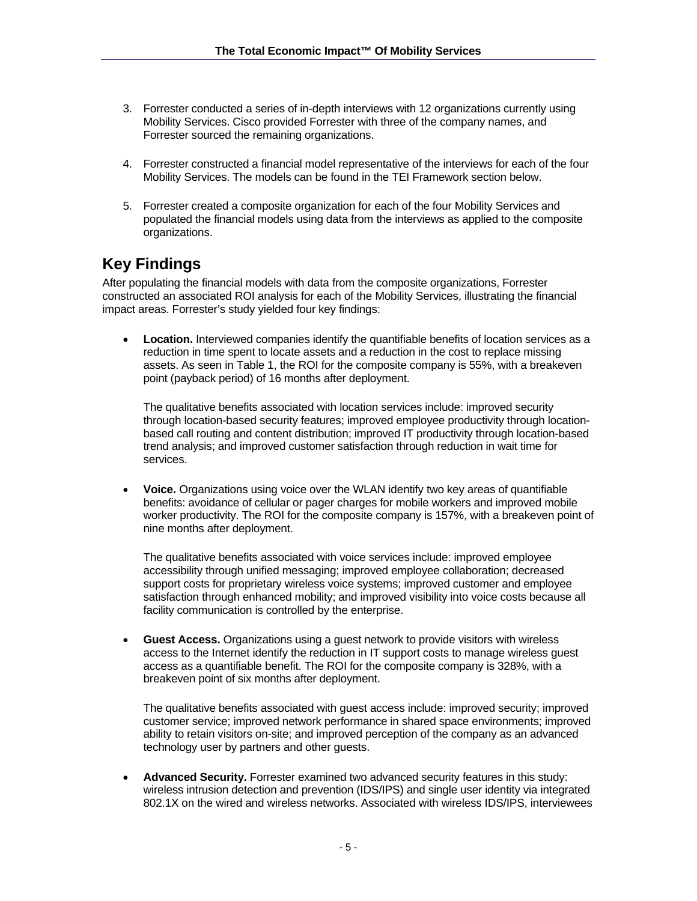3. Forrester conducted a series of in-depth interviews with 12 organizations currently using Mobility Services. Cisco provided Forrester with three of the company names, and Forrester sourced the remaining organizations.

4. Forrester constructed a financial model representative of the interviews for each of the four Mobility Services. The models can be found in the TEI Framework section below.

5. Forrester created a composite organization for each of the four Mobility Services and populated the financial models using data from the interviews as applied to the composite organizations.

## Key Findings

After populating the financial models with data from the composite organizations, Forrester constructed an associated ROI analysis for each of the Mobility Services, illustrating the financial impact areas. Forrester's study yielded four key findings:

- **Location.** Interviewed companies identify the quantifiable benefits of location services as a reduction in time spent to locate assets and a reduction in the cost to replace missing assets. As seen in Table 1, the ROI for the composite company is 55%, with a breakeven point (payback period) of 16 months after deployment.

  The qualitative benefits associated with location services include: improved security through location-based security features; improved employee productivity through location-based call routing and content distribution; improved IT productivity through location-based trend analysis; and improved customer satisfaction through reduction in wait time for services.

- **Voice.** Organizations using voice over the WLAN identify two key areas of quantifiable benefits: avoidance of cellular or pager charges for mobile workers and improved mobile worker productivity. The ROI for the composite company is 157%, with a breakeven point of nine months after deployment.

  The qualitative benefits associated with voice services include: improved employee accessibility through unified messaging; improved employee collaboration; decreased support costs for proprietary wireless voice systems; improved customer and employee satisfaction through enhanced mobility; and improved visibility into voice costs because all facility communication is controlled by the enterprise.

- **Guest Access.** Organizations using a guest network to provide visitors with wireless access to the Internet identify the reduction in IT support costs to manage wireless guest access as a quantifiable benefit. The ROI for the composite company is 328%, with a breakeven point of six months after deployment.

  The qualitative benefits associated with guest access include: improved security; improved customer service; improved network performance in shared space environments; improved ability to retain visitors on-site; and improved perception of the company as an advanced technology user by partners and other guests.

- **Advanced Security.** Forrester examined two advanced security features in this study: wireless intrusion detection and prevention (IDS/IPS) and single user identity via integrated 802.1X on the wired and wireless networks. Associated with wireless IDS/IPS, interviewees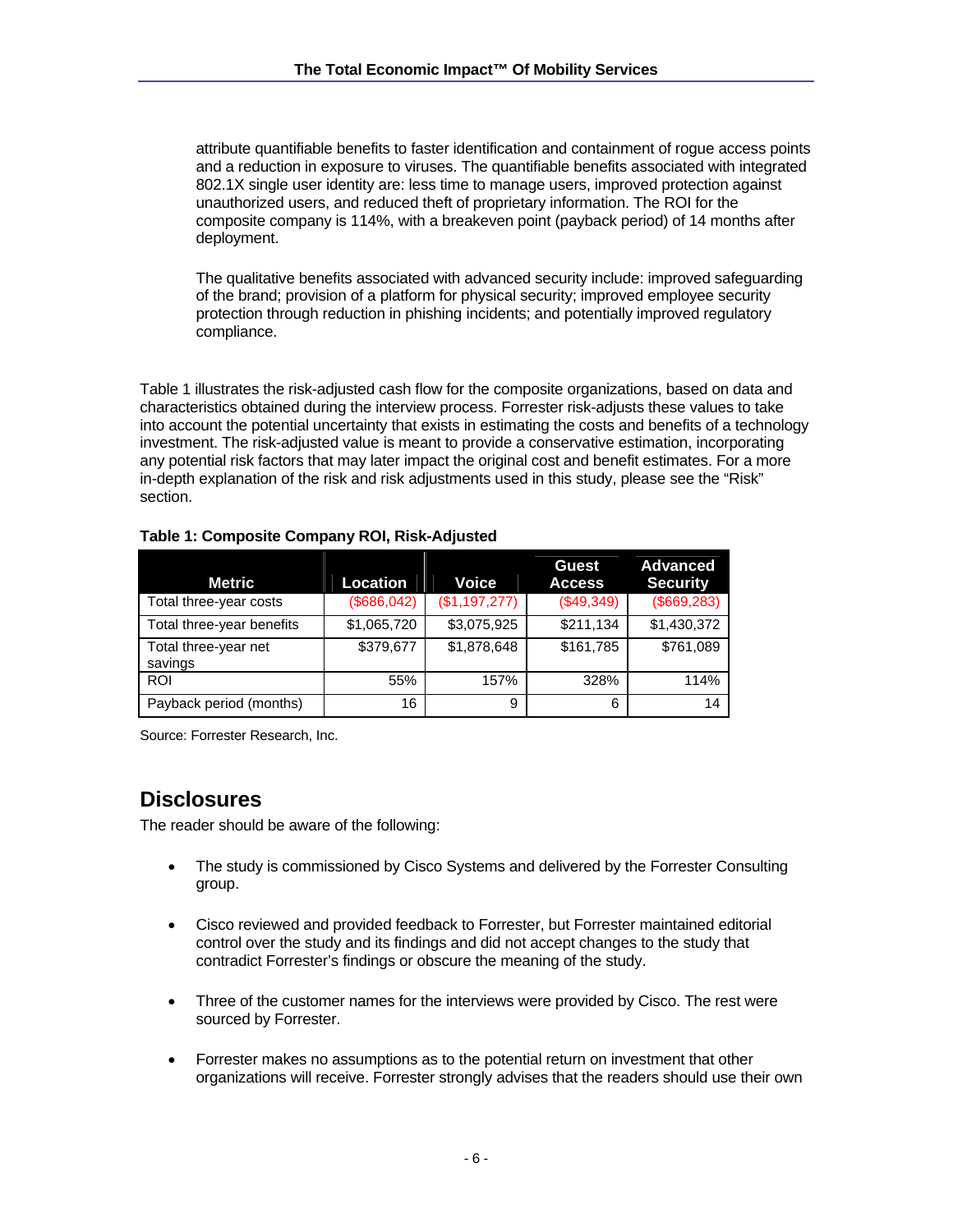attribute quantifiable benefits to faster identification and containment of rogue access points and a reduction in exposure to viruses. The quantifiable benefits associated with integrated 802.1X single user identity are: less time to manage users, improved protection against unauthorized users, and reduced theft of proprietary information. The ROI for the composite company is 114%, with a breakeven point (payback period) of 14 months after deployment.

The qualitative benefits associated with advanced security include: improved safeguarding of the brand; provision of a platform for physical security; improved employee security protection through reduction in phishing incidents; and potentially improved regulatory compliance.

Table 1 illustrates the risk-adjusted cash flow for the composite organizations, based on data and characteristics obtained during the interview process. Forrester risk-adjusts these values to take into account the potential uncertainty that exists in estimating the costs and benefits of a technology investment. The risk-adjusted value is meant to provide a conservative estimation, incorporating any potential risk factors that may later impact the original cost and benefit estimates. For a more in-depth explanation of the risk and risk adjustments used in this study, please see the "Risk" section.

**Table 1: Composite Company ROI, Risk-Adjusted**

| Metric | Location | Voice | Guest Access | Advanced Security |
|---|---|---|---|---|
| Total three-year costs | ($686,042) | ($1,197,277) | ($49,349) | ($669,283) |
| Total three-year benefits | $1,065,720 | $3,075,925 | $211,134 | $1,430,372 |
| Total three-year net savings | $379,677 | $1,878,648 | $161,785 | $761,089 |
| ROI | 55% | 157% | 328% | 114% |
| Payback period (months) | 16 | 9 | 6 | 14 |

Source: Forrester Research, Inc.

## Disclosures

The reader should be aware of the following:

- The study is commissioned by Cisco Systems and delivered by the Forrester Consulting group.
- Cisco reviewed and provided feedback to Forrester, but Forrester maintained editorial control over the study and its findings and did not accept changes to the study that contradict Forrester's findings or obscure the meaning of the study.
- Three of the customer names for the interviews were provided by Cisco. The rest were sourced by Forrester.
- Forrester makes no assumptions as to the potential return on investment that other organizations will receive. Forrester strongly advises that the readers should use their own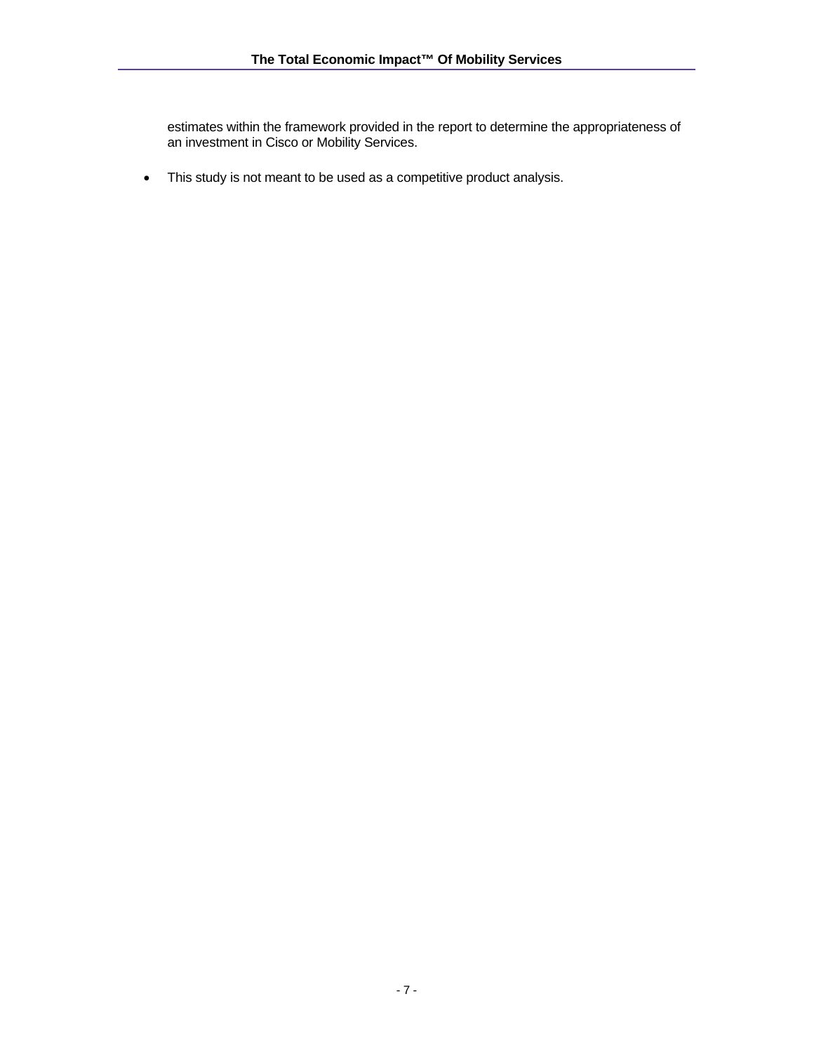estimates within the framework provided in the report to determine the appropriateness of an investment in Cisco or Mobility Services.

- This study is not meant to be used as a competitive product analysis.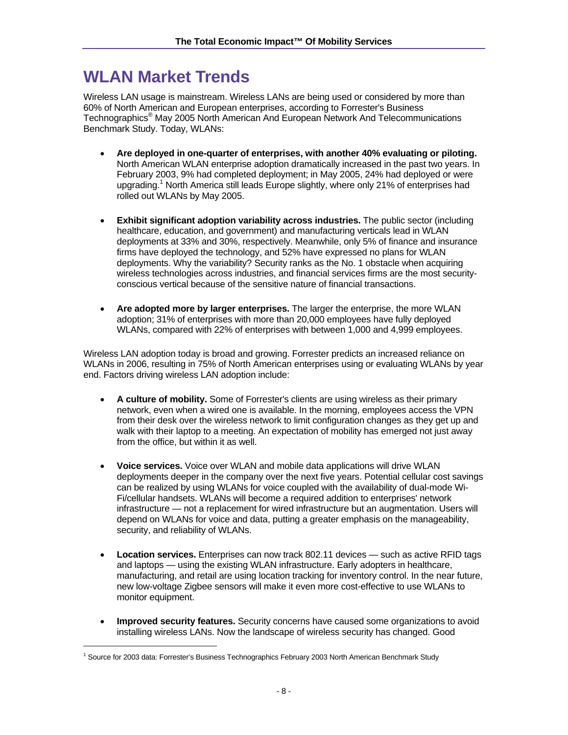# WLAN Market Trends

Wireless LAN usage is mainstream. Wireless LANs are being used or considered by more than 60% of North American and European enterprises, according to Forrester's Business Technographics® May 2005 North American And European Network And Telecommunications Benchmark Study. Today, WLANs:

- **Are deployed in one-quarter of enterprises, with another 40% evaluating or piloting.** North American WLAN enterprise adoption dramatically increased in the past two years. In February 2003, 9% had completed deployment; in May 2005, 24% had deployed or were upgrading.[1] North America still leads Europe slightly, where only 21% of enterprises had rolled out WLANs by May 2005.

- **Exhibit significant adoption variability across industries.** The public sector (including healthcare, education, and government) and manufacturing verticals lead in WLAN deployments at 33% and 30%, respectively. Meanwhile, only 5% of finance and insurance firms have deployed the technology, and 52% have expressed no plans for WLAN deployments. Why the variability? Security ranks as the No. 1 obstacle when acquiring wireless technologies across industries, and financial services firms are the most security-conscious vertical because of the sensitive nature of financial transactions.

- **Are adopted more by larger enterprises.** The larger the enterprise, the more WLAN adoption; 31% of enterprises with more than 20,000 employees have fully deployed WLANs, compared with 22% of enterprises with between 1,000 and 4,999 employees.

Wireless LAN adoption today is broad and growing. Forrester predicts an increased reliance on WLANs in 2006, resulting in 75% of North American enterprises using or evaluating WLANs by year end. Factors driving wireless LAN adoption include:

- **A culture of mobility.** Some of Forrester's clients are using wireless as their primary network, even when a wired one is available. In the morning, employees access the VPN from their desk over the wireless network to limit configuration changes as they get up and walk with their laptop to a meeting. An expectation of mobility has emerged not just away from the office, but within it as well.

- **Voice services.** Voice over WLAN and mobile data applications will drive WLAN deployments deeper in the company over the next five years. Potential cellular cost savings can be realized by using WLANs for voice coupled with the availability of dual-mode Wi-Fi/cellular handsets. WLANs will become a required addition to enterprises' network infrastructure — not a replacement for wired infrastructure but an augmentation. Users will depend on WLANs for voice and data, putting a greater emphasis on the manageability, security, and reliability of WLANs.

- **Location services.** Enterprises can now track 802.11 devices — such as active RFID tags and laptops — using the existing WLAN infrastructure. Early adopters in healthcare, manufacturing, and retail are using location tracking for inventory control. In the near future, new low-voltage Zigbee sensors will make it even more cost-effective to use WLANs to monitor equipment.

- **Improved security features.** Security concerns have caused some organizations to avoid installing wireless LANs. Now the landscape of wireless security has changed. Good

[1] Source for 2003 data: Forrester's Business Technographics February 2003 North American Benchmark Study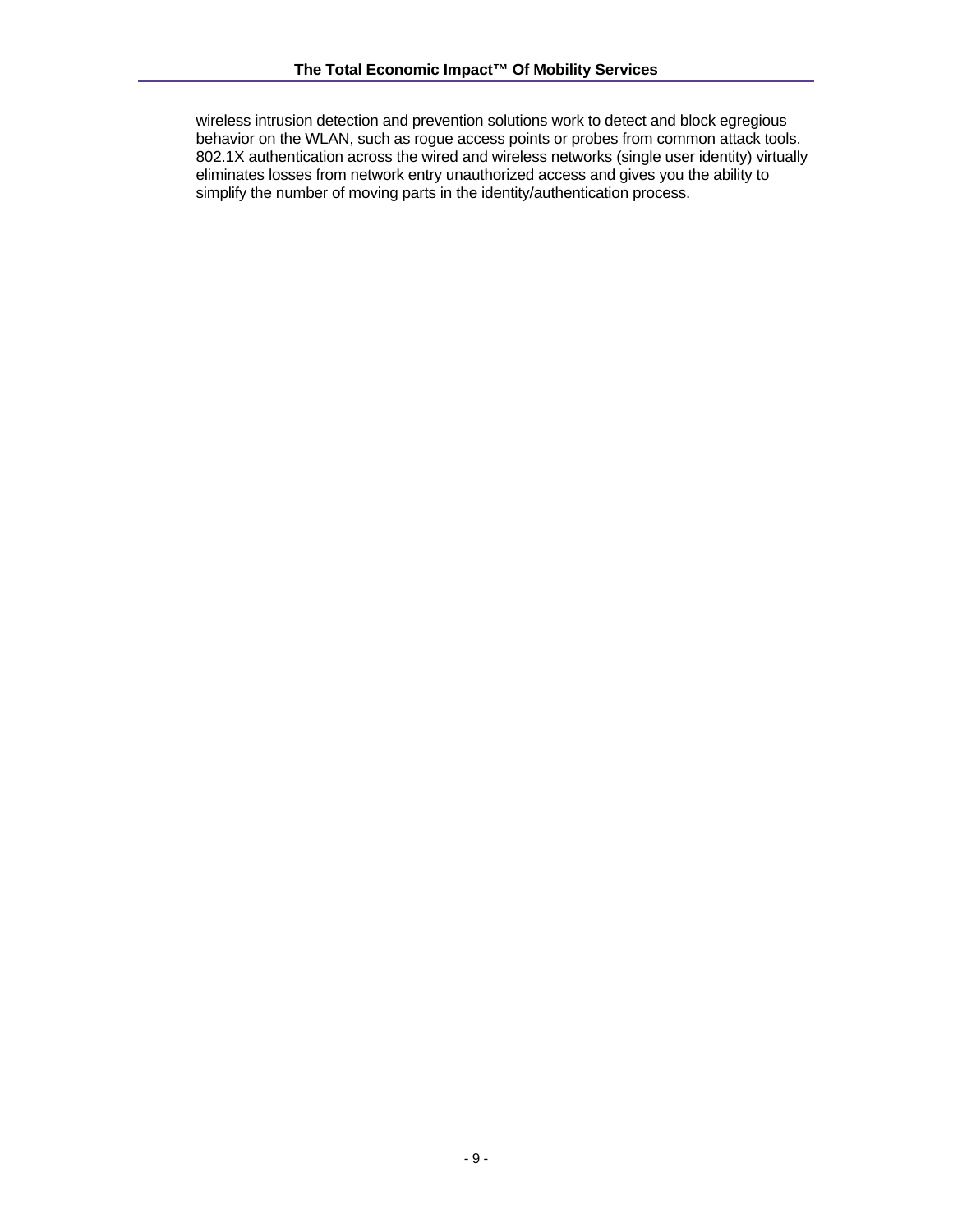wireless intrusion detection and prevention solutions work to detect and block egregious behavior on the WLAN, such as rogue access points or probes from common attack tools. 802.1X authentication across the wired and wireless networks (single user identity) virtually eliminates losses from network entry unauthorized access and gives you the ability to simplify the number of moving parts in the identity/authentication process.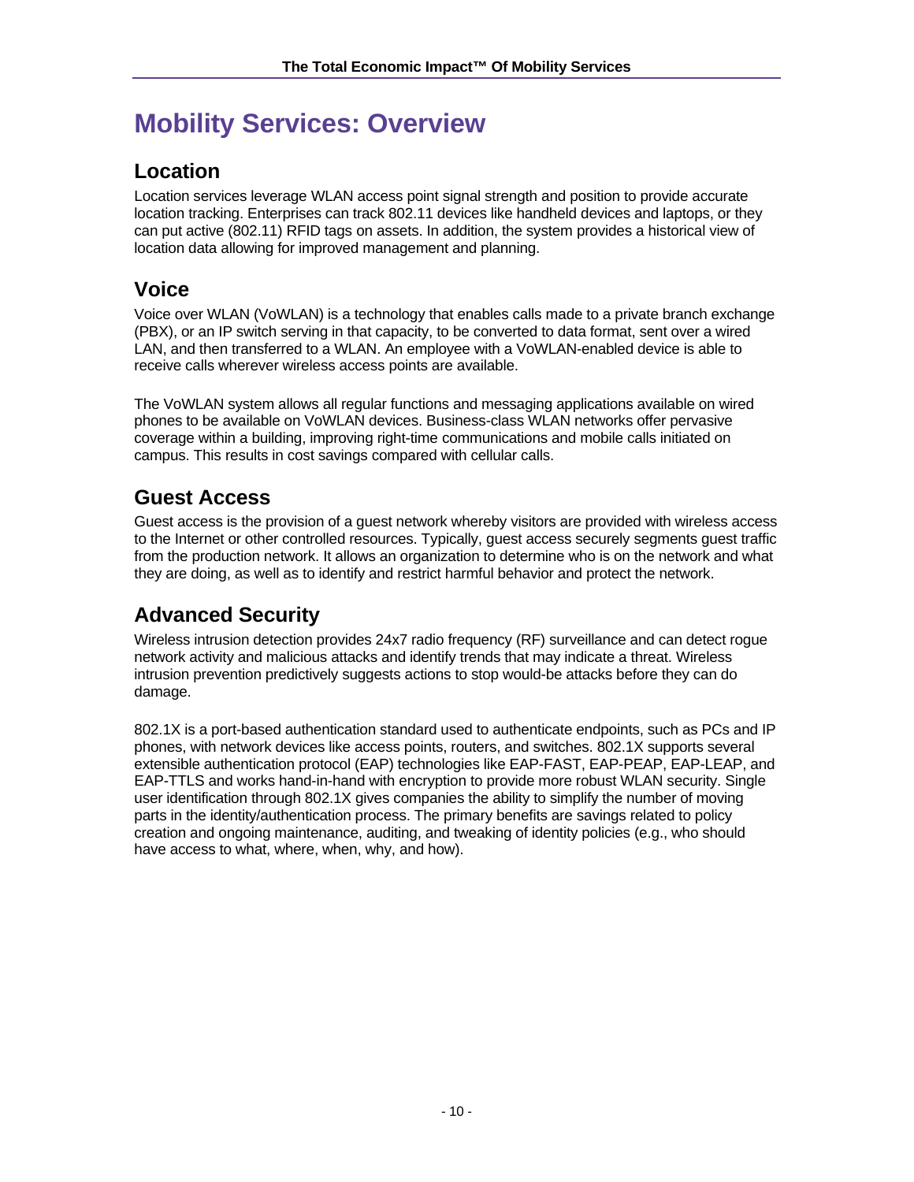# Mobility Services: Overview

## Location

Location services leverage WLAN access point signal strength and position to provide accurate location tracking. Enterprises can track 802.11 devices like handheld devices and laptops, or they can put active (802.11) RFID tags on assets. In addition, the system provides a historical view of location data allowing for improved management and planning.

## Voice

Voice over WLAN (VoWLAN) is a technology that enables calls made to a private branch exchange (PBX), or an IP switch serving in that capacity, to be converted to data format, sent over a wired LAN, and then transferred to a WLAN. An employee with a VoWLAN-enabled device is able to receive calls wherever wireless access points are available.

The VoWLAN system allows all regular functions and messaging applications available on wired phones to be available on VoWLAN devices. Business-class WLAN networks offer pervasive coverage within a building, improving right-time communications and mobile calls initiated on campus. This results in cost savings compared with cellular calls.

## Guest Access

Guest access is the provision of a guest network whereby visitors are provided with wireless access to the Internet or other controlled resources. Typically, guest access securely segments guest traffic from the production network. It allows an organization to determine who is on the network and what they are doing, as well as to identify and restrict harmful behavior and protect the network.

## Advanced Security

Wireless intrusion detection provides 24x7 radio frequency (RF) surveillance and can detect rogue network activity and malicious attacks and identify trends that may indicate a threat. Wireless intrusion prevention predictively suggests actions to stop would-be attacks before they can do damage.

802.1X is a port-based authentication standard used to authenticate endpoints, such as PCs and IP phones, with network devices like access points, routers, and switches. 802.1X supports several extensible authentication protocol (EAP) technologies like EAP-FAST, EAP-PEAP, EAP-LEAP, and EAP-TTLS and works hand-in-hand with encryption to provide more robust WLAN security. Single user identification through 802.1X gives companies the ability to simplify the number of moving parts in the identity/authentication process. The primary benefits are savings related to policy creation and ongoing maintenance, auditing, and tweaking of identity policies (e.g., who should have access to what, where, when, why, and how).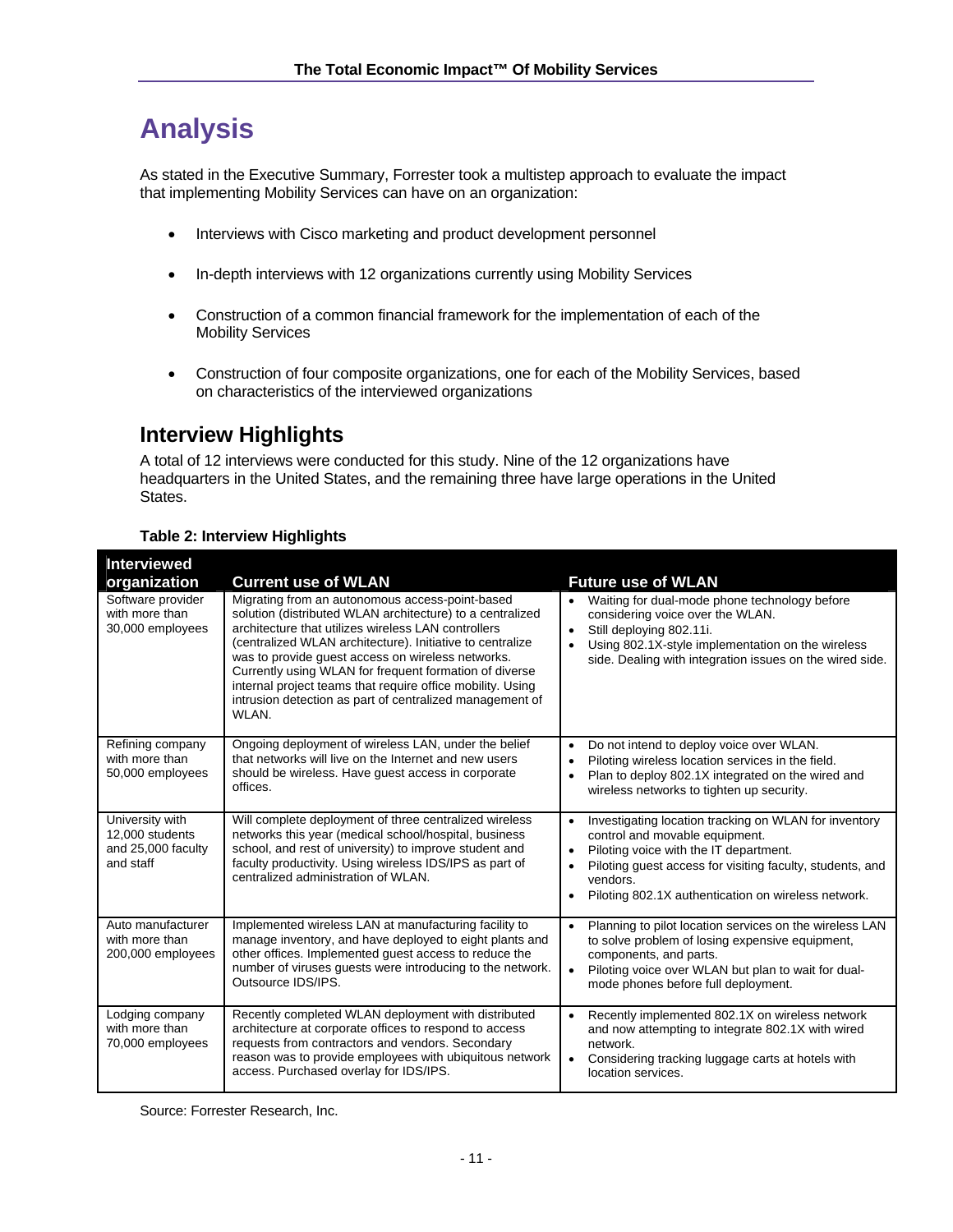# Analysis

As stated in the Executive Summary, Forrester took a multistep approach to evaluate the impact that implementing Mobility Services can have on an organization:

- Interviews with Cisco marketing and product development personnel
- In-depth interviews with 12 organizations currently using Mobility Services
- Construction of a common financial framework for the implementation of each of the Mobility Services
- Construction of four composite organizations, one for each of the Mobility Services, based on characteristics of the interviewed organizations

## Interview Highlights

A total of 12 interviews were conducted for this study. Nine of the 12 organizations have headquarters in the United States, and the remaining three have large operations in the United States.

**Table 2: Interview Highlights**

| Interviewed organization | Current use of WLAN | Future use of WLAN |
|---|---|---|
| Software provider with more than 30,000 employees | Migrating from an autonomous access-point-based solution (distributed WLAN architecture) to a centralized architecture that utilizes wireless LAN controllers (centralized WLAN architecture). Initiative to centralize was to provide guest access on wireless networks. Currently using WLAN for frequent formation of diverse internal project teams that require office mobility. Using intrusion detection as part of centralized management of WLAN. | • Waiting for dual-mode phone technology before considering voice over the WLAN.<br>• Still deploying 802.11i.<br>• Using 802.1X-style implementation on the wireless side. Dealing with integration issues on the wired side. |
| Refining company with more than 50,000 employees | Ongoing deployment of wireless LAN, under the belief that networks will live on the Internet and new users should be wireless. Have guest access in corporate offices. | • Do not intend to deploy voice over WLAN.<br>• Piloting wireless location services in the field.<br>• Plan to deploy 802.1X integrated on the wired and wireless networks to tighten up security. |
| University with 12,000 students and 25,000 faculty and staff | Will complete deployment of three centralized wireless networks this year (medical school/hospital, business school, and rest of university) to improve student and faculty productivity. Using wireless IDS/IPS as part of centralized administration of WLAN. | • Investigating location tracking on WLAN for inventory control and movable equipment.<br>• Piloting voice with the IT department.<br>• Piloting guest access for visiting faculty, students, and vendors.<br>• Piloting 802.1X authentication on wireless network. |
| Auto manufacturer with more than 200,000 employees | Implemented wireless LAN at manufacturing facility to manage inventory, and have deployed to eight plants and other offices. Implemented guest access to reduce the number of viruses guests were introducing to the network. Outsource IDS/IPS. | • Planning to pilot location services on the wireless LAN to solve problem of losing expensive equipment, components, and parts.<br>• Piloting voice over WLAN but plan to wait for dual-mode phones before full deployment. |
| Lodging company with more than 70,000 employees | Recently completed WLAN deployment with distributed architecture at corporate offices to respond to access requests from contractors and vendors. Secondary reason was to provide employees with ubiquitous network access. Purchased overlay for IDS/IPS. | • Recently implemented 802.1X on wireless network and now attempting to integrate 802.1X with wired network.<br>• Considering tracking luggage carts at hotels with location services. |

Source: Forrester Research, Inc.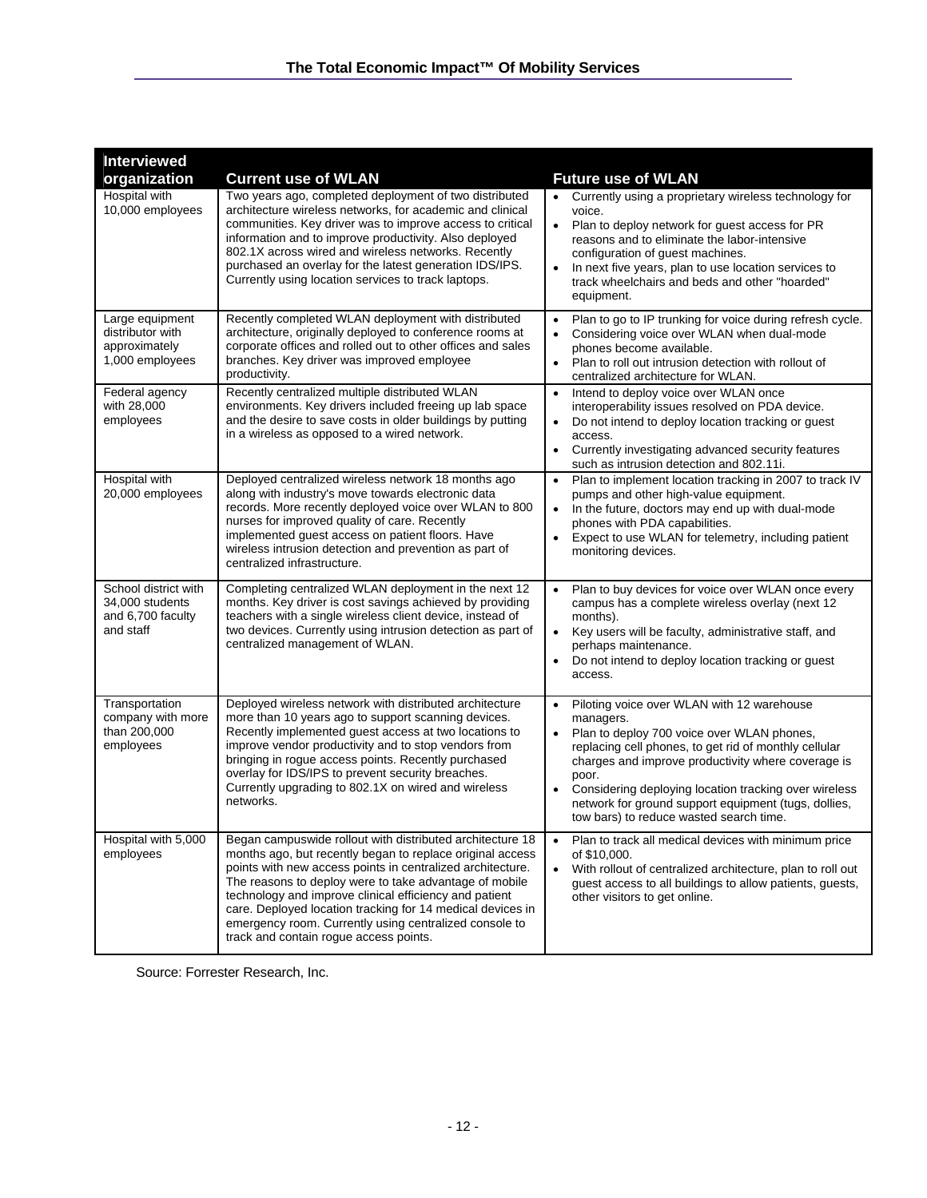| Interviewed organization | Current use of WLAN | Future use of WLAN |
|---|---|---|
| Hospital with 10,000 employees | Two years ago, completed deployment of two distributed architecture wireless networks, for academic and clinical communities. Key driver was to improve access to critical information and to improve productivity. Also deployed 802.1X across wired and wireless networks. Recently purchased an overlay for the latest generation IDS/IPS. Currently using location services to track laptops. | • Currently using a proprietary wireless technology for voice.<br>• Plan to deploy network for guest access for PR reasons and to eliminate the labor-intensive configuration of guest machines.<br>• In next five years, plan to use location services to track wheelchairs and beds and other "hoarded" equipment. |
| Large equipment distributor with approximately 1,000 employees | Recently completed WLAN deployment with distributed architecture, originally deployed to conference rooms at corporate offices and rolled out to other offices and sales branches. Key driver was improved employee productivity. | • Plan to go to IP trunking for voice during refresh cycle.<br>• Considering voice over WLAN when dual-mode phones become available.<br>• Plan to roll out intrusion detection with rollout of centralized architecture for WLAN. |
| Federal agency with 28,000 employees | Recently centralized multiple distributed WLAN environments. Key drivers included freeing up lab space and the desire to save costs in older buildings by putting in a wireless as opposed to a wired network. | • Intend to deploy voice over WLAN once interoperability issues resolved on PDA device.<br>• Do not intend to deploy location tracking or guest access.<br>• Currently investigating advanced security features such as intrusion detection and 802.11i. |
| Hospital with 20,000 employees | Deployed centralized wireless network 18 months ago along with industry's move towards electronic data records. More recently deployed voice over WLAN to 800 nurses for improved quality of care. Recently implemented guest access on patient floors. Have wireless intrusion detection and prevention as part of centralized infrastructure. | • Plan to implement location tracking in 2007 to track IV pumps and other high-value equipment.<br>• In the future, doctors may end up with dual-mode phones with PDA capabilities.<br>• Expect to use WLAN for telemetry, including patient monitoring devices. |
| School district with 34,000 students and 6,700 faculty and staff | Completing centralized WLAN deployment in the next 12 months. Key driver is cost savings achieved by providing teachers with a single wireless client device, instead of two devices. Currently using intrusion detection as part of centralized management of WLAN. | • Plan to buy devices for voice over WLAN once every campus has a complete wireless overlay (next 12 months).<br>• Key users will be faculty, administrative staff, and perhaps maintenance.<br>• Do not intend to deploy location tracking or guest access. |
| Transportation company with more than 200,000 employees | Deployed wireless network with distributed architecture more than 10 years ago to support scanning devices. Recently implemented guest access at two locations to improve vendor productivity and to stop vendors from bringing in rogue access points. Recently purchased overlay for IDS/IPS to prevent security breaches. Currently upgrading to 802.1X on wired and wireless networks. | • Piloting voice over WLAN with 12 warehouse managers.<br>• Plan to deploy 700 voice over WLAN phones, replacing cell phones, to get rid of monthly cellular charges and improve productivity where coverage is poor.<br>• Considering deploying location tracking over wireless network for ground support equipment (tugs, dollies, tow bars) to reduce wasted search time. |
| Hospital with 5,000 employees | Began campuswide rollout with distributed architecture 18 months ago, but recently began to replace original access points with new access points in centralized architecture. The reasons to deploy were to take advantage of mobile technology and improve clinical efficiency and patient care. Deployed location tracking for 14 medical devices in emergency room. Currently using centralized console to track and contain rogue access points. | • Plan to track all medical devices with minimum price of $10,000.<br>• With rollout of centralized architecture, plan to roll out guest access to all buildings to allow patients, guests, other visitors to get online. |

Source: Forrester Research, Inc.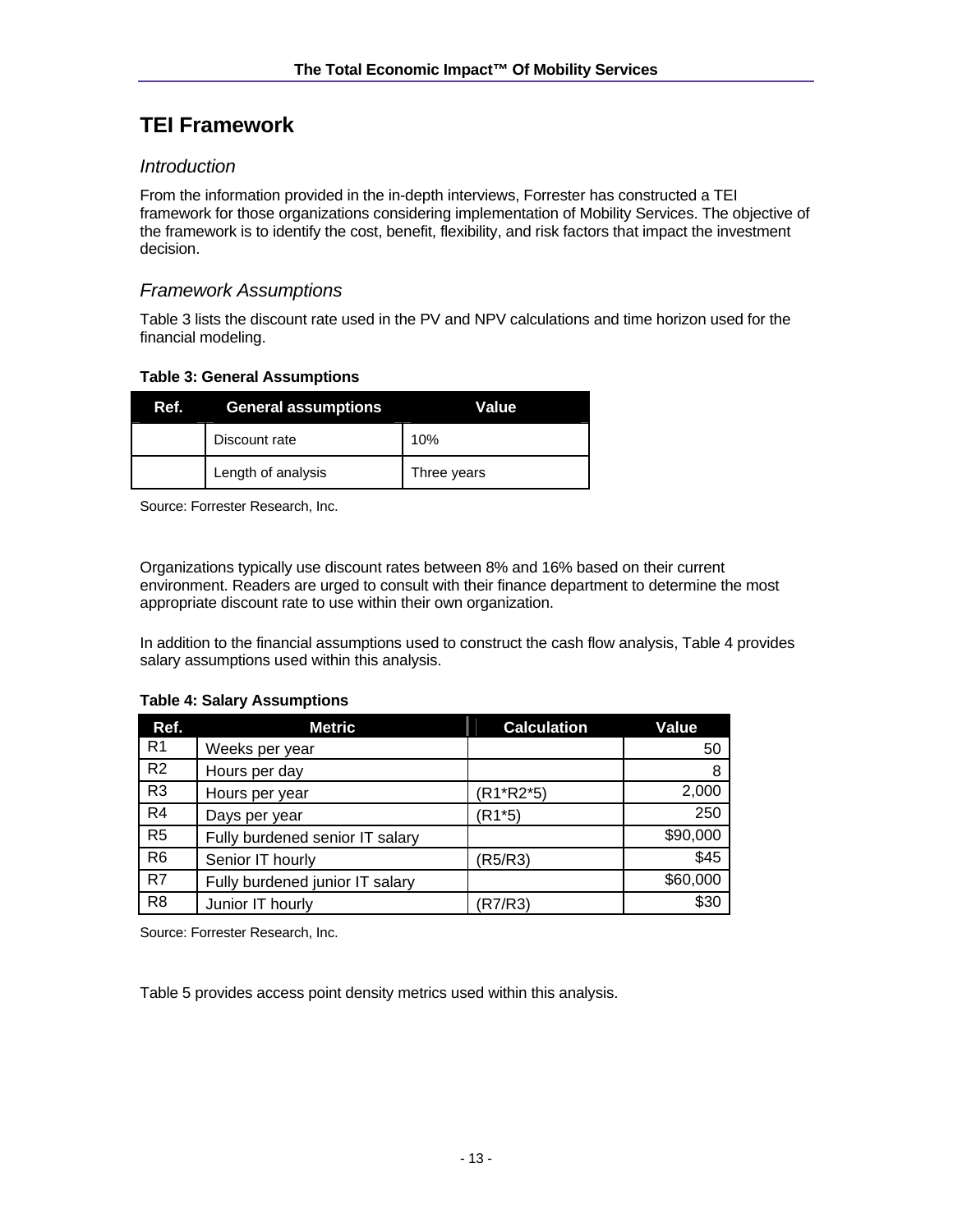## TEI Framework

### *Introduction*

From the information provided in the in-depth interviews, Forrester has constructed a TEI framework for those organizations considering implementation of Mobility Services. The objective of the framework is to identify the cost, benefit, flexibility, and risk factors that impact the investment decision.

### *Framework Assumptions*

Table 3 lists the discount rate used in the PV and NPV calculations and time horizon used for the financial modeling.

**Table 3: General Assumptions**

| Ref. | General assumptions | Value |
|---|---|---|
| | Discount rate | 10% |
| | Length of analysis | Three years |

Source: Forrester Research, Inc.

Organizations typically use discount rates between 8% and 16% based on their current environment. Readers are urged to consult with their finance department to determine the most appropriate discount rate to use within their own organization.

In addition to the financial assumptions used to construct the cash flow analysis, Table 4 provides salary assumptions used within this analysis.

**Table 4: Salary Assumptions**

| Ref. | Metric | Calculation | Value |
|---|---|---|---|
| R1 | Weeks per year | | 50 |
| R2 | Hours per day | | 8 |
| R3 | Hours per year | (R1*R2*5) | 2,000 |
| R4 | Days per year | (R1*5) | 250 |
| R5 | Fully burdened senior IT salary | | $90,000 |
| R6 | Senior IT hourly | (R5/R3) | $45 |
| R7 | Fully burdened junior IT salary | | $60,000 |
| R8 | Junior IT hourly | (R7/R3) | $30 |

Source: Forrester Research, Inc.

Table 5 provides access point density metrics used within this analysis.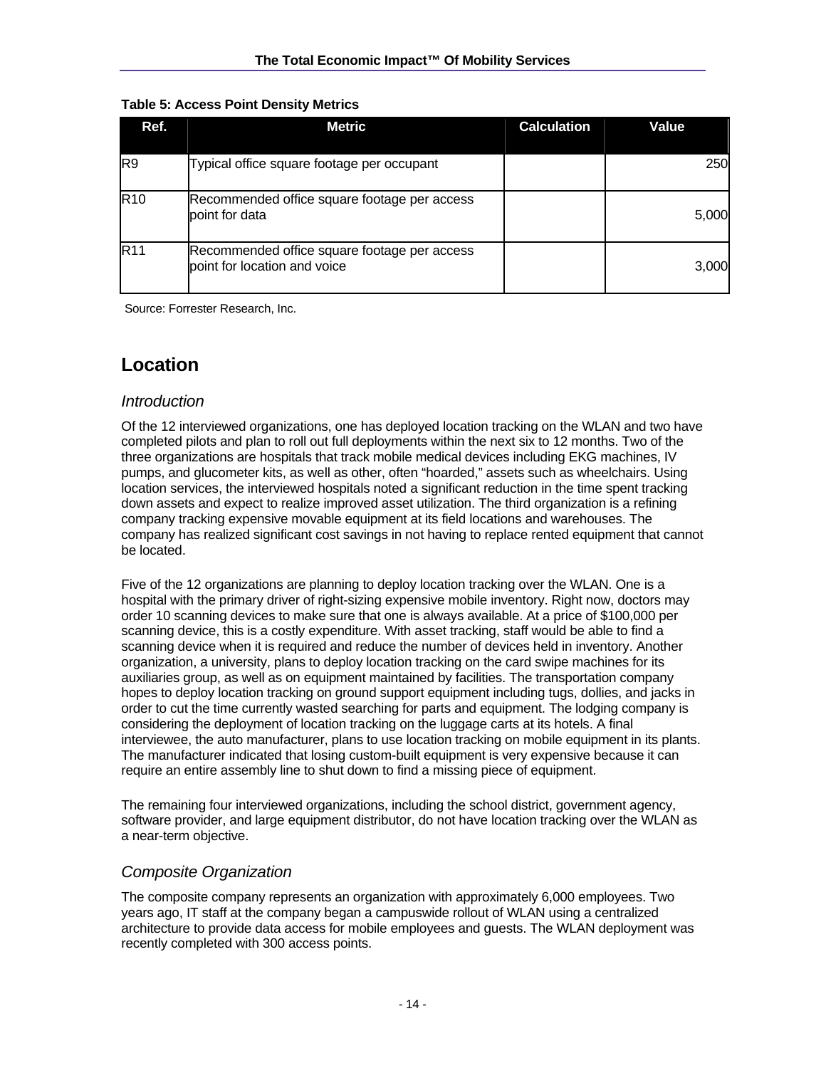**Table 5: Access Point Density Metrics**

| Ref. | Metric | Calculation | Value |
|---|---|---|---|
| R9 | Typical office square footage per occupant | | 250 |
| R10 | Recommended office square footage per access point for data | | 5,000 |
| R11 | Recommended office square footage per access point for location and voice | | 3,000 |

Source: Forrester Research, Inc.

## Location

### *Introduction*

Of the 12 interviewed organizations, one has deployed location tracking on the WLAN and two have completed pilots and plan to roll out full deployments within the next six to 12 months. Two of the three organizations are hospitals that track mobile medical devices including EKG machines, IV pumps, and glucometer kits, as well as other, often "hoarded," assets such as wheelchairs. Using location services, the interviewed hospitals noted a significant reduction in the time spent tracking down assets and expect to realize improved asset utilization. The third organization is a refining company tracking expensive movable equipment at its field locations and warehouses. The company has realized significant cost savings in not having to replace rented equipment that cannot be located.

Five of the 12 organizations are planning to deploy location tracking over the WLAN. One is a hospital with the primary driver of right-sizing expensive mobile inventory. Right now, doctors may order 10 scanning devices to make sure that one is always available. At a price of $100,000 per scanning device, this is a costly expenditure. With asset tracking, staff would be able to find a scanning device when it is required and reduce the number of devices held in inventory. Another organization, a university, plans to deploy location tracking on the card swipe machines for its auxiliaries group, as well as on equipment maintained by facilities. The transportation company hopes to deploy location tracking on ground support equipment including tugs, dollies, and jacks in order to cut the time currently wasted searching for parts and equipment. The lodging company is considering the deployment of location tracking on the luggage carts at its hotels. A final interviewee, the auto manufacturer, plans to use location tracking on mobile equipment in its plants. The manufacturer indicated that losing custom-built equipment is very expensive because it can require an entire assembly line to shut down to find a missing piece of equipment.

The remaining four interviewed organizations, including the school district, government agency, software provider, and large equipment distributor, do not have location tracking over the WLAN as a near-term objective.

### *Composite Organization*

The composite company represents an organization with approximately 6,000 employees. Two years ago, IT staff at the company began a campuswide rollout of WLAN using a centralized architecture to provide data access for mobile employees and guests. The WLAN deployment was recently completed with 300 access points.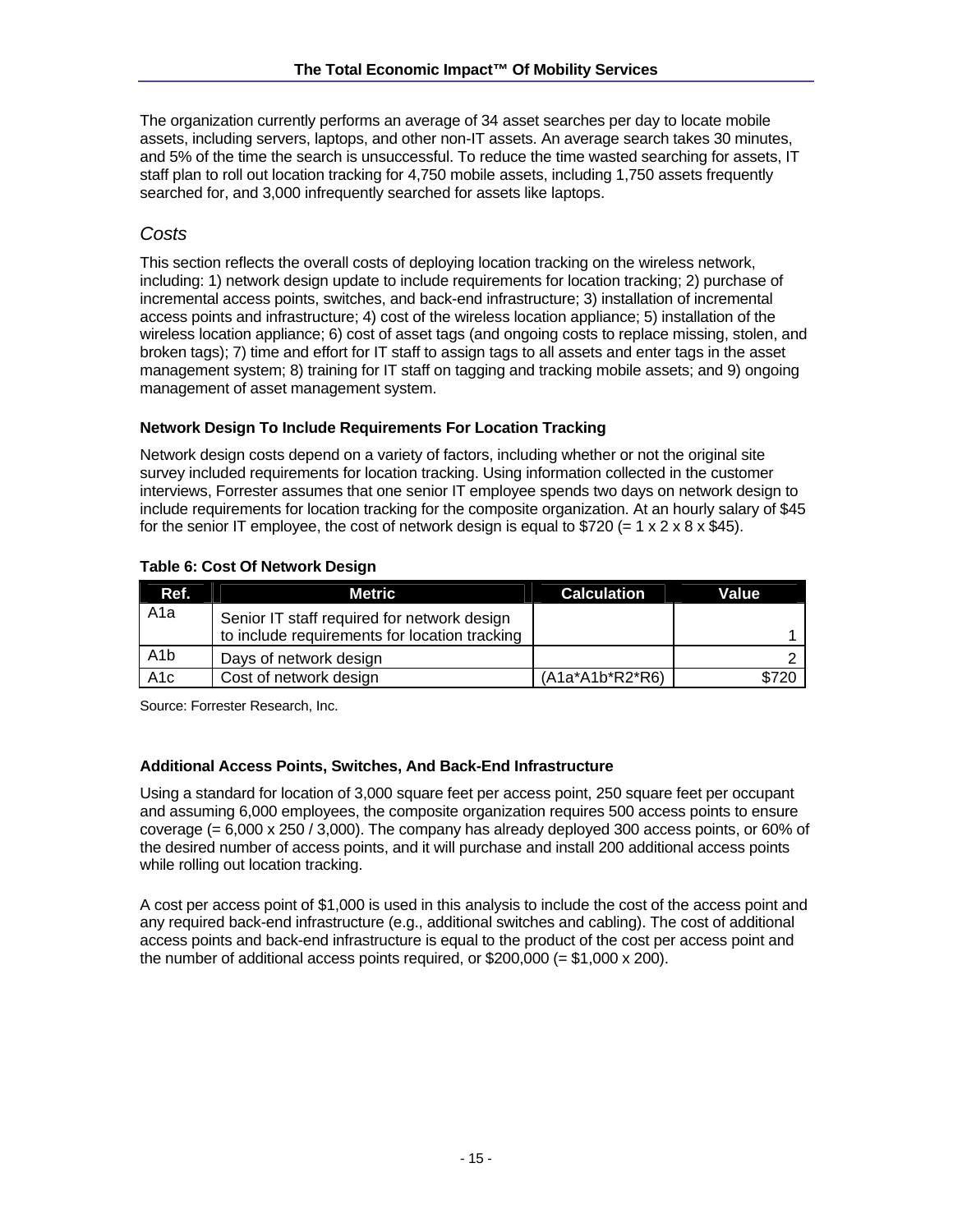The organization currently performs an average of 34 asset searches per day to locate mobile assets, including servers, laptops, and other non-IT assets. An average search takes 30 minutes, and 5% of the time the search is unsuccessful. To reduce the time wasted searching for assets, IT staff plan to roll out location tracking for 4,750 mobile assets, including 1,750 assets frequently searched for, and 3,000 infrequently searched for assets like laptops.

## *Costs*

This section reflects the overall costs of deploying location tracking on the wireless network, including: 1) network design update to include requirements for location tracking; 2) purchase of incremental access points, switches, and back-end infrastructure; 3) installation of incremental access points and infrastructure; 4) cost of the wireless location appliance; 5) installation of the wireless location appliance; 6) cost of asset tags (and ongoing costs to replace missing, stolen, and broken tags); 7) time and effort for IT staff to assign tags to all assets and enter tags in the asset management system; 8) training for IT staff on tagging and tracking mobile assets; and 9) ongoing management of asset management system.

### Network Design To Include Requirements For Location Tracking

Network design costs depend on a variety of factors, including whether or not the original site survey included requirements for location tracking. Using information collected in the customer interviews, Forrester assumes that one senior IT employee spends two days on network design to include requirements for location tracking for the composite organization. At an hourly salary of $45 for the senior IT employee, the cost of network design is equal to $720 (= 1 x 2 x 8 x $45).

**Table 6: Cost Of Network Design**

| Ref. | Metric | Calculation | Value |
|---|---|---|---|
| A1a | Senior IT staff required for network design to include requirements for location tracking | | 1 |
| A1b | Days of network design | | 2 |
| A1c | Cost of network design | (A1a*A1b*R2*R6) | $720 |

Source: Forrester Research, Inc.

### Additional Access Points, Switches, And Back-End Infrastructure

Using a standard for location of 3,000 square feet per access point, 250 square feet per occupant and assuming 6,000 employees, the composite organization requires 500 access points to ensure coverage (= 6,000 x 250 / 3,000). The company has already deployed 300 access points, or 60% of the desired number of access points, and it will purchase and install 200 additional access points while rolling out location tracking.

A cost per access point of $1,000 is used in this analysis to include the cost of the access point and any required back-end infrastructure (e.g., additional switches and cabling). The cost of additional access points and back-end infrastructure is equal to the product of the cost per access point and the number of additional access points required, or $200,000 (= $1,000 x 200).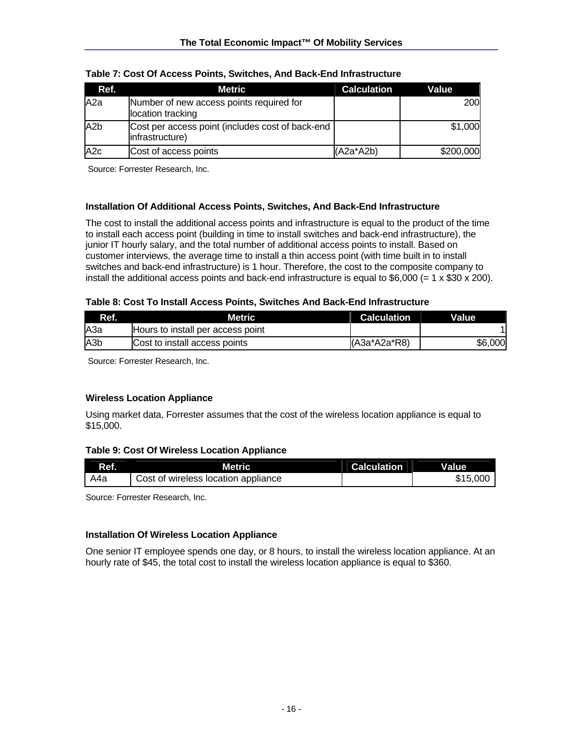**Table 7: Cost Of Access Points, Switches, And Back-End Infrastructure**

| Ref. | Metric | Calculation | Value |
|---|---|---|---|
| A2a | Number of new access points required for location tracking | | 200 |
| A2b | Cost per access point (includes cost of back-end infrastructure) | | $1,000 |
| A2c | Cost of access points | (A2a*A2b) | $200,000 |

Source: Forrester Research, Inc.

#### Installation Of Additional Access Points, Switches, And Back-End Infrastructure

The cost to install the additional access points and infrastructure is equal to the product of the time to install each access point (building in time to install switches and back-end infrastructure), the junior IT hourly salary, and the total number of additional access points to install. Based on customer interviews, the average time to install a thin access point (with time built in to install switches and back-end infrastructure) is 1 hour. Therefore, the cost to the composite company to install the additional access points and back-end infrastructure is equal to $6,000 (= 1 x $30 x 200).

**Table 8: Cost To Install Access Points, Switches And Back-End Infrastructure**

| Ref. | Metric | Calculation | Value |
|---|---|---|---|
| A3a | Hours to install per access point | | 1 |
| A3b | Cost to install access points | (A3a*A2a*R8) | $6,000 |

Source: Forrester Research, Inc.

#### Wireless Location Appliance

Using market data, Forrester assumes that the cost of the wireless location appliance is equal to $15,000.

**Table 9: Cost Of Wireless Location Appliance**

| Ref. | Metric | Calculation | Value |
|---|---|---|---|
| A4a | Cost of wireless location appliance | | $15,000 |

Source: Forrester Research, Inc.

#### Installation Of Wireless Location Appliance

One senior IT employee spends one day, or 8 hours, to install the wireless location appliance. At an hourly rate of $45, the total cost to install the wireless location appliance is equal to $360.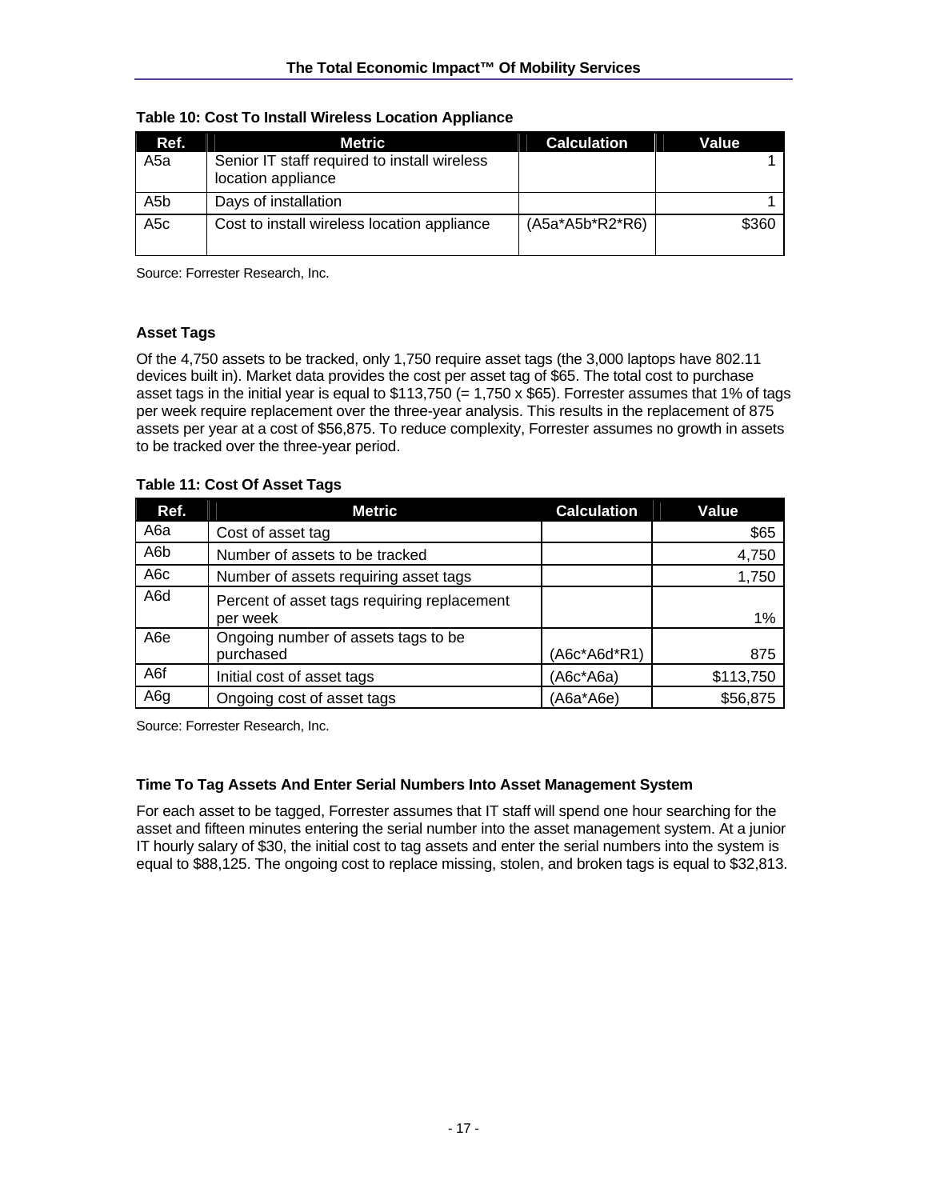**Table 10: Cost To Install Wireless Location Appliance**

| Ref. | Metric | Calculation | Value |
|---|---|---|---|
| A5a | Senior IT staff required to install wireless location appliance | | 1 |
| A5b | Days of installation | | 1 |
| A5c | Cost to install wireless location appliance | (A5a*A5b*R2*R6) | $360 |

Source: Forrester Research, Inc.

### Asset Tags

Of the 4,750 assets to be tracked, only 1,750 require asset tags (the 3,000 laptops have 802.11 devices built in). Market data provides the cost per asset tag of $65. The total cost to purchase asset tags in the initial year is equal to $113,750 (= 1,750 x $65). Forrester assumes that 1% of tags per week require replacement over the three-year analysis. This results in the replacement of 875 assets per year at a cost of $56,875. To reduce complexity, Forrester assumes no growth in assets to be tracked over the three-year period.

**Table 11: Cost Of Asset Tags**

| Ref. | Metric | Calculation | Value |
|---|---|---|---|
| A6a | Cost of asset tag | | $65 |
| A6b | Number of assets to be tracked | | 4,750 |
| A6c | Number of assets requiring asset tags | | 1,750 |
| A6d | Percent of asset tags requiring replacement per week | | 1% |
| A6e | Ongoing number of assets tags to be purchased | (A6c*A6d*R1) | 875 |
| A6f | Initial cost of asset tags | (A6c*A6a) | $113,750 |
| A6g | Ongoing cost of asset tags | (A6a*A6e) | $56,875 |

Source: Forrester Research, Inc.

### Time To Tag Assets And Enter Serial Numbers Into Asset Management System

For each asset to be tagged, Forrester assumes that IT staff will spend one hour searching for the asset and fifteen minutes entering the serial number into the asset management system. At a junior IT hourly salary of $30, the initial cost to tag assets and enter the serial numbers into the system is equal to $88,125. The ongoing cost to replace missing, stolen, and broken tags is equal to $32,813.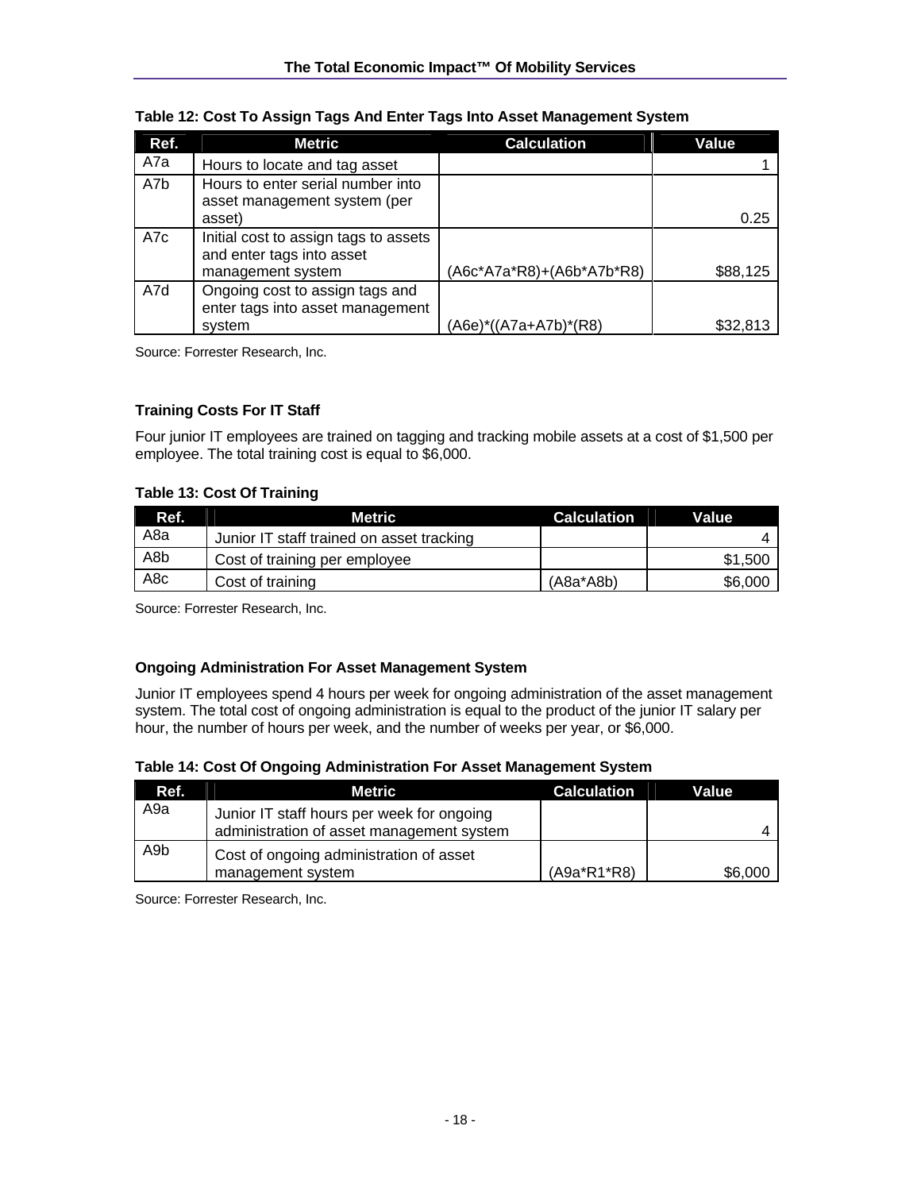**Table 12: Cost To Assign Tags And Enter Tags Into Asset Management System**

| Ref. | Metric | Calculation | Value |
|---|---|---|---|
| A7a | Hours to locate and tag asset | | 1 |
| A7b | Hours to enter serial number into asset management system (per asset) | | 0.25 |
| A7c | Initial cost to assign tags to assets and enter tags into asset management system | (A6c*A7a*R8)+(A6b*A7b*R8) | $88,125 |
| A7d | Ongoing cost to assign tags and enter tags into asset management system | (A6e)*((A7a+A7b)*(R8) | $32,813 |

Source: Forrester Research, Inc.

### Training Costs For IT Staff

Four junior IT employees are trained on tagging and tracking mobile assets at a cost of $1,500 per employee. The total training cost is equal to $6,000.

**Table 13: Cost Of Training**

| Ref. | Metric | Calculation | Value |
|---|---|---|---|
| A8a | Junior IT staff trained on asset tracking | | 4 |
| A8b | Cost of training per employee | | $1,500 |
| A8c | Cost of training | (A8a*A8b) | $6,000 |

Source: Forrester Research, Inc.

### Ongoing Administration For Asset Management System

Junior IT employees spend 4 hours per week for ongoing administration of the asset management system. The total cost of ongoing administration is equal to the product of the junior IT salary per hour, the number of hours per week, and the number of weeks per year, or $6,000.

**Table 14: Cost Of Ongoing Administration For Asset Management System**

| Ref. | Metric | Calculation | Value |
|---|---|---|---|
| A9a | Junior IT staff hours per week for ongoing administration of asset management system | | 4 |
| A9b | Cost of ongoing administration of asset management system | (A9a*R1*R8) | $6,000 |

Source: Forrester Research, Inc.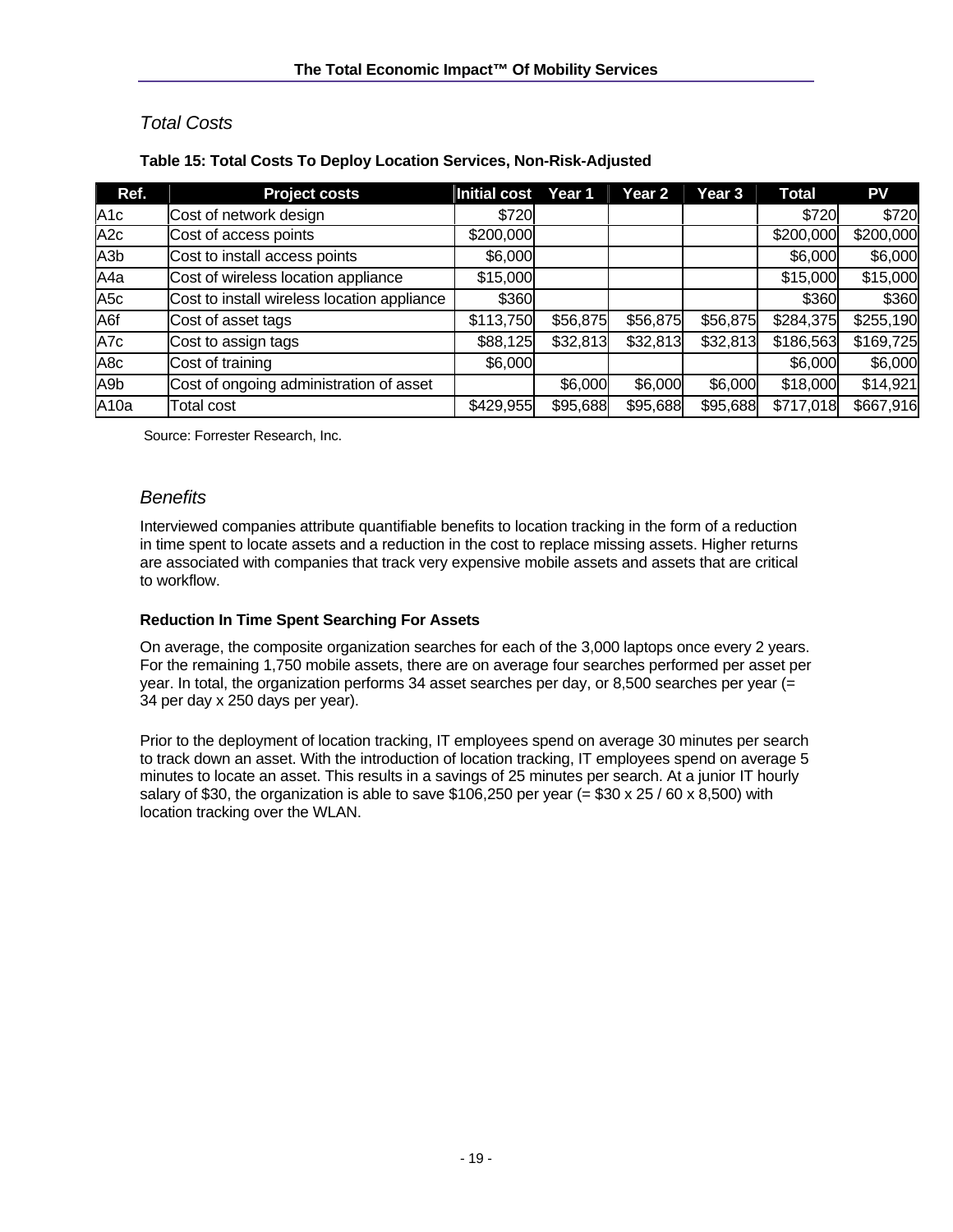## *Total Costs*

**Table 15: Total Costs To Deploy Location Services, Non-Risk-Adjusted**

| Ref. | Project costs | Initial cost | Year 1 | Year 2 | Year 3 | Total | PV |
|---|---|---|---|---|---|---|---|
| A1c | Cost of network design | $720 | | | | $720 | $720 |
| A2c | Cost of access points | $200,000 | | | | $200,000 | $200,000 |
| A3b | Cost to install access points | $6,000 | | | | $6,000 | $6,000 |
| A4a | Cost of wireless location appliance | $15,000 | | | | $15,000 | $15,000 |
| A5c | Cost to install wireless location appliance | $360 | | | | $360 | $360 |
| A6f | Cost of asset tags | $113,750 | $56,875 | $56,875 | $56,875 | $284,375 | $255,190 |
| A7c | Cost to assign tags | $88,125 | $32,813 | $32,813 | $32,813 | $186,563 | $169,725 |
| A8c | Cost of training | $6,000 | | | | $6,000 | $6,000 |
| A9b | Cost of ongoing administration of asset | | $6,000 | $6,000 | $6,000 | $18,000 | $14,921 |
| A10a | Total cost | $429,955 | $95,688 | $95,688 | $95,688 | $717,018 | $667,916 |

Source: Forrester Research, Inc.

## *Benefits*

Interviewed companies attribute quantifiable benefits to location tracking in the form of a reduction in time spent to locate assets and a reduction in the cost to replace missing assets. Higher returns are associated with companies that track very expensive mobile assets and assets that are critical to workflow.

### Reduction In Time Spent Searching For Assets

On average, the composite organization searches for each of the 3,000 laptops once every 2 years. For the remaining 1,750 mobile assets, there are on average four searches performed per asset per year. In total, the organization performs 34 asset searches per day, or 8,500 searches per year (= 34 per day x 250 days per year).

Prior to the deployment of location tracking, IT employees spend on average 30 minutes per search to track down an asset. With the introduction of location tracking, IT employees spend on average 5 minutes to locate an asset. This results in a savings of 25 minutes per search. At a junior IT hourly salary of $30, the organization is able to save $106,250 per year (= $30 x 25 / 60 x 8,500) with location tracking over the WLAN.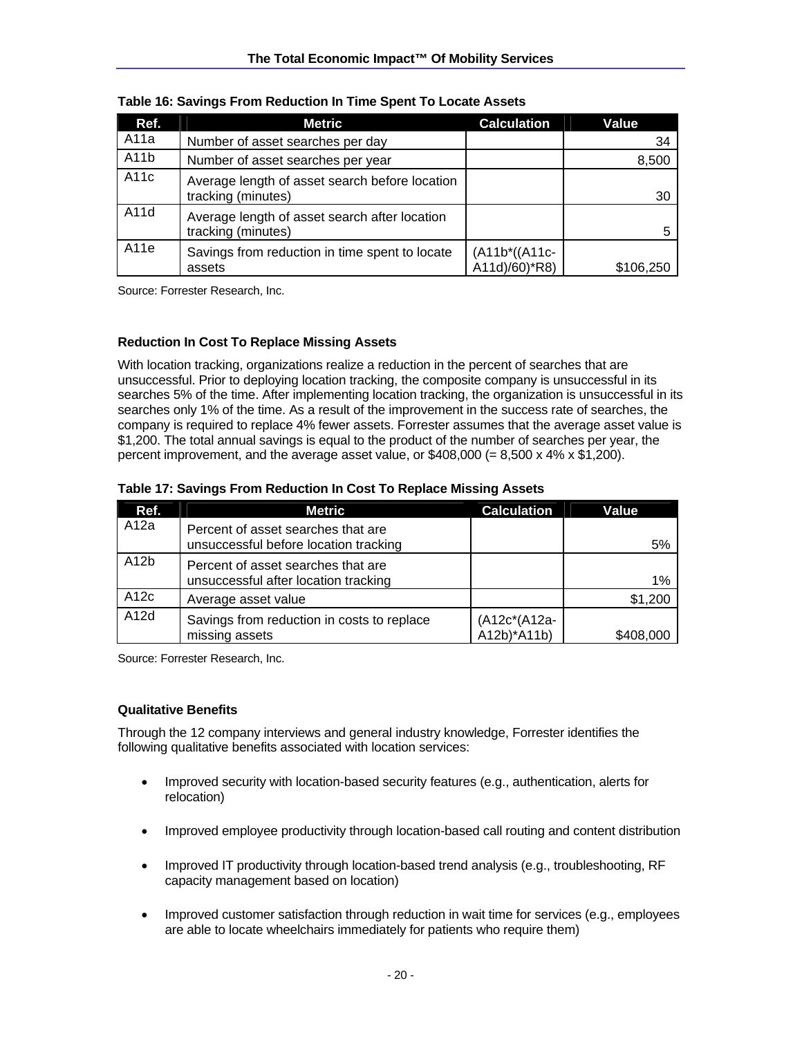**Table 16: Savings From Reduction In Time Spent To Locate Assets**

| Ref. | Metric | Calculation | Value |
|---|---|---|---|
| A11a | Number of asset searches per day | | 34 |
| A11b | Number of asset searches per year | | 8,500 |
| A11c | Average length of asset search before location tracking (minutes) | | 30 |
| A11d | Average length of asset search after location tracking (minutes) | | 5 |
| A11e | Savings from reduction in time spent to locate assets | (A11b*((A11c-A11d)/60)*R8) | $106,250 |

Source: Forrester Research, Inc.

**Reduction In Cost To Replace Missing Assets**

With location tracking, organizations realize a reduction in the percent of searches that are unsuccessful. Prior to deploying location tracking, the composite company is unsuccessful in its searches 5% of the time. After implementing location tracking, the organization is unsuccessful in its searches only 1% of the time. As a result of the improvement in the success rate of searches, the company is required to replace 4% fewer assets. Forrester assumes that the average asset value is $1,200. The total annual savings is equal to the product of the number of searches per year, the percent improvement, and the average asset value, or $408,000 (= 8,500 x 4% x $1,200).

**Table 17: Savings From Reduction In Cost To Replace Missing Assets**

| Ref. | Metric | Calculation | Value |
|---|---|---|---|
| A12a | Percent of asset searches that are unsuccessful before location tracking | | 5% |
| A12b | Percent of asset searches that are unsuccessful after location tracking | | 1% |
| A12c | Average asset value | | $1,200 |
| A12d | Savings from reduction in costs to replace missing assets | (A12c*(A12a-A12b)*A11b) | $408,000 |

Source: Forrester Research, Inc.

**Qualitative Benefits**

Through the 12 company interviews and general industry knowledge, Forrester identifies the following qualitative benefits associated with location services:

- Improved security with location-based security features (e.g., authentication, alerts for relocation)
- Improved employee productivity through location-based call routing and content distribution
- Improved IT productivity through location-based trend analysis (e.g., troubleshooting, RF capacity management based on location)
- Improved customer satisfaction through reduction in wait time for services (e.g., employees are able to locate wheelchairs immediately for patients who require them)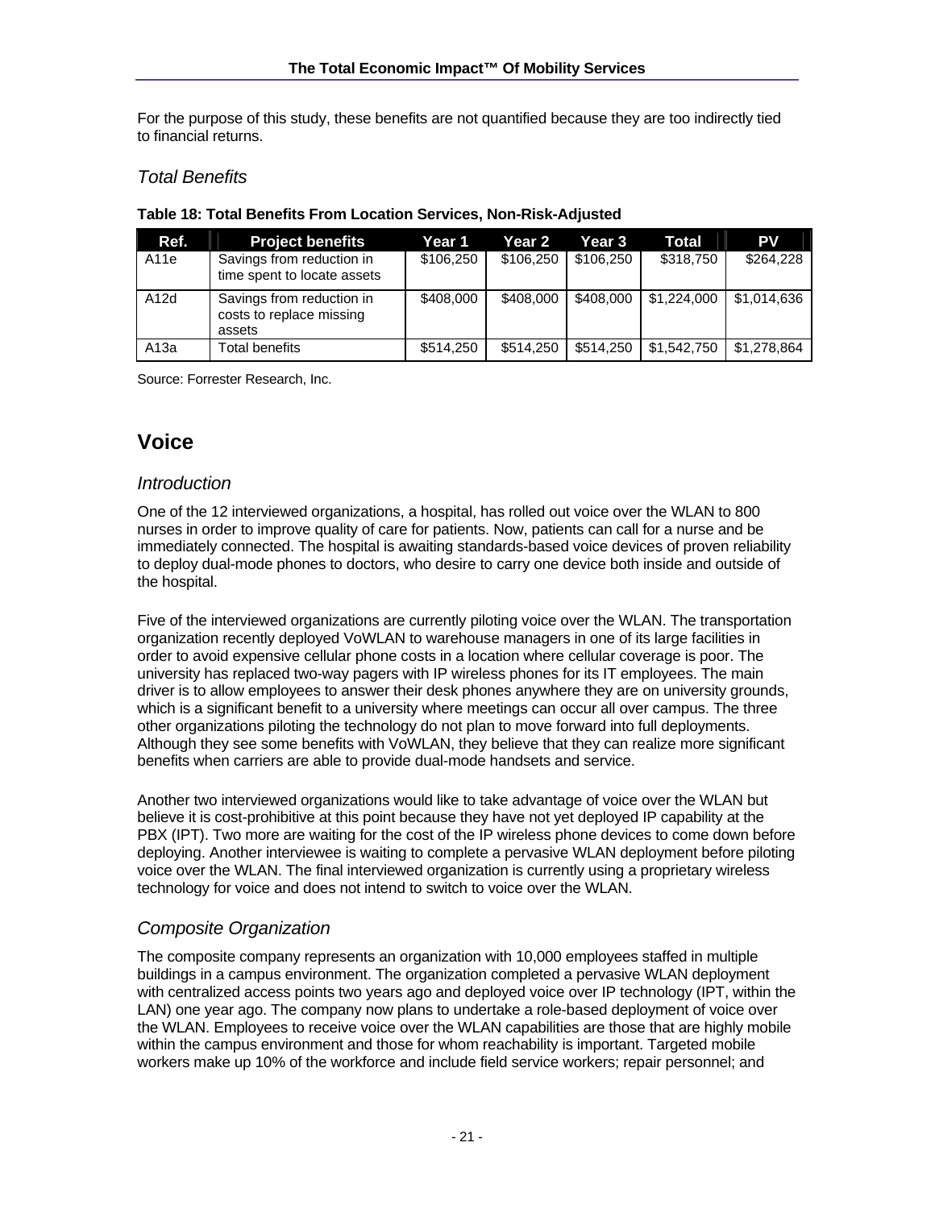For the purpose of this study, these benefits are not quantified because they are too indirectly tied to financial returns.

### *Total Benefits*

**Table 18: Total Benefits From Location Services, Non-Risk-Adjusted**

| Ref. | Project benefits | Year 1 | Year 2 | Year 3 | Total | PV |
|---|---|---|---|---|---|---|
| A11e | Savings from reduction in time spent to locate assets | $106,250 | $106,250 | $106,250 | $318,750 | $264,228 |
| A12d | Savings from reduction in costs to replace missing assets | $408,000 | $408,000 | $408,000 | $1,224,000 | $1,014,636 |
| A13a | Total benefits | $514,250 | $514,250 | $514,250 | $1,542,750 | $1,278,864 |

Source: Forrester Research, Inc.

## Voice

### *Introduction*

One of the 12 interviewed organizations, a hospital, has rolled out voice over the WLAN to 800 nurses in order to improve quality of care for patients. Now, patients can call for a nurse and be immediately connected. The hospital is awaiting standards-based voice devices of proven reliability to deploy dual-mode phones to doctors, who desire to carry one device both inside and outside of the hospital.

Five of the interviewed organizations are currently piloting voice over the WLAN. The transportation organization recently deployed VoWLAN to warehouse managers in one of its large facilities in order to avoid expensive cellular phone costs in a location where cellular coverage is poor. The university has replaced two-way pagers with IP wireless phones for its IT employees. The main driver is to allow employees to answer their desk phones anywhere they are on university grounds, which is a significant benefit to a university where meetings can occur all over campus. The three other organizations piloting the technology do not plan to move forward into full deployments. Although they see some benefits with VoWLAN, they believe that they can realize more significant benefits when carriers are able to provide dual-mode handsets and service.

Another two interviewed organizations would like to take advantage of voice over the WLAN but believe it is cost-prohibitive at this point because they have not yet deployed IP capability at the PBX (IPT). Two more are waiting for the cost of the IP wireless phone devices to come down before deploying. Another interviewee is waiting to complete a pervasive WLAN deployment before piloting voice over the WLAN. The final interviewed organization is currently using a proprietary wireless technology for voice and does not intend to switch to voice over the WLAN.

### *Composite Organization*

The composite company represents an organization with 10,000 employees staffed in multiple buildings in a campus environment. The organization completed a pervasive WLAN deployment with centralized access points two years ago and deployed voice over IP technology (IPT, within the LAN) one year ago. The company now plans to undertake a role-based deployment of voice over the WLAN. Employees to receive voice over the WLAN capabilities are those that are highly mobile within the campus environment and those for whom reachability is important. Targeted mobile workers make up 10% of the workforce and include field service workers; repair personnel; and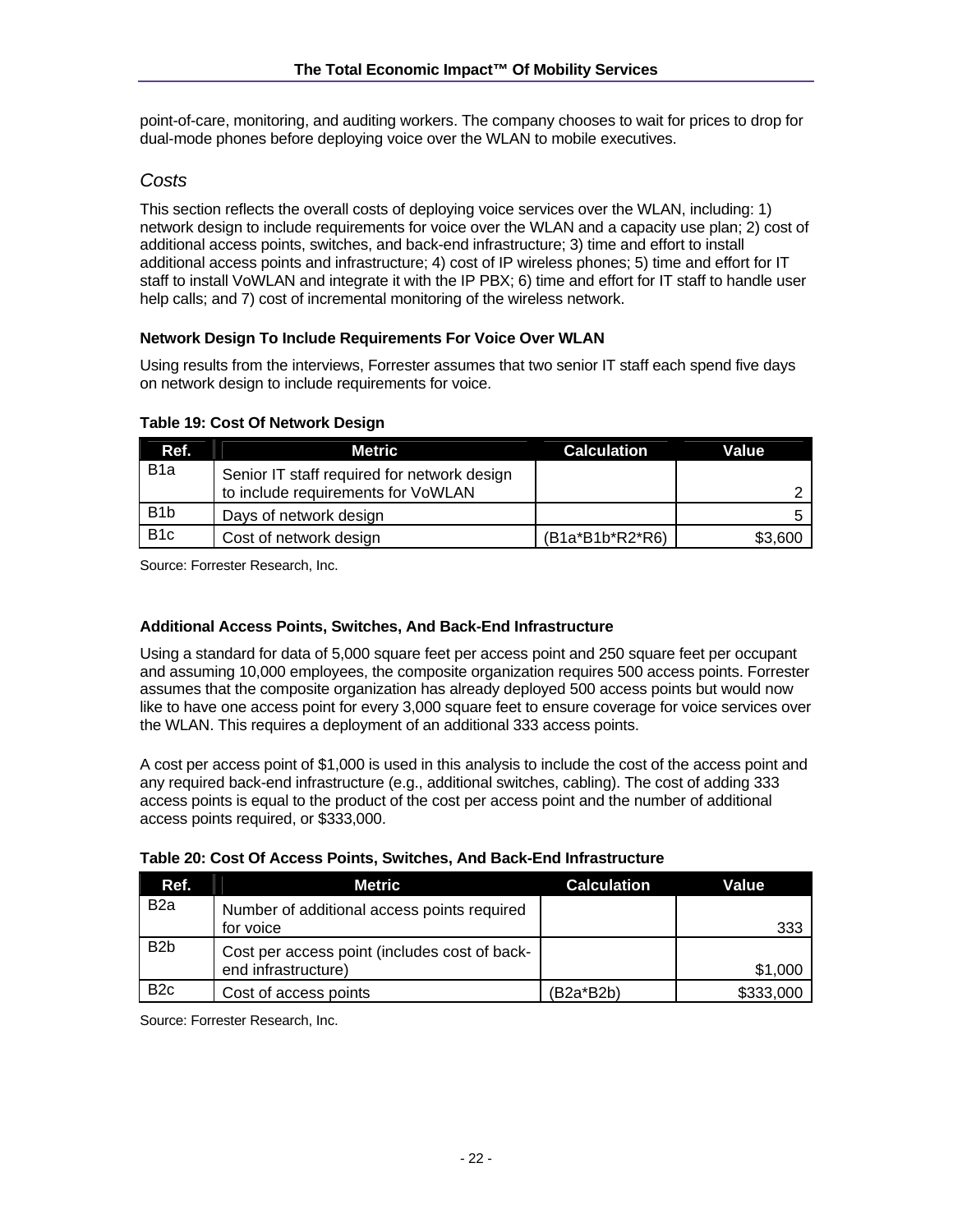point-of-care, monitoring, and auditing workers. The company chooses to wait for prices to drop for dual-mode phones before deploying voice over the WLAN to mobile executives.

## *Costs*

This section reflects the overall costs of deploying voice services over the WLAN, including: 1) network design to include requirements for voice over the WLAN and a capacity use plan; 2) cost of additional access points, switches, and back-end infrastructure; 3) time and effort to install additional access points and infrastructure; 4) cost of IP wireless phones; 5) time and effort for IT staff to install VoWLAN and integrate it with the IP PBX; 6) time and effort for IT staff to handle user help calls; and 7) cost of incremental monitoring of the wireless network.

### Network Design To Include Requirements For Voice Over WLAN

Using results from the interviews, Forrester assumes that two senior IT staff each spend five days on network design to include requirements for voice.

**Table 19: Cost Of Network Design**

| Ref. | Metric | Calculation | Value |
|---|---|---|---|
| B1a | Senior IT staff required for network design to include requirements for VoWLAN | | 2 |
| B1b | Days of network design | | 5 |
| B1c | Cost of network design | (B1a*B1b*R2*R6) | $3,600 |

Source: Forrester Research, Inc.

### Additional Access Points, Switches, And Back-End Infrastructure

Using a standard for data of 5,000 square feet per access point and 250 square feet per occupant and assuming 10,000 employees, the composite organization requires 500 access points. Forrester assumes that the composite organization has already deployed 500 access points but would now like to have one access point for every 3,000 square feet to ensure coverage for voice services over the WLAN. This requires a deployment of an additional 333 access points.

A cost per access point of $1,000 is used in this analysis to include the cost of the access point and any required back-end infrastructure (e.g., additional switches, cabling). The cost of adding 333 access points is equal to the product of the cost per access point and the number of additional access points required, or $333,000.

**Table 20: Cost Of Access Points, Switches, And Back-End Infrastructure**

| Ref. | Metric | Calculation | Value |
|---|---|---|---|
| B2a | Number of additional access points required for voice | | 333 |
| B2b | Cost per access point (includes cost of back-end infrastructure) | | $1,000 |
| B2c | Cost of access points | (B2a*B2b) | $333,000 |

Source: Forrester Research, Inc.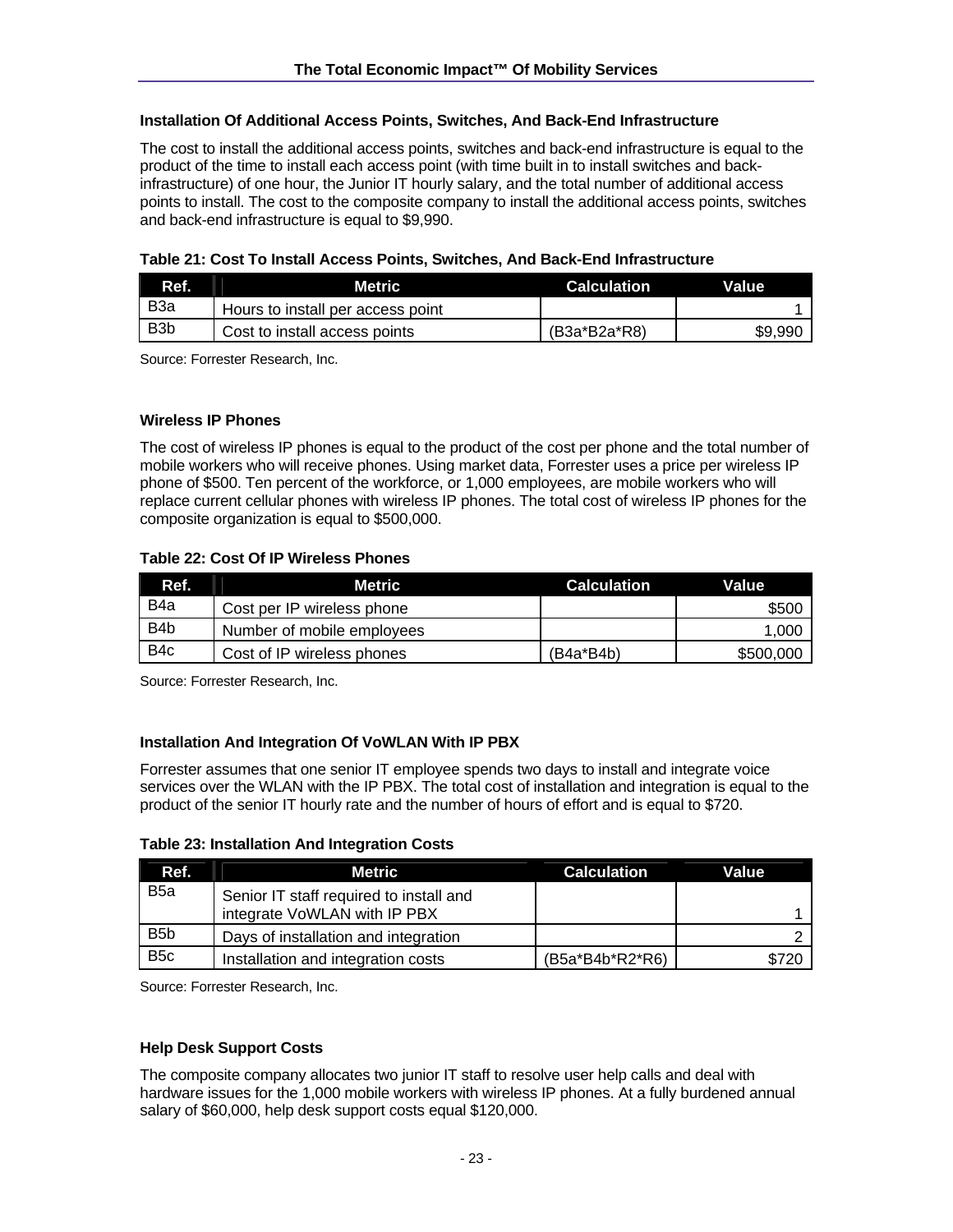#### Installation Of Additional Access Points, Switches, And Back-End Infrastructure

The cost to install the additional access points, switches and back-end infrastructure is equal to the product of the time to install each access point (with time built in to install switches and back-infrastructure) of one hour, the Junior IT hourly salary, and the total number of additional access points to install. The cost to the composite company to install the additional access points, switches and back-end infrastructure is equal to $9,990.

**Table 21: Cost To Install Access Points, Switches, And Back-End Infrastructure**

| Ref. | Metric | Calculation | Value |
|---|---|---|---|
| B3a | Hours to install per access point | | 1 |
| B3b | Cost to install access points | (B3a*B2a*R8) | $9,990 |

Source: Forrester Research, Inc.

#### Wireless IP Phones

The cost of wireless IP phones is equal to the product of the cost per phone and the total number of mobile workers who will receive phones. Using market data, Forrester uses a price per wireless IP phone of $500. Ten percent of the workforce, or 1,000 employees, are mobile workers who will replace current cellular phones with wireless IP phones. The total cost of wireless IP phones for the composite organization is equal to $500,000.

**Table 22: Cost Of IP Wireless Phones**

| Ref. | Metric | Calculation | Value |
|---|---|---|---|
| B4a | Cost per IP wireless phone | | $500 |
| B4b | Number of mobile employees | | 1,000 |
| B4c | Cost of IP wireless phones | (B4a*B4b) | $500,000 |

Source: Forrester Research, Inc.

#### Installation And Integration Of VoWLAN With IP PBX

Forrester assumes that one senior IT employee spends two days to install and integrate voice services over the WLAN with the IP PBX. The total cost of installation and integration is equal to the product of the senior IT hourly rate and the number of hours of effort and is equal to $720.

**Table 23: Installation And Integration Costs**

| Ref. | Metric | Calculation | Value |
|---|---|---|---|
| B5a | Senior IT staff required to install and integrate VoWLAN with IP PBX | | 1 |
| B5b | Days of installation and integration | | 2 |
| B5c | Installation and integration costs | (B5a*B4b*R2*R6) | $720 |

Source: Forrester Research, Inc.

#### Help Desk Support Costs

The composite company allocates two junior IT staff to resolve user help calls and deal with hardware issues for the 1,000 mobile workers with wireless IP phones. At a fully burdened annual salary of $60,000, help desk support costs equal $120,000.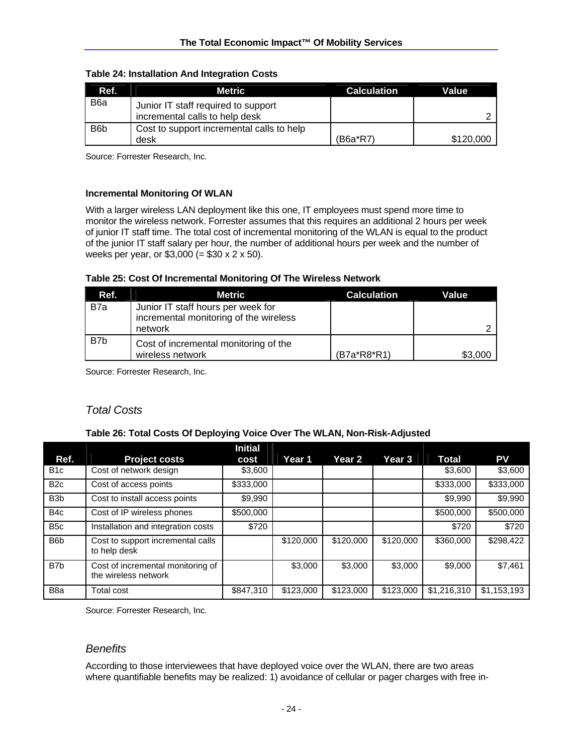**Table 24: Installation And Integration Costs**

| Ref. | Metric | Calculation | Value |
|---|---|---|---|
| B6a | Junior IT staff required to support incremental calls to help desk | | 2 |
| B6b | Cost to support incremental calls to help desk | (B6a*R7) | $120,000 |

Source: Forrester Research, Inc.

**Incremental Monitoring Of WLAN**

With a larger wireless LAN deployment like this one, IT employees must spend more time to monitor the wireless network. Forrester assumes that this requires an additional 2 hours per week of junior IT staff time. The total cost of incremental monitoring of the WLAN is equal to the product of the junior IT staff salary per hour, the number of additional hours per week and the number of weeks per year, or $3,000 (= $30 x 2 x 50).

**Table 25: Cost Of Incremental Monitoring Of The Wireless Network**

| Ref. | Metric | Calculation | Value |
|---|---|---|---|
| B7a | Junior IT staff hours per week for incremental monitoring of the wireless network | | 2 |
| B7b | Cost of incremental monitoring of the wireless network | (B7a*R8*R1) | $3,000 |

Source: Forrester Research, Inc.

## *Total Costs*

**Table 26: Total Costs Of Deploying Voice Over The WLAN, Non-Risk-Adjusted**

| Ref. | Project costs | Initial cost | Year 1 | Year 2 | Year 3 | Total | PV |
|---|---|---|---|---|---|---|---|
| B1c | Cost of network design | $3,600 | | | | $3,600 | $3,600 |
| B2c | Cost of access points | $333,000 | | | | $333,000 | $333,000 |
| B3b | Cost to install access points | $9,990 | | | | $9,990 | $9,990 |
| B4c | Cost of IP wireless phones | $500,000 | | | | $500,000 | $500,000 |
| B5c | Installation and integration costs | $720 | | | | $720 | $720 |
| B6b | Cost to support incremental calls to help desk | | $120,000 | $120,000 | $120,000 | $360,000 | $298,422 |
| B7b | Cost of incremental monitoring of the wireless network | | $3,000 | $3,000 | $3,000 | $9,000 | $7,461 |
| B8a | Total cost | $847,310 | $123,000 | $123,000 | $123,000 | $1,216,310 | $1,153,193 |

Source: Forrester Research, Inc.

## *Benefits*

According to those interviewees that have deployed voice over the WLAN, there are two areas where quantifiable benefits may be realized: 1) avoidance of cellular or pager charges with free in-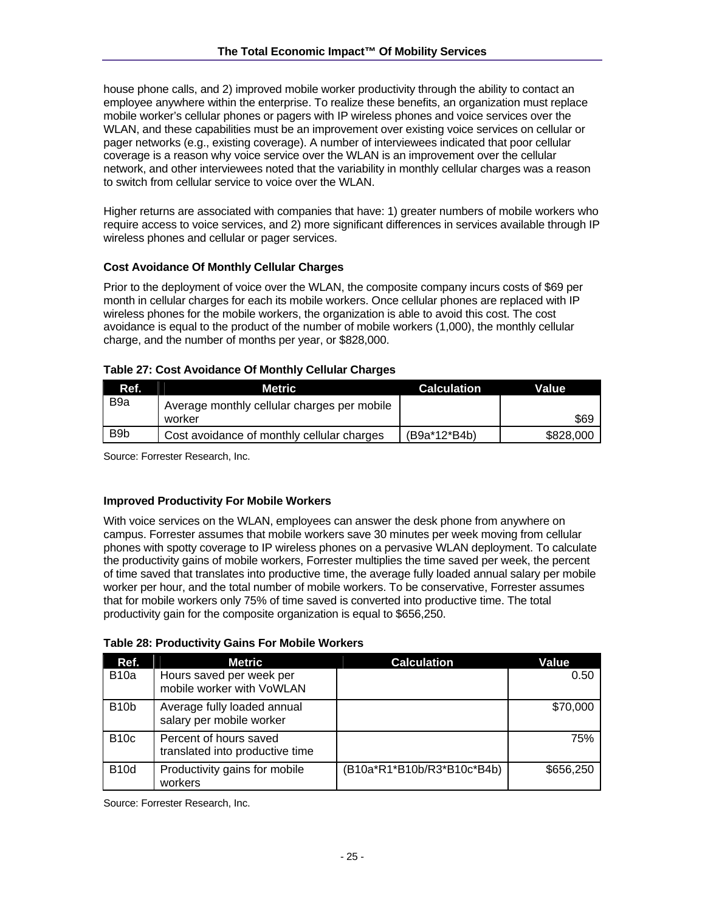house phone calls, and 2) improved mobile worker productivity through the ability to contact an employee anywhere within the enterprise. To realize these benefits, an organization must replace mobile worker's cellular phones or pagers with IP wireless phones and voice services over the WLAN, and these capabilities must be an improvement over existing voice services on cellular or pager networks (e.g., existing coverage). A number of interviewees indicated that poor cellular coverage is a reason why voice service over the WLAN is an improvement over the cellular network, and other interviewees noted that the variability in monthly cellular charges was a reason to switch from cellular service to voice over the WLAN.

Higher returns are associated with companies that have: 1) greater numbers of mobile workers who require access to voice services, and 2) more significant differences in services available through IP wireless phones and cellular or pager services.

### Cost Avoidance Of Monthly Cellular Charges

Prior to the deployment of voice over the WLAN, the composite company incurs costs of $69 per month in cellular charges for each its mobile workers. Once cellular phones are replaced with IP wireless phones for the mobile workers, the organization is able to avoid this cost. The cost avoidance is equal to the product of the number of mobile workers (1,000), the monthly cellular charge, and the number of months per year, or $828,000.

**Table 27: Cost Avoidance Of Monthly Cellular Charges**

| Ref. | Metric | Calculation | Value |
|---|---|---|---|
| B9a | Average monthly cellular charges per mobile worker | | $69 |
| B9b | Cost avoidance of monthly cellular charges | (B9a*12*B4b) | $828,000 |

Source: Forrester Research, Inc.

### Improved Productivity For Mobile Workers

With voice services on the WLAN, employees can answer the desk phone from anywhere on campus. Forrester assumes that mobile workers save 30 minutes per week moving from cellular phones with spotty coverage to IP wireless phones on a pervasive WLAN deployment. To calculate the productivity gains of mobile workers, Forrester multiplies the time saved per week, the percent of time saved that translates into productive time, the average fully loaded annual salary per mobile worker per hour, and the total number of mobile workers. To be conservative, Forrester assumes that for mobile workers only 75% of time saved is converted into productive time. The total productivity gain for the composite organization is equal to $656,250.

**Table 28: Productivity Gains For Mobile Workers**

| Ref. | Metric | Calculation | Value |
|---|---|---|---|
| B10a | Hours saved per week per mobile worker with VoWLAN | | 0.50 |
| B10b | Average fully loaded annual salary per mobile worker | | $70,000 |
| B10c | Percent of hours saved translated into productive time | | 75% |
| B10d | Productivity gains for mobile workers | (B10a*R1*B10b/R3*B10c*B4b) | $656,250 |

Source: Forrester Research, Inc.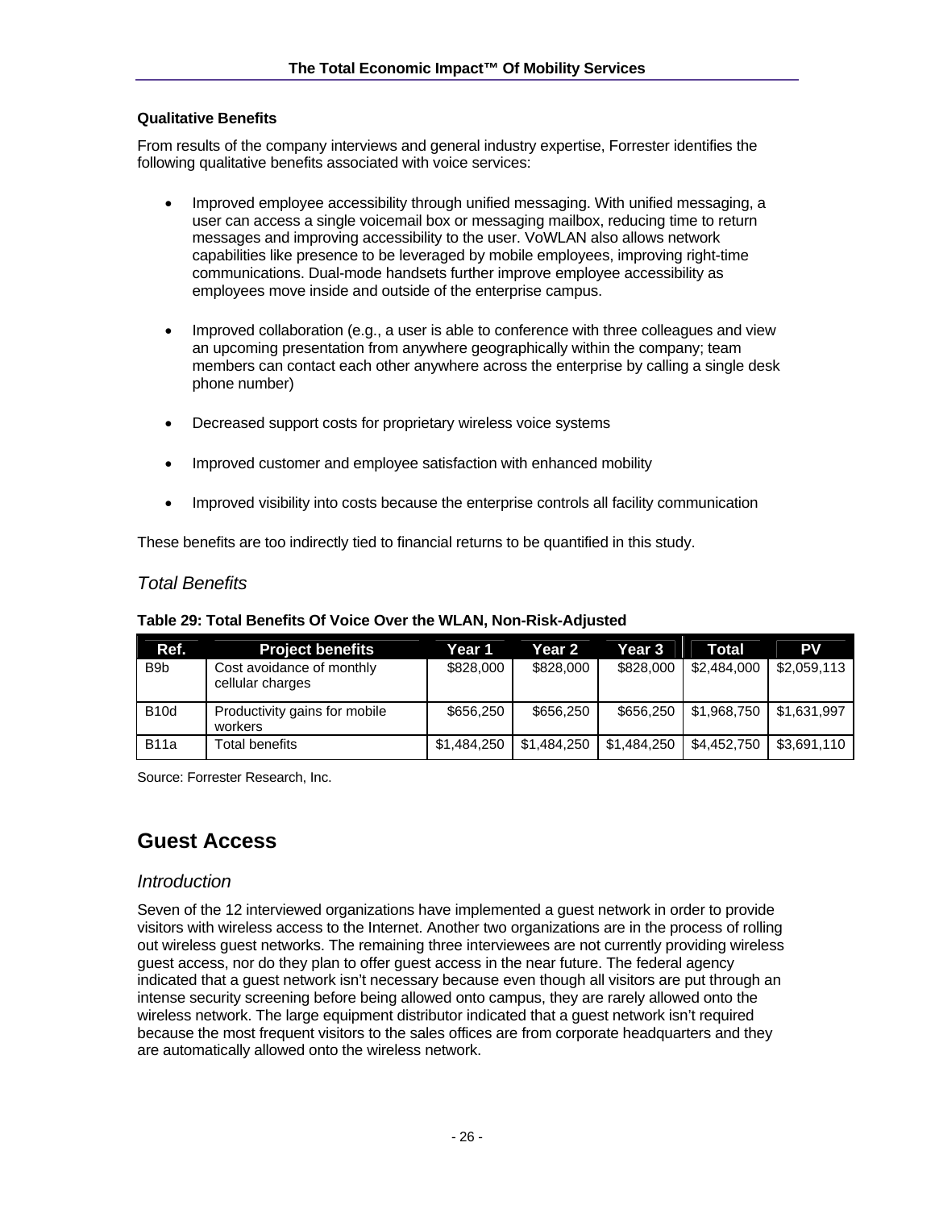**Qualitative Benefits**

From results of the company interviews and general industry expertise, Forrester identifies the following qualitative benefits associated with voice services:

- Improved employee accessibility through unified messaging. With unified messaging, a user can access a single voicemail box or messaging mailbox, reducing time to return messages and improving accessibility to the user. VoWLAN also allows network capabilities like presence to be leveraged by mobile employees, improving right-time communications. Dual-mode handsets further improve employee accessibility as employees move inside and outside of the enterprise campus.

- Improved collaboration (e.g., a user is able to conference with three colleagues and view an upcoming presentation from anywhere geographically within the company; team members can contact each other anywhere across the enterprise by calling a single desk phone number)

- Decreased support costs for proprietary wireless voice systems

- Improved customer and employee satisfaction with enhanced mobility

- Improved visibility into costs because the enterprise controls all facility communication

These benefits are too indirectly tied to financial returns to be quantified in this study.

## *Total Benefits*

**Table 29: Total Benefits Of Voice Over the WLAN, Non-Risk-Adjusted**

| Ref. | Project benefits | Year 1 | Year 2 | Year 3 | Total | PV |
|---|---|---|---|---|---|---|
| B9b | Cost avoidance of monthly cellular charges | $828,000 | $828,000 | $828,000 | $2,484,000 | $2,059,113 |
| B10d | Productivity gains for mobile workers | $656,250 | $656,250 | $656,250 | $1,968,750 | $1,631,997 |
| B11a | Total benefits | $1,484,250 | $1,484,250 | $1,484,250 | $4,452,750 | $3,691,110 |

Source: Forrester Research, Inc.

# Guest Access

## *Introduction*

Seven of the 12 interviewed organizations have implemented a guest network in order to provide visitors with wireless access to the Internet. Another two organizations are in the process of rolling out wireless guest networks. The remaining three interviewees are not currently providing wireless guest access, nor do they plan to offer guest access in the near future. The federal agency indicated that a guest network isn't necessary because even though all visitors are put through an intense security screening before being allowed onto campus, they are rarely allowed onto the wireless network. The large equipment distributor indicated that a guest network isn't required because the most frequent visitors to the sales offices are from corporate headquarters and they are automatically allowed onto the wireless network.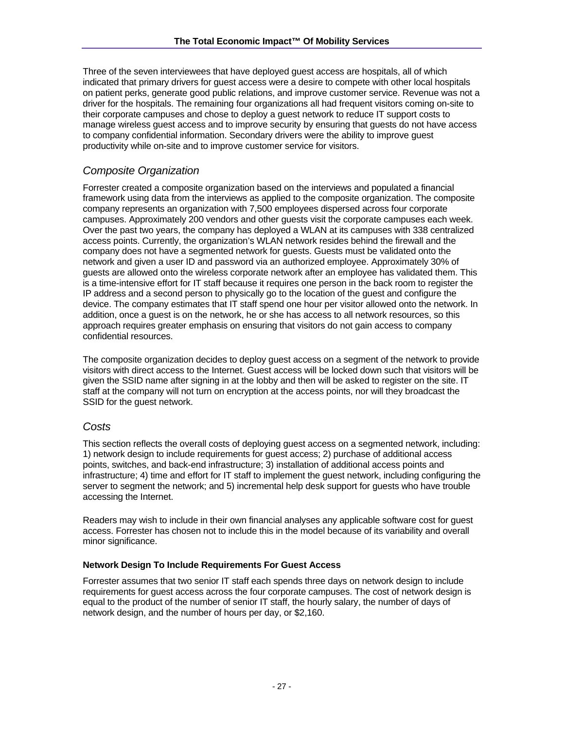Three of the seven interviewees that have deployed guest access are hospitals, all of which indicated that primary drivers for guest access were a desire to compete with other local hospitals on patient perks, generate good public relations, and improve customer service. Revenue was not a driver for the hospitals. The remaining four organizations all had frequent visitors coming on-site to their corporate campuses and chose to deploy a guest network to reduce IT support costs to manage wireless guest access and to improve security by ensuring that guests do not have access to company confidential information. Secondary drivers were the ability to improve guest productivity while on-site and to improve customer service for visitors.

## *Composite Organization*

Forrester created a composite organization based on the interviews and populated a financial framework using data from the interviews as applied to the composite organization. The composite company represents an organization with 7,500 employees dispersed across four corporate campuses. Approximately 200 vendors and other guests visit the corporate campuses each week. Over the past two years, the company has deployed a WLAN at its campuses with 338 centralized access points. Currently, the organization's WLAN network resides behind the firewall and the company does not have a segmented network for guests. Guests must be validated onto the network and given a user ID and password via an authorized employee. Approximately 30% of guests are allowed onto the wireless corporate network after an employee has validated them. This is a time-intensive effort for IT staff because it requires one person in the back room to register the IP address and a second person to physically go to the location of the guest and configure the device. The company estimates that IT staff spend one hour per visitor allowed onto the network. In addition, once a guest is on the network, he or she has access to all network resources, so this approach requires greater emphasis on ensuring that visitors do not gain access to company confidential resources.

The composite organization decides to deploy guest access on a segment of the network to provide visitors with direct access to the Internet. Guest access will be locked down such that visitors will be given the SSID name after signing in at the lobby and then will be asked to register on the site. IT staff at the company will not turn on encryption at the access points, nor will they broadcast the SSID for the guest network.

## *Costs*

This section reflects the overall costs of deploying guest access on a segmented network, including: 1) network design to include requirements for guest access; 2) purchase of additional access points, switches, and back-end infrastructure; 3) installation of additional access points and infrastructure; 4) time and effort for IT staff to implement the guest network, including configuring the server to segment the network; and 5) incremental help desk support for guests who have trouble accessing the Internet.

Readers may wish to include in their own financial analyses any applicable software cost for guest access. Forrester has chosen not to include this in the model because of its variability and overall minor significance.

### Network Design To Include Requirements For Guest Access

Forrester assumes that two senior IT staff each spends three days on network design to include requirements for guest access across the four corporate campuses. The cost of network design is equal to the product of the number of senior IT staff, the hourly salary, the number of days of network design, and the number of hours per day, or $2,160.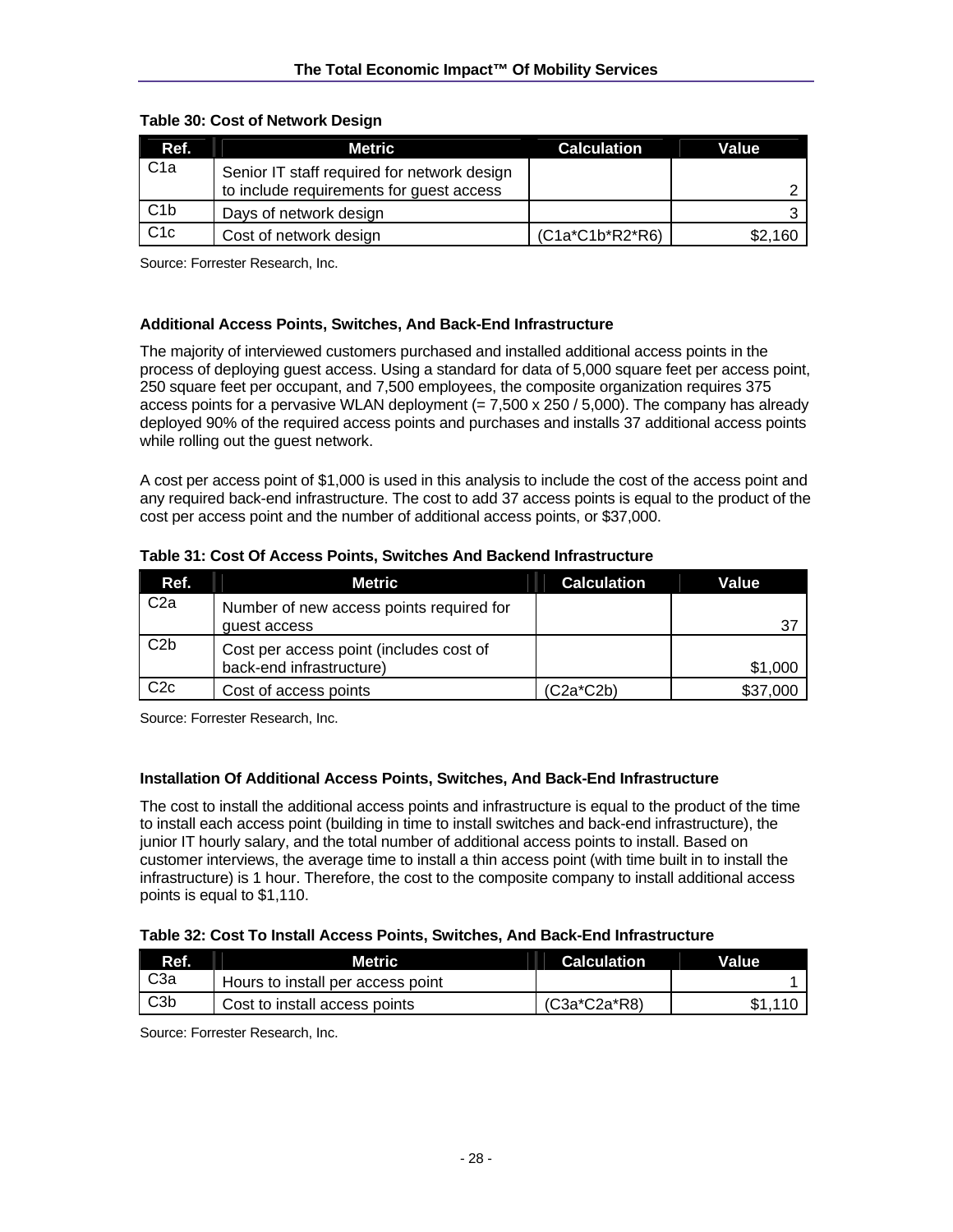**Table 30: Cost of Network Design**

| Ref. | Metric | Calculation | Value |
| --- | --- | --- | --- |
| C1a | Senior IT staff required for network design to include requirements for guest access | | 2 |
| C1b | Days of network design | | 3 |
| C1c | Cost of network design | (C1a*C1b*R2*R6) | $2,160 |

Source: Forrester Research, Inc.

### Additional Access Points, Switches, And Back-End Infrastructure

The majority of interviewed customers purchased and installed additional access points in the process of deploying guest access. Using a standard for data of 5,000 square feet per access point, 250 square feet per occupant, and 7,500 employees, the composite organization requires 375 access points for a pervasive WLAN deployment (= 7,500 x 250 / 5,000). The company has already deployed 90% of the required access points and purchases and installs 37 additional access points while rolling out the guest network.

A cost per access point of $1,000 is used in this analysis to include the cost of the access point and any required back-end infrastructure. The cost to add 37 access points is equal to the product of the cost per access point and the number of additional access points, or $37,000.

**Table 31: Cost Of Access Points, Switches And Backend Infrastructure**

| Ref. | Metric | Calculation | Value |
| --- | --- | --- | --- |
| C2a | Number of new access points required for guest access | | 37 |
| C2b | Cost per access point (includes cost of back-end infrastructure) | | $1,000 |
| C2c | Cost of access points | (C2a*C2b) | $37,000 |

Source: Forrester Research, Inc.

### Installation Of Additional Access Points, Switches, And Back-End Infrastructure

The cost to install the additional access points and infrastructure is equal to the product of the time to install each access point (building in time to install switches and back-end infrastructure), the junior IT hourly salary, and the total number of additional access points to install. Based on customer interviews, the average time to install a thin access point (with time built in to install the infrastructure) is 1 hour. Therefore, the cost to the composite company to install additional access points is equal to $1,110.

**Table 32: Cost To Install Access Points, Switches, And Back-End Infrastructure**

| Ref. | Metric | Calculation | Value |
| --- | --- | --- | --- |
| C3a | Hours to install per access point | | 1 |
| C3b | Cost to install access points | (C3a*C2a*R8) | $1,110 |

Source: Forrester Research, Inc.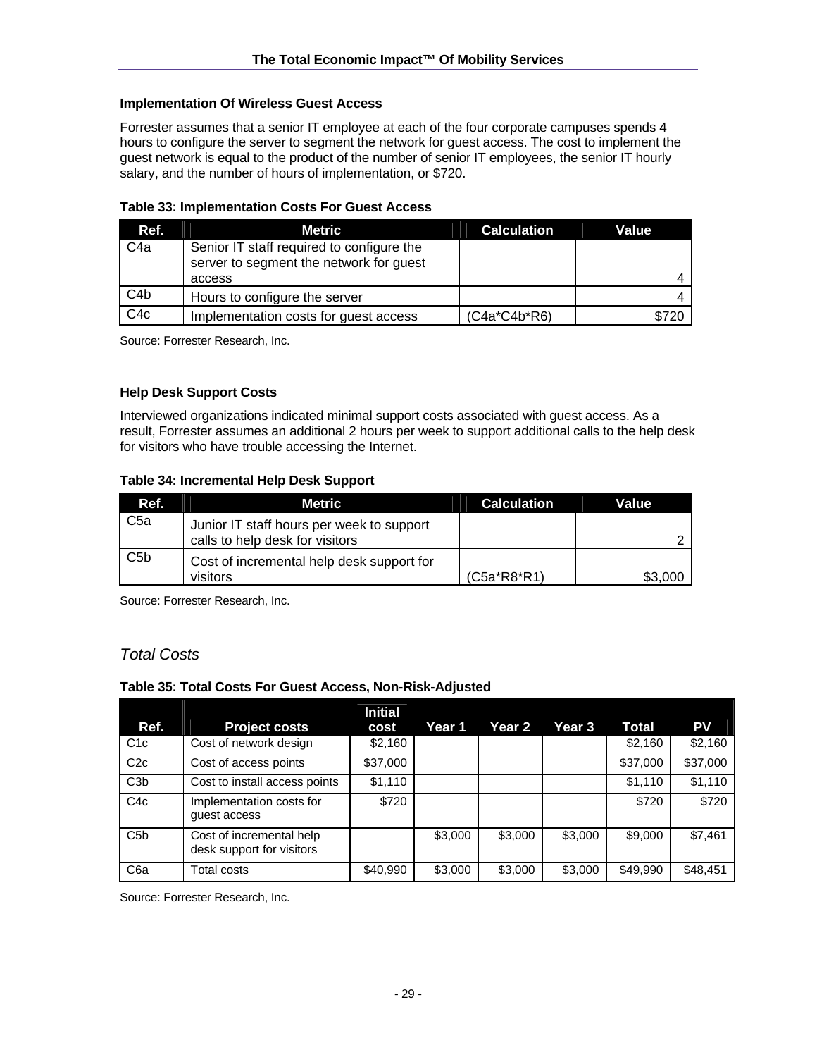### Implementation Of Wireless Guest Access

Forrester assumes that a senior IT employee at each of the four corporate campuses spends 4 hours to configure the server to segment the network for guest access. The cost to implement the guest network is equal to the product of the number of senior IT employees, the senior IT hourly salary, and the number of hours of implementation, or $720.

**Table 33: Implementation Costs For Guest Access**

| Ref. | Metric | Calculation | Value |
|---|---|---|---|
| C4a | Senior IT staff required to configure the server to segment the network for guest access | | 4 |
| C4b | Hours to configure the server | | 4 |
| C4c | Implementation costs for guest access | (C4a*C4b*R6) | $720 |

Source: Forrester Research, Inc.

### Help Desk Support Costs

Interviewed organizations indicated minimal support costs associated with guest access. As a result, Forrester assumes an additional 2 hours per week to support additional calls to the help desk for visitors who have trouble accessing the Internet.

**Table 34: Incremental Help Desk Support**

| Ref. | Metric | Calculation | Value |
|---|---|---|---|
| C5a | Junior IT staff hours per week to support calls to help desk for visitors | | 2 |
| C5b | Cost of incremental help desk support for visitors | (C5a*R8*R1) | $3,000 |

Source: Forrester Research, Inc.

## *Total Costs*

**Table 35: Total Costs For Guest Access, Non-Risk-Adjusted**

| Ref. | Project costs | Initial cost | Year 1 | Year 2 | Year 3 | Total | PV |
|---|---|---|---|---|---|---|---|
| C1c | Cost of network design | $2,160 | | | | $2,160 | $2,160 |
| C2c | Cost of access points | $37,000 | | | | $37,000 | $37,000 |
| C3b | Cost to install access points | $1,110 | | | | $1,110 | $1,110 |
| C4c | Implementation costs for guest access | $720 | | | | $720 | $720 |
| C5b | Cost of incremental help desk support for visitors | | $3,000 | $3,000 | $3,000 | $9,000 | $7,461 |
| C6a | Total costs | $40,990 | $3,000 | $3,000 | $3,000 | $49,990 | $48,451 |

Source: Forrester Research, Inc.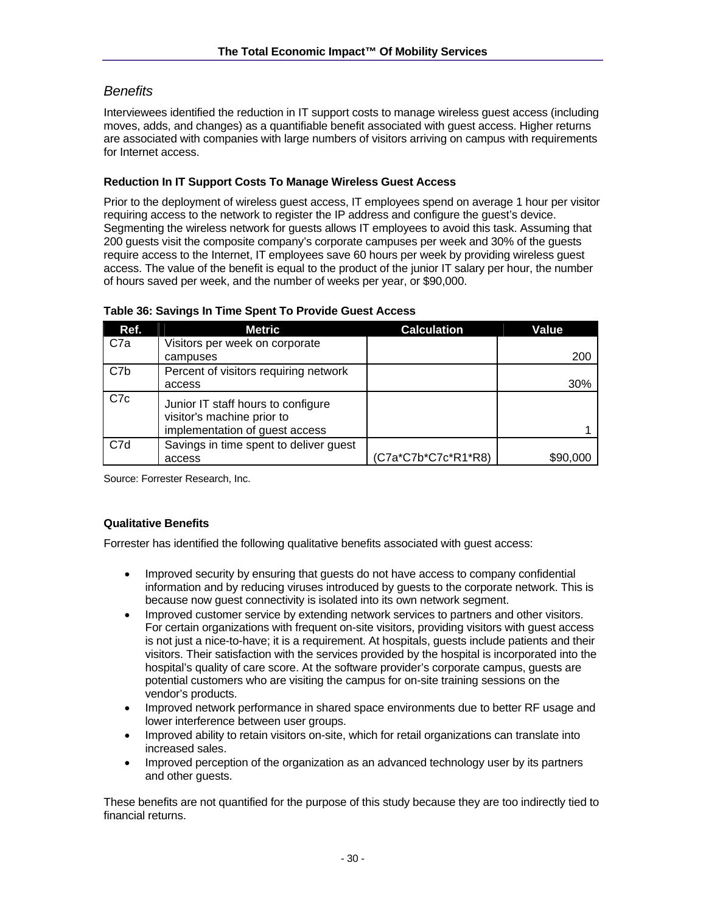## *Benefits*

Interviewees identified the reduction in IT support costs to manage wireless guest access (including moves, adds, and changes) as a quantifiable benefit associated with guest access. Higher returns are associated with companies with large numbers of visitors arriving on campus with requirements for Internet access.

### Reduction In IT Support Costs To Manage Wireless Guest Access

Prior to the deployment of wireless guest access, IT employees spend on average 1 hour per visitor requiring access to the network to register the IP address and configure the guest's device. Segmenting the wireless network for guests allows IT employees to avoid this task. Assuming that 200 guests visit the composite company's corporate campuses per week and 30% of the guests require access to the Internet, IT employees save 60 hours per week by providing wireless guest access. The value of the benefit is equal to the product of the junior IT salary per hour, the number of hours saved per week, and the number of weeks per year, or $90,000.

**Table 36: Savings In Time Spent To Provide Guest Access**

| Ref. | Metric | Calculation | Value |
|---|---|---|---|
| C7a | Visitors per week on corporate campuses | | 200 |
| C7b | Percent of visitors requiring network access | | 30% |
| C7c | Junior IT staff hours to configure visitor's machine prior to implementation of guest access | | 1 |
| C7d | Savings in time spent to deliver guest access | (C7a*C7b*C7c*R1*R8) | $90,000 |

Source: Forrester Research, Inc.

### Qualitative Benefits

Forrester has identified the following qualitative benefits associated with guest access:

- Improved security by ensuring that guests do not have access to company confidential information and by reducing viruses introduced by guests to the corporate network. This is because now guest connectivity is isolated into its own network segment.
- Improved customer service by extending network services to partners and other visitors. For certain organizations with frequent on-site visitors, providing visitors with guest access is not just a nice-to-have; it is a requirement. At hospitals, guests include patients and their visitors. Their satisfaction with the services provided by the hospital is incorporated into the hospital's quality of care score. At the software provider's corporate campus, guests are potential customers who are visiting the campus for on-site training sessions on the vendor's products.
- Improved network performance in shared space environments due to better RF usage and lower interference between user groups.
- Improved ability to retain visitors on-site, which for retail organizations can translate into increased sales.
- Improved perception of the organization as an advanced technology user by its partners and other guests.

These benefits are not quantified for the purpose of this study because they are too indirectly tied to financial returns.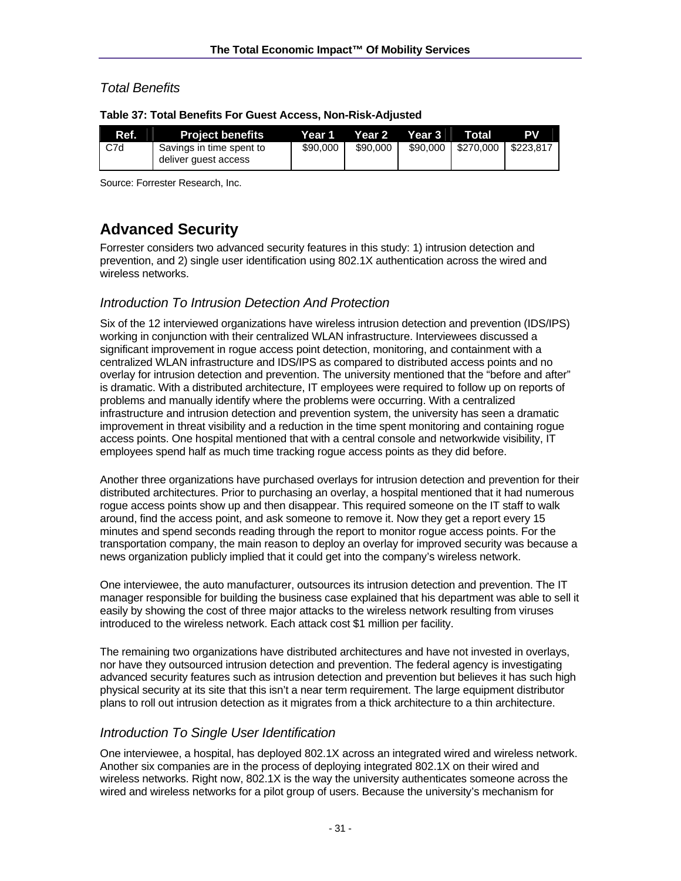### *Total Benefits*

**Table 37: Total Benefits For Guest Access, Non-Risk-Adjusted**

| Ref. | Project benefits | Year 1 | Year 2 | Year 3 | Total | PV |
|---|---|---|---|---|---|---|
| C7d | Savings in time spent to deliver guest access | $90,000 | $90,000 | $90,000 | $270,000 | $223,817 |

Source: Forrester Research, Inc.

## Advanced Security

Forrester considers two advanced security features in this study: 1) intrusion detection and prevention, and 2) single user identification using 802.1X authentication across the wired and wireless networks.

### *Introduction To Intrusion Detection And Protection*

Six of the 12 interviewed organizations have wireless intrusion detection and prevention (IDS/IPS) working in conjunction with their centralized WLAN infrastructure. Interviewees discussed a significant improvement in rogue access point detection, monitoring, and containment with a centralized WLAN infrastructure and IDS/IPS as compared to distributed access points and no overlay for intrusion detection and prevention. The university mentioned that the "before and after" is dramatic. With a distributed architecture, IT employees were required to follow up on reports of problems and manually identify where the problems were occurring. With a centralized infrastructure and intrusion detection and prevention system, the university has seen a dramatic improvement in threat visibility and a reduction in the time spent monitoring and containing rogue access points. One hospital mentioned that with a central console and networkwide visibility, IT employees spend half as much time tracking rogue access points as they did before.

Another three organizations have purchased overlays for intrusion detection and prevention for their distributed architectures. Prior to purchasing an overlay, a hospital mentioned that it had numerous rogue access points show up and then disappear. This required someone on the IT staff to walk around, find the access point, and ask someone to remove it. Now they get a report every 15 minutes and spend seconds reading through the report to monitor rogue access points. For the transportation company, the main reason to deploy an overlay for improved security was because a news organization publicly implied that it could get into the company's wireless network.

One interviewee, the auto manufacturer, outsources its intrusion detection and prevention. The IT manager responsible for building the business case explained that his department was able to sell it easily by showing the cost of three major attacks to the wireless network resulting from viruses introduced to the wireless network. Each attack cost $1 million per facility.

The remaining two organizations have distributed architectures and have not invested in overlays, nor have they outsourced intrusion detection and prevention. The federal agency is investigating advanced security features such as intrusion detection and prevention but believes it has such high physical security at its site that this isn't a near term requirement. The large equipment distributor plans to roll out intrusion detection as it migrates from a thick architecture to a thin architecture.

### *Introduction To Single User Identification*

One interviewee, a hospital, has deployed 802.1X across an integrated wired and wireless network. Another six companies are in the process of deploying integrated 802.1X on their wired and wireless networks. Right now, 802.1X is the way the university authenticates someone across the wired and wireless networks for a pilot group of users. Because the university's mechanism for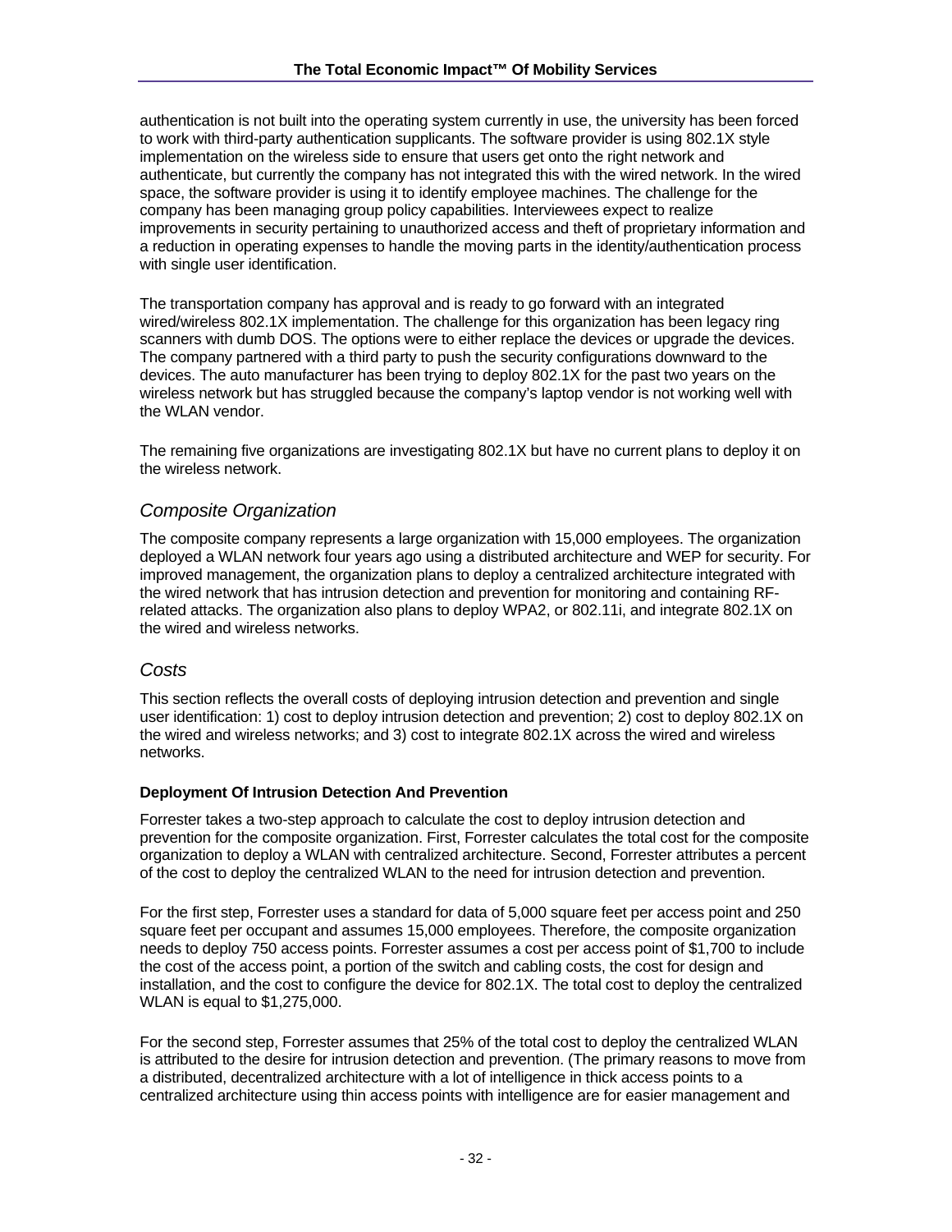authentication is not built into the operating system currently in use, the university has been forced to work with third-party authentication supplicants. The software provider is using 802.1X style implementation on the wireless side to ensure that users get onto the right network and authenticate, but currently the company has not integrated this with the wired network. In the wired space, the software provider is using it to identify employee machines. The challenge for the company has been managing group policy capabilities. Interviewees expect to realize improvements in security pertaining to unauthorized access and theft of proprietary information and a reduction in operating expenses to handle the moving parts in the identity/authentication process with single user identification.

The transportation company has approval and is ready to go forward with an integrated wired/wireless 802.1X implementation. The challenge for this organization has been legacy ring scanners with dumb DOS. The options were to either replace the devices or upgrade the devices. The company partnered with a third party to push the security configurations downward to the devices. The auto manufacturer has been trying to deploy 802.1X for the past two years on the wireless network but has struggled because the company's laptop vendor is not working well with the WLAN vendor.

The remaining five organizations are investigating 802.1X but have no current plans to deploy it on the wireless network.

## *Composite Organization*

The composite company represents a large organization with 15,000 employees. The organization deployed a WLAN network four years ago using a distributed architecture and WEP for security. For improved management, the organization plans to deploy a centralized architecture integrated with the wired network that has intrusion detection and prevention for monitoring and containing RF-related attacks. The organization also plans to deploy WPA2, or 802.11i, and integrate 802.1X on the wired and wireless networks.

## *Costs*

This section reflects the overall costs of deploying intrusion detection and prevention and single user identification: 1) cost to deploy intrusion detection and prevention; 2) cost to deploy 802.1X on the wired and wireless networks; and 3) cost to integrate 802.1X across the wired and wireless networks.

### Deployment Of Intrusion Detection And Prevention

Forrester takes a two-step approach to calculate the cost to deploy intrusion detection and prevention for the composite organization. First, Forrester calculates the total cost for the composite organization to deploy a WLAN with centralized architecture. Second, Forrester attributes a percent of the cost to deploy the centralized WLAN to the need for intrusion detection and prevention.

For the first step, Forrester uses a standard for data of 5,000 square feet per access point and 250 square feet per occupant and assumes 15,000 employees. Therefore, the composite organization needs to deploy 750 access points. Forrester assumes a cost per access point of $1,700 to include the cost of the access point, a portion of the switch and cabling costs, the cost for design and installation, and the cost to configure the device for 802.1X. The total cost to deploy the centralized WLAN is equal to $1,275,000.

For the second step, Forrester assumes that 25% of the total cost to deploy the centralized WLAN is attributed to the desire for intrusion detection and prevention. (The primary reasons to move from a distributed, decentralized architecture with a lot of intelligence in thick access points to a centralized architecture using thin access points with intelligence are for easier management and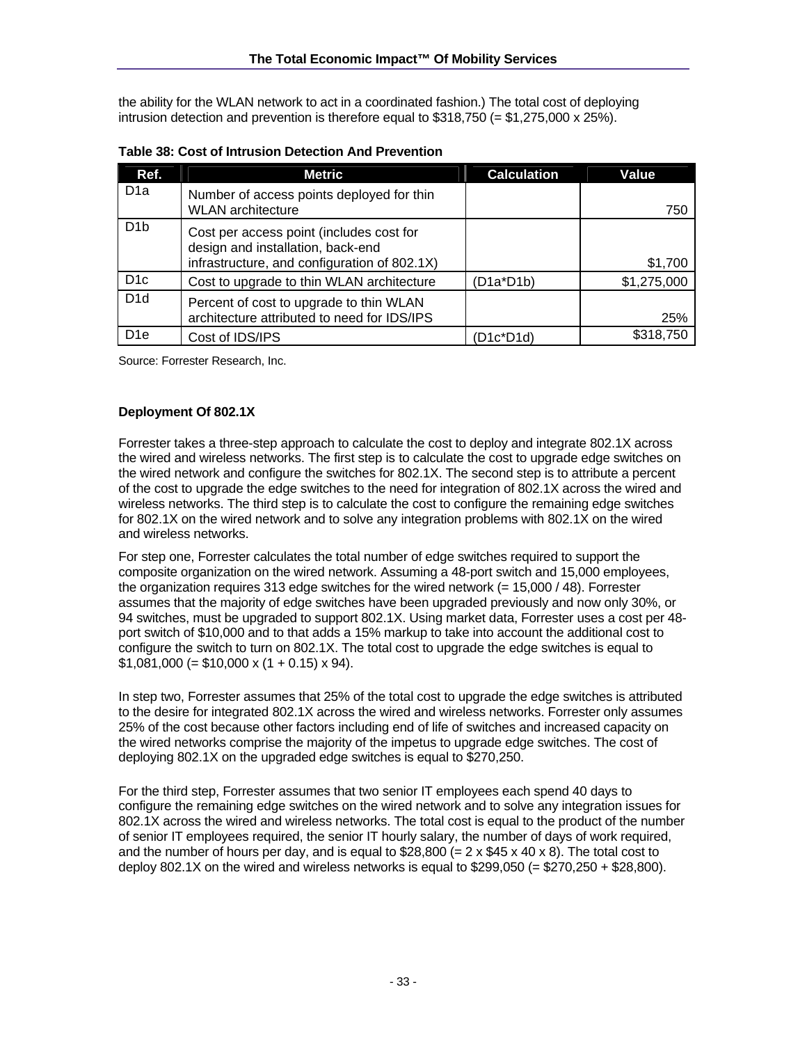the ability for the WLAN network to act in a coordinated fashion.) The total cost of deploying intrusion detection and prevention is therefore equal to $318,750 (= $1,275,000 x 25%).

**Table 38: Cost of Intrusion Detection And Prevention**

| Ref. | Metric | Calculation | Value |
|---|---|---|---|
| D1a | Number of access points deployed for thin WLAN architecture | | 750 |
| D1b | Cost per access point (includes cost for design and installation, back-end infrastructure, and configuration of 802.1X) | | $1,700 |
| D1c | Cost to upgrade to thin WLAN architecture | (D1a*D1b) | $1,275,000 |
| D1d | Percent of cost to upgrade to thin WLAN architecture attributed to need for IDS/IPS | | 25% |
| D1e | Cost of IDS/IPS | (D1c*D1d) | $318,750 |

Source: Forrester Research, Inc.

**Deployment Of 802.1X**

Forrester takes a three-step approach to calculate the cost to deploy and integrate 802.1X across the wired and wireless networks. The first step is to calculate the cost to upgrade edge switches on the wired network and configure the switches for 802.1X. The second step is to attribute a percent of the cost to upgrade the edge switches to the need for integration of 802.1X across the wired and wireless networks. The third step is to calculate the cost to configure the remaining edge switches for 802.1X on the wired network and to solve any integration problems with 802.1X on the wired and wireless networks.

For step one, Forrester calculates the total number of edge switches required to support the composite organization on the wired network. Assuming a 48-port switch and 15,000 employees, the organization requires 313 edge switches for the wired network (= 15,000 / 48). Forrester assumes that the majority of edge switches have been upgraded previously and now only 30%, or 94 switches, must be upgraded to support 802.1X. Using market data, Forrester uses a cost per 48-port switch of $10,000 and to that adds a 15% markup to take into account the additional cost to configure the switch to turn on 802.1X. The total cost to upgrade the edge switches is equal to $1,081,000 (= $10,000 x (1 + 0.15) x 94).

In step two, Forrester assumes that 25% of the total cost to upgrade the edge switches is attributed to the desire for integrated 802.1X across the wired and wireless networks. Forrester only assumes 25% of the cost because other factors including end of life of switches and increased capacity on the wired networks comprise the majority of the impetus to upgrade edge switches. The cost of deploying 802.1X on the upgraded edge switches is equal to $270,250.

For the third step, Forrester assumes that two senior IT employees each spend 40 days to configure the remaining edge switches on the wired network and to solve any integration issues for 802.1X across the wired and wireless networks. The total cost is equal to the product of the number of senior IT employees required, the senior IT hourly salary, the number of days of work required, and the number of hours per day, and is equal to $28,800 (= 2 x $45 x 40 x 8). The total cost to deploy 802.1X on the wired and wireless networks is equal to $299,050 (= $270,250 + $28,800).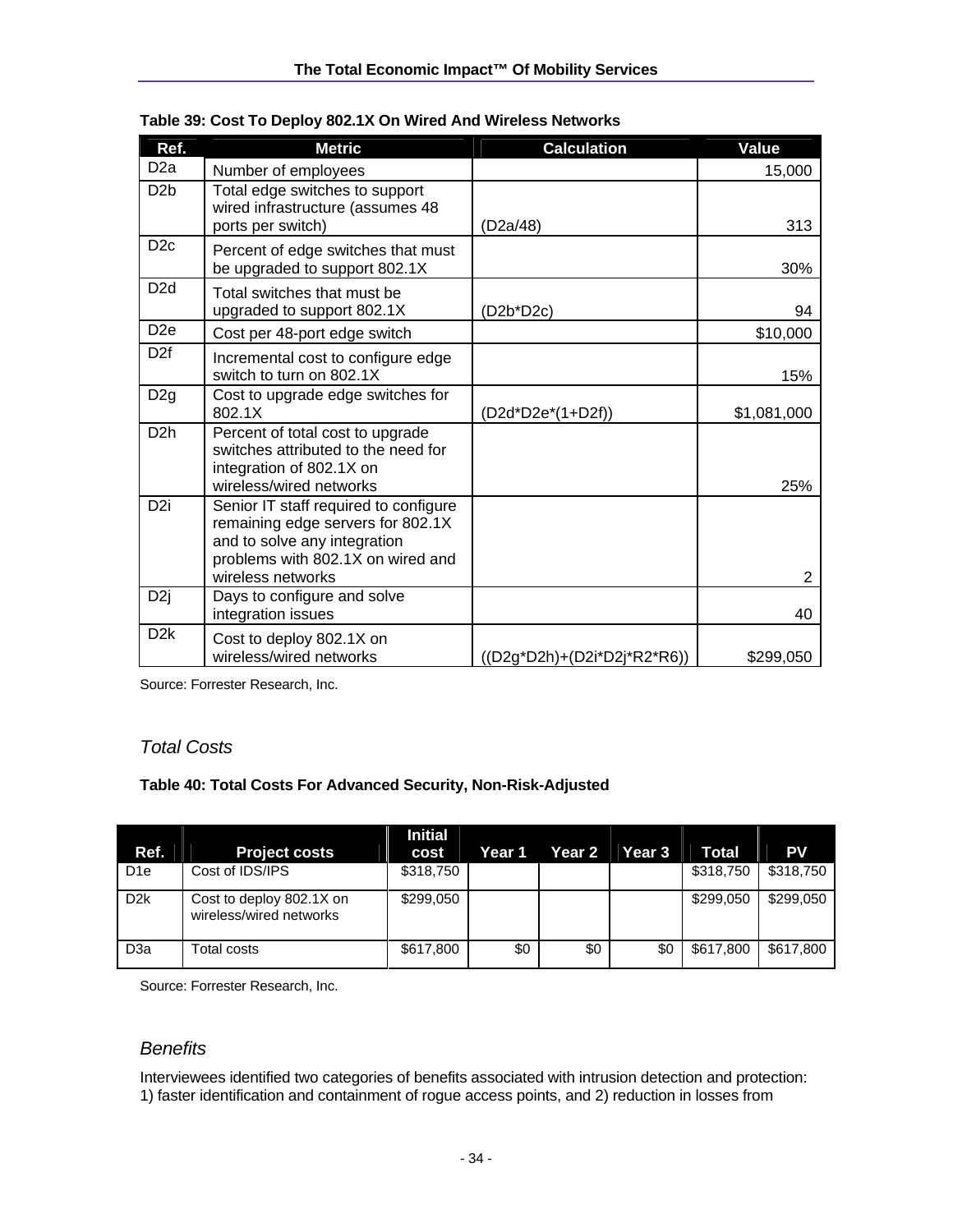**Table 39: Cost To Deploy 802.1X On Wired And Wireless Networks**

| Ref. | Metric | Calculation | Value |
|---|---|---|---|
| D2a | Number of employees | | 15,000 |
| D2b | Total edge switches to support wired infrastructure (assumes 48 ports per switch) | (D2a/48) | 313 |
| D2c | Percent of edge switches that must be upgraded to support 802.1X | | 30% |
| D2d | Total switches that must be upgraded to support 802.1X | (D2b*D2c) | 94 |
| D2e | Cost per 48-port edge switch | | $10,000 |
| D2f | Incremental cost to configure edge switch to turn on 802.1X | | 15% |
| D2g | Cost to upgrade edge switches for 802.1X | (D2d*D2e*(1+D2f)) | $1,081,000 |
| D2h | Percent of total cost to upgrade switches attributed to the need for integration of 802.1X on wireless/wired networks | | 25% |
| D2i | Senior IT staff required to configure remaining edge servers for 802.1X and to solve any integration problems with 802.1X on wired and wireless networks | | 2 |
| D2j | Days to configure and solve integration issues | | 40 |
| D2k | Cost to deploy 802.1X on wireless/wired networks | ((D2g*D2h)+(D2i*D2j*R2*R6)) | $299,050 |

Source: Forrester Research, Inc.

### *Total Costs*

**Table 40: Total Costs For Advanced Security, Non-Risk-Adjusted**

| Ref. | Project costs | Initial cost | Year 1 | Year 2 | Year 3 | Total | PV |
|---|---|---|---|---|---|---|---|
| D1e | Cost of IDS/IPS | $318,750 | | | | $318,750 | $318,750 |
| D2k | Cost to deploy 802.1X on wireless/wired networks | $299,050 | | | | $299,050 | $299,050 |
| D3a | Total costs | $617,800 | $0 | $0 | $0 | $617,800 | $617,800 |

Source: Forrester Research, Inc.

### *Benefits*

Interviewees identified two categories of benefits associated with intrusion detection and protection: 1) faster identification and containment of rogue access points, and 2) reduction in losses from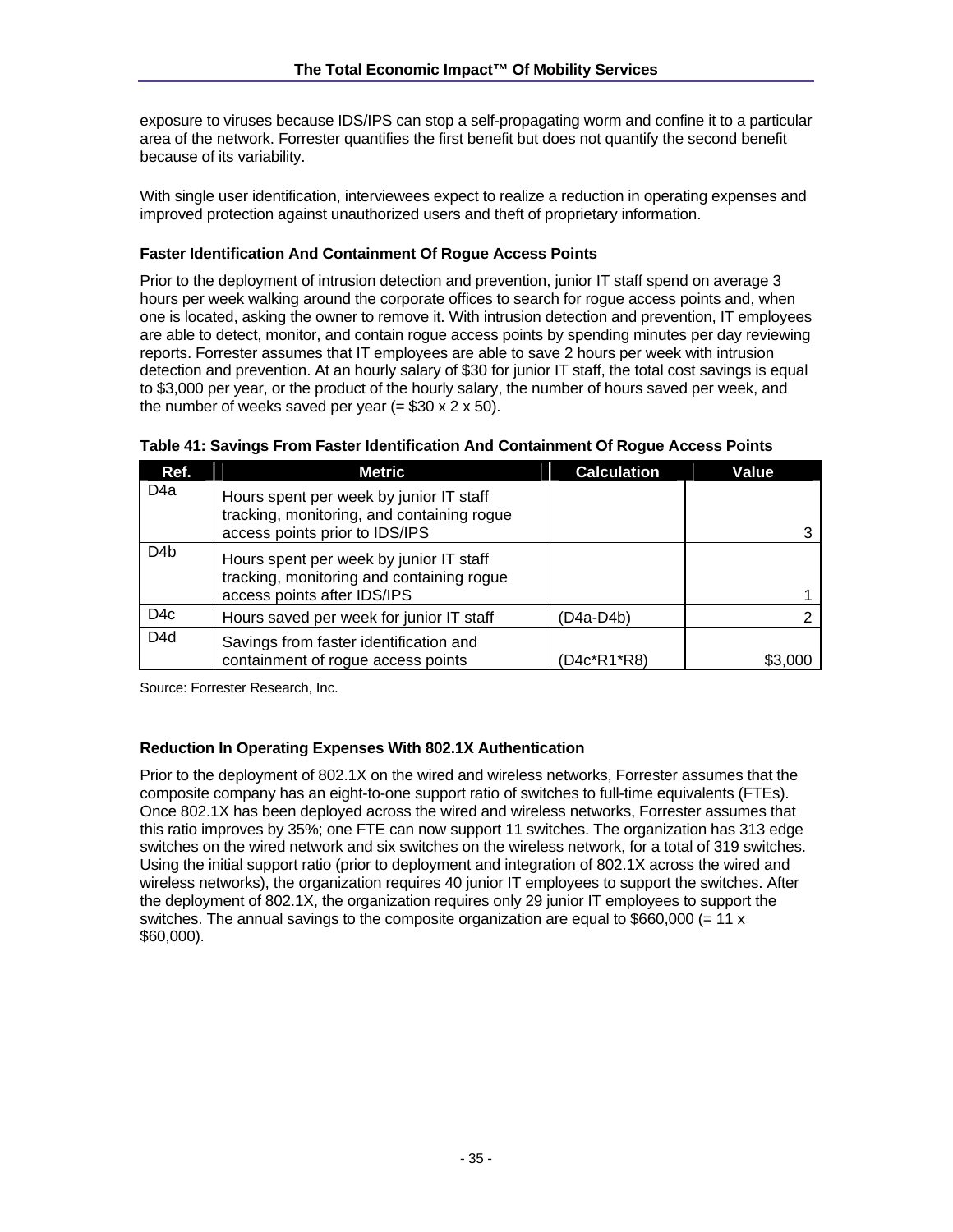exposure to viruses because IDS/IPS can stop a self-propagating worm and confine it to a particular area of the network. Forrester quantifies the first benefit but does not quantify the second benefit because of its variability.

With single user identification, interviewees expect to realize a reduction in operating expenses and improved protection against unauthorized users and theft of proprietary information.

### Faster Identification And Containment Of Rogue Access Points

Prior to the deployment of intrusion detection and prevention, junior IT staff spend on average 3 hours per week walking around the corporate offices to search for rogue access points and, when one is located, asking the owner to remove it. With intrusion detection and prevention, IT employees are able to detect, monitor, and contain rogue access points by spending minutes per day reviewing reports. Forrester assumes that IT employees are able to save 2 hours per week with intrusion detection and prevention. At an hourly salary of $30 for junior IT staff, the total cost savings is equal to $3,000 per year, or the product of the hourly salary, the number of hours saved per week, and the number of weeks saved per year (= $30 x 2 x 50).

**Table 41: Savings From Faster Identification And Containment Of Rogue Access Points**

| Ref. | Metric | Calculation | Value |
|---|---|---|---|
| D4a | Hours spent per week by junior IT staff tracking, monitoring, and containing rogue access points prior to IDS/IPS | | 3 |
| D4b | Hours spent per week by junior IT staff tracking, monitoring and containing rogue access points after IDS/IPS | | 1 |
| D4c | Hours saved per week for junior IT staff | (D4a-D4b) | 2 |
| D4d | Savings from faster identification and containment of rogue access points | (D4c*R1*R8) | $3,000 |

Source: Forrester Research, Inc.

### Reduction In Operating Expenses With 802.1X Authentication

Prior to the deployment of 802.1X on the wired and wireless networks, Forrester assumes that the composite company has an eight-to-one support ratio of switches to full-time equivalents (FTEs). Once 802.1X has been deployed across the wired and wireless networks, Forrester assumes that this ratio improves by 35%; one FTE can now support 11 switches. The organization has 313 edge switches on the wired network and six switches on the wireless network, for a total of 319 switches. Using the initial support ratio (prior to deployment and integration of 802.1X across the wired and wireless networks), the organization requires 40 junior IT employees to support the switches. After the deployment of 802.1X, the organization requires only 29 junior IT employees to support the switches. The annual savings to the composite organization are equal to $660,000 (= 11 x $60,000).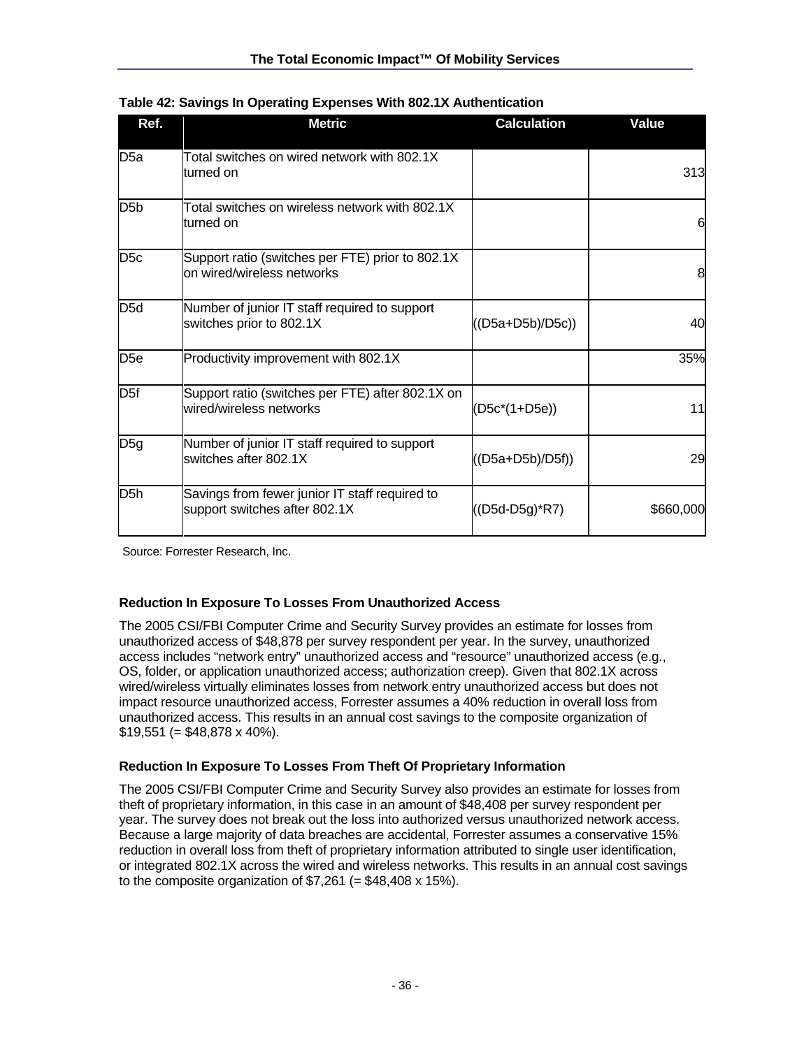**Table 42: Savings In Operating Expenses With 802.1X Authentication**

| Ref. | Metric | Calculation | Value |
|---|---|---|---|
| D5a | Total switches on wired network with 802.1X turned on | | 313 |
| D5b | Total switches on wireless network with 802.1X turned on | | 6 |
| D5c | Support ratio (switches per FTE) prior to 802.1X on wired/wireless networks | | 8 |
| D5d | Number of junior IT staff required to support switches prior to 802.1X | ((D5a+D5b)/D5c)) | 40 |
| D5e | Productivity improvement with 802.1X | | 35% |
| D5f | Support ratio (switches per FTE) after 802.1X on wired/wireless networks | (D5c*(1+D5e)) | 11 |
| D5g | Number of junior IT staff required to support switches after 802.1X | ((D5a+D5b)/D5f)) | 29 |
| D5h | Savings from fewer junior IT staff required to support switches after 802.1X | ((D5d-D5g)*R7) | $660,000 |

Source: Forrester Research, Inc.

### Reduction In Exposure To Losses From Unauthorized Access

The 2005 CSI/FBI Computer Crime and Security Survey provides an estimate for losses from unauthorized access of $48,878 per survey respondent per year. In the survey, unauthorized access includes "network entry" unauthorized access and "resource" unauthorized access (e.g., OS, folder, or application unauthorized access; authorization creep). Given that 802.1X across wired/wireless virtually eliminates losses from network entry unauthorized access but does not impact resource unauthorized access, Forrester assumes a 40% reduction in overall loss from unauthorized access. This results in an annual cost savings to the composite organization of $19,551 (= $48,878 x 40%).

### Reduction In Exposure To Losses From Theft Of Proprietary Information

The 2005 CSI/FBI Computer Crime and Security Survey also provides an estimate for losses from theft of proprietary information, in this case in an amount of $48,408 per survey respondent per year. The survey does not break out the loss into authorized versus unauthorized network access. Because a large majority of data breaches are accidental, Forrester assumes a conservative 15% reduction in overall loss from theft of proprietary information attributed to single user identification, or integrated 802.1X across the wired and wireless networks. This results in an annual cost savings to the composite organization of $7,261 (= $48,408 x 15%).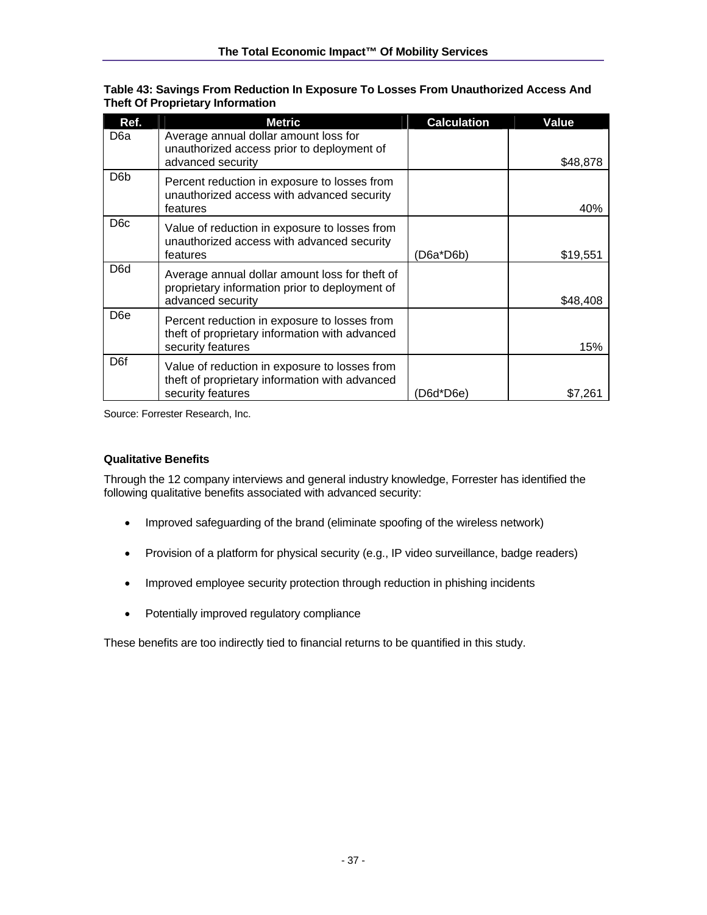**Table 43: Savings From Reduction In Exposure To Losses From Unauthorized Access And Theft Of Proprietary Information**

| Ref. | Metric | Calculation | Value |
|---|---|---|---|
| D6a | Average annual dollar amount loss for unauthorized access prior to deployment of advanced security | | $48,878 |
| D6b | Percent reduction in exposure to losses from unauthorized access with advanced security features | | 40% |
| D6c | Value of reduction in exposure to losses from unauthorized access with advanced security features | (D6a*D6b) | $19,551 |
| D6d | Average annual dollar amount loss for theft of proprietary information prior to deployment of advanced security | | $48,408 |
| D6e | Percent reduction in exposure to losses from theft of proprietary information with advanced security features | | 15% |
| D6f | Value of reduction in exposure to losses from theft of proprietary information with advanced security features | (D6d*D6e) | $7,261 |

Source: Forrester Research, Inc.

### Qualitative Benefits

Through the 12 company interviews and general industry knowledge, Forrester has identified the following qualitative benefits associated with advanced security:

- Improved safeguarding of the brand (eliminate spoofing of the wireless network)
- Provision of a platform for physical security (e.g., IP video surveillance, badge readers)
- Improved employee security protection through reduction in phishing incidents
- Potentially improved regulatory compliance

These benefits are too indirectly tied to financial returns to be quantified in this study.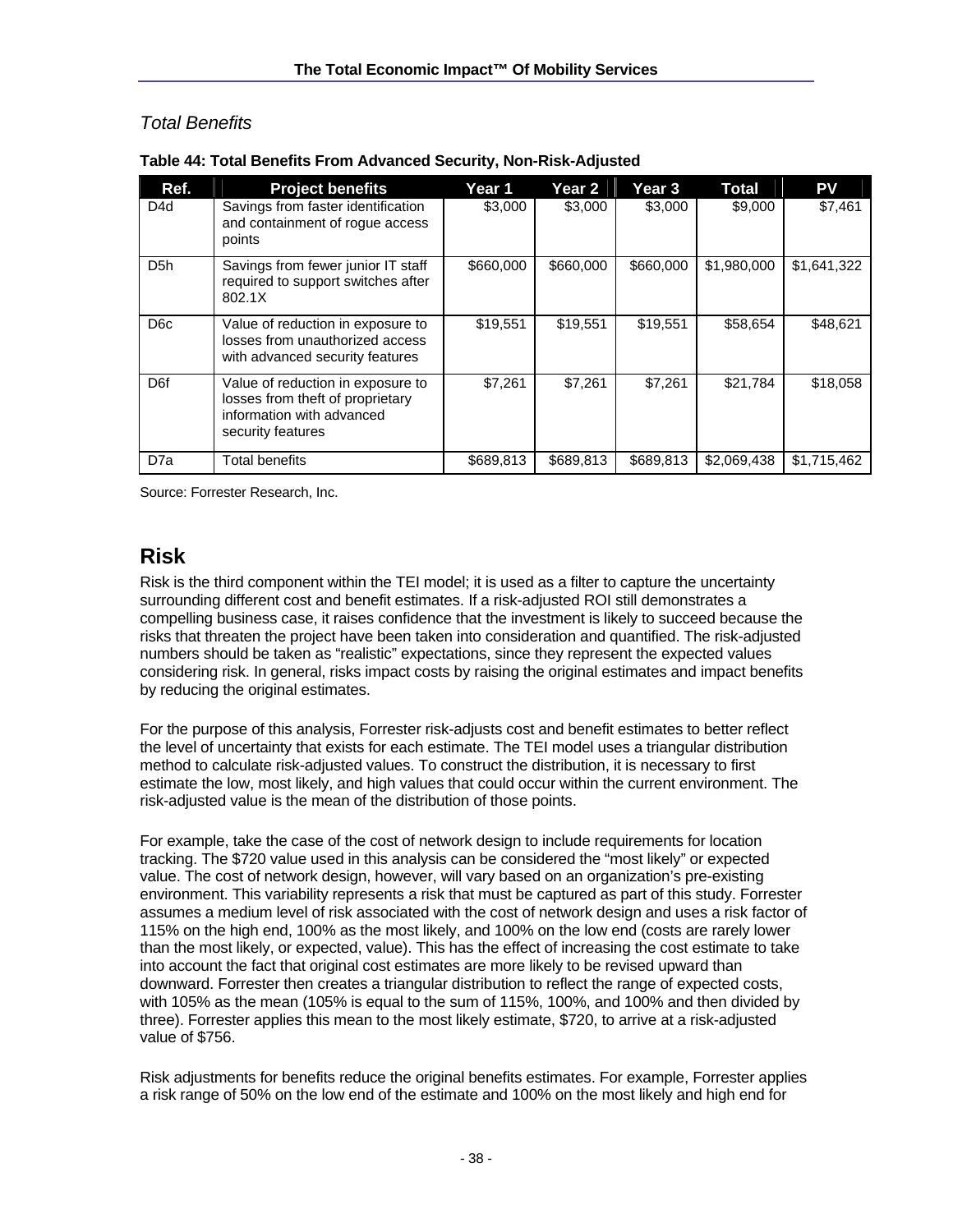### *Total Benefits*

**Table 44: Total Benefits From Advanced Security, Non-Risk-Adjusted**

| Ref. | Project benefits | Year 1 | Year 2 | Year 3 | Total | PV |
|---|---|---|---|---|---|---|
| D4d | Savings from faster identification and containment of rogue access points | $3,000 | $3,000 | $3,000 | $9,000 | $7,461 |
| D5h | Savings from fewer junior IT staff required to support switches after 802.1X | $660,000 | $660,000 | $660,000 | $1,980,000 | $1,641,322 |
| D6c | Value of reduction in exposure to losses from unauthorized access with advanced security features | $19,551 | $19,551 | $19,551 | $58,654 | $48,621 |
| D6f | Value of reduction in exposure to losses from theft of proprietary information with advanced security features | $7,261 | $7,261 | $7,261 | $21,784 | $18,058 |
| D7a | Total benefits | $689,813 | $689,813 | $689,813 | $2,069,438 | $1,715,462 |

Source: Forrester Research, Inc.

## Risk

Risk is the third component within the TEI model; it is used as a filter to capture the uncertainty surrounding different cost and benefit estimates. If a risk-adjusted ROI still demonstrates a compelling business case, it raises confidence that the investment is likely to succeed because the risks that threaten the project have been taken into consideration and quantified. The risk-adjusted numbers should be taken as "realistic" expectations, since they represent the expected values considering risk. In general, risks impact costs by raising the original estimates and impact benefits by reducing the original estimates.

For the purpose of this analysis, Forrester risk-adjusts cost and benefit estimates to better reflect the level of uncertainty that exists for each estimate. The TEI model uses a triangular distribution method to calculate risk-adjusted values. To construct the distribution, it is necessary to first estimate the low, most likely, and high values that could occur within the current environment. The risk-adjusted value is the mean of the distribution of those points.

For example, take the case of the cost of network design to include requirements for location tracking. The $720 value used in this analysis can be considered the "most likely" or expected value. The cost of network design, however, will vary based on an organization's pre-existing environment. This variability represents a risk that must be captured as part of this study. Forrester assumes a medium level of risk associated with the cost of network design and uses a risk factor of 115% on the high end, 100% as the most likely, and 100% on the low end (costs are rarely lower than the most likely, or expected, value). This has the effect of increasing the cost estimate to take into account the fact that original cost estimates are more likely to be revised upward than downward. Forrester then creates a triangular distribution to reflect the range of expected costs, with 105% as the mean (105% is equal to the sum of 115%, 100%, and 100% and then divided by three). Forrester applies this mean to the most likely estimate, $720, to arrive at a risk-adjusted value of $756.

Risk adjustments for benefits reduce the original benefits estimates. For example, Forrester applies a risk range of 50% on the low end of the estimate and 100% on the most likely and high end for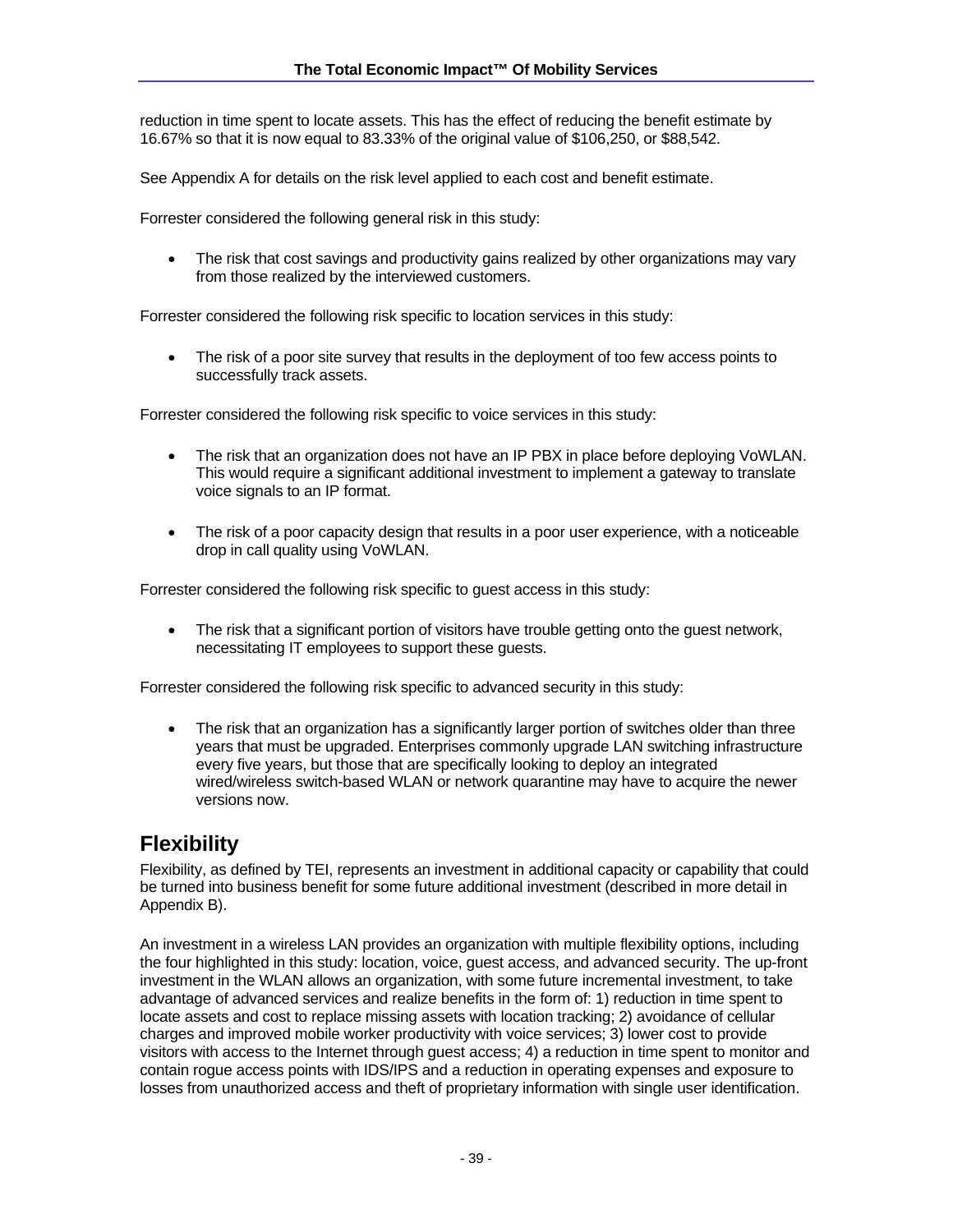reduction in time spent to locate assets. This has the effect of reducing the benefit estimate by 16.67% so that it is now equal to 83.33% of the original value of $106,250, or $88,542.

See Appendix A for details on the risk level applied to each cost and benefit estimate.

Forrester considered the following general risk in this study:

- The risk that cost savings and productivity gains realized by other organizations may vary from those realized by the interviewed customers.

Forrester considered the following risk specific to location services in this study:

- The risk of a poor site survey that results in the deployment of too few access points to successfully track assets.

Forrester considered the following risk specific to voice services in this study:

- The risk that an organization does not have an IP PBX in place before deploying VoWLAN. This would require a significant additional investment to implement a gateway to translate voice signals to an IP format.

- The risk of a poor capacity design that results in a poor user experience, with a noticeable drop in call quality using VoWLAN.

Forrester considered the following risk specific to guest access in this study:

- The risk that a significant portion of visitors have trouble getting onto the guest network, necessitating IT employees to support these guests.

Forrester considered the following risk specific to advanced security in this study:

- The risk that an organization has a significantly larger portion of switches older than three years that must be upgraded. Enterprises commonly upgrade LAN switching infrastructure every five years, but those that are specifically looking to deploy an integrated wired/wireless switch-based WLAN or network quarantine may have to acquire the newer versions now.

## Flexibility

Flexibility, as defined by TEI, represents an investment in additional capacity or capability that could be turned into business benefit for some future additional investment (described in more detail in Appendix B).

An investment in a wireless LAN provides an organization with multiple flexibility options, including the four highlighted in this study: location, voice, guest access, and advanced security. The up-front investment in the WLAN allows an organization, with some future incremental investment, to take advantage of advanced services and realize benefits in the form of: 1) reduction in time spent to locate assets and cost to replace missing assets with location tracking; 2) avoidance of cellular charges and improved mobile worker productivity with voice services; 3) lower cost to provide visitors with access to the Internet through guest access; 4) a reduction in time spent to monitor and contain rogue access points with IDS/IPS and a reduction in operating expenses and exposure to losses from unauthorized access and theft of proprietary information with single user identification.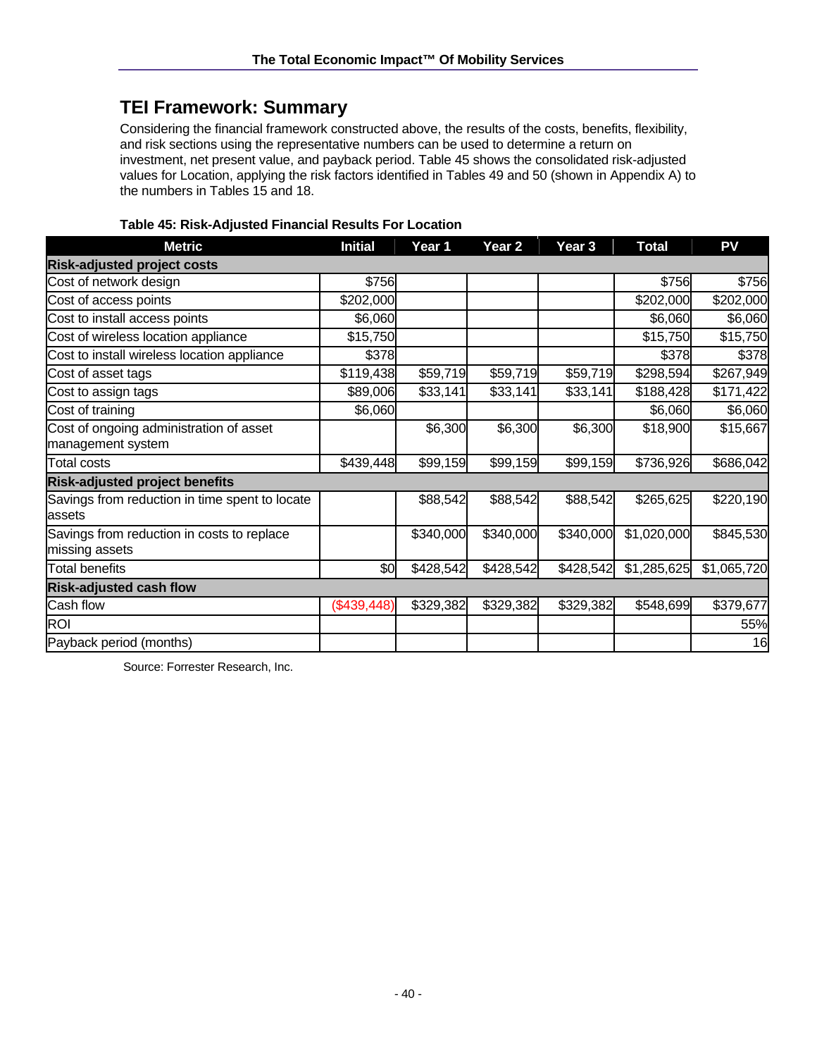## TEI Framework: Summary

Considering the financial framework constructed above, the results of the costs, benefits, flexibility, and risk sections using the representative numbers can be used to determine a return on investment, net present value, and payback period. Table 45 shows the consolidated risk-adjusted values for Location, applying the risk factors identified in Tables 49 and 50 (shown in Appendix A) to the numbers in Tables 15 and 18.

**Table 45: Risk-Adjusted Financial Results For Location**

| Metric | Initial | Year 1 | Year 2 | Year 3 | Total | PV |
|---|---|---|---|---|---|---|
| **Risk-adjusted project costs** | | | | | | |
| Cost of network design | $756 | | | | $756 | $756 |
| Cost of access points | $202,000 | | | | $202,000 | $202,000 |
| Cost to install access points | $6,060 | | | | $6,060 | $6,060 |
| Cost of wireless location appliance | $15,750 | | | | $15,750 | $15,750 |
| Cost to install wireless location appliance | $378 | | | | $378 | $378 |
| Cost of asset tags | $119,438 | $59,719 | $59,719 | $59,719 | $298,594 | $267,949 |
| Cost to assign tags | $89,006 | $33,141 | $33,141 | $33,141 | $188,428 | $171,422 |
| Cost of training | $6,060 | | | | $6,060 | $6,060 |
| Cost of ongoing administration of asset management system | | $6,300 | $6,300 | $6,300 | $18,900 | $15,667 |
| Total costs | $439,448 | $99,159 | $99,159 | $99,159 | $736,926 | $686,042 |
| **Risk-adjusted project benefits** | | | | | | |
| Savings from reduction in time spent to locate assets | | $88,542 | $88,542 | $88,542 | $265,625 | $220,190 |
| Savings from reduction in costs to replace missing assets | | $340,000 | $340,000 | $340,000 | $1,020,000 | $845,530 |
| Total benefits | $0 | $428,542 | $428,542 | $428,542 | $1,285,625 | $1,065,720 |
| **Risk-adjusted cash flow** | | | | | | |
| Cash flow | ($439,448) | $329,382 | $329,382 | $329,382 | $548,699 | $379,677 |
| ROI | | | | | | 55% |
| Payback period (months) | | | | | | 16 |

Source: Forrester Research, Inc.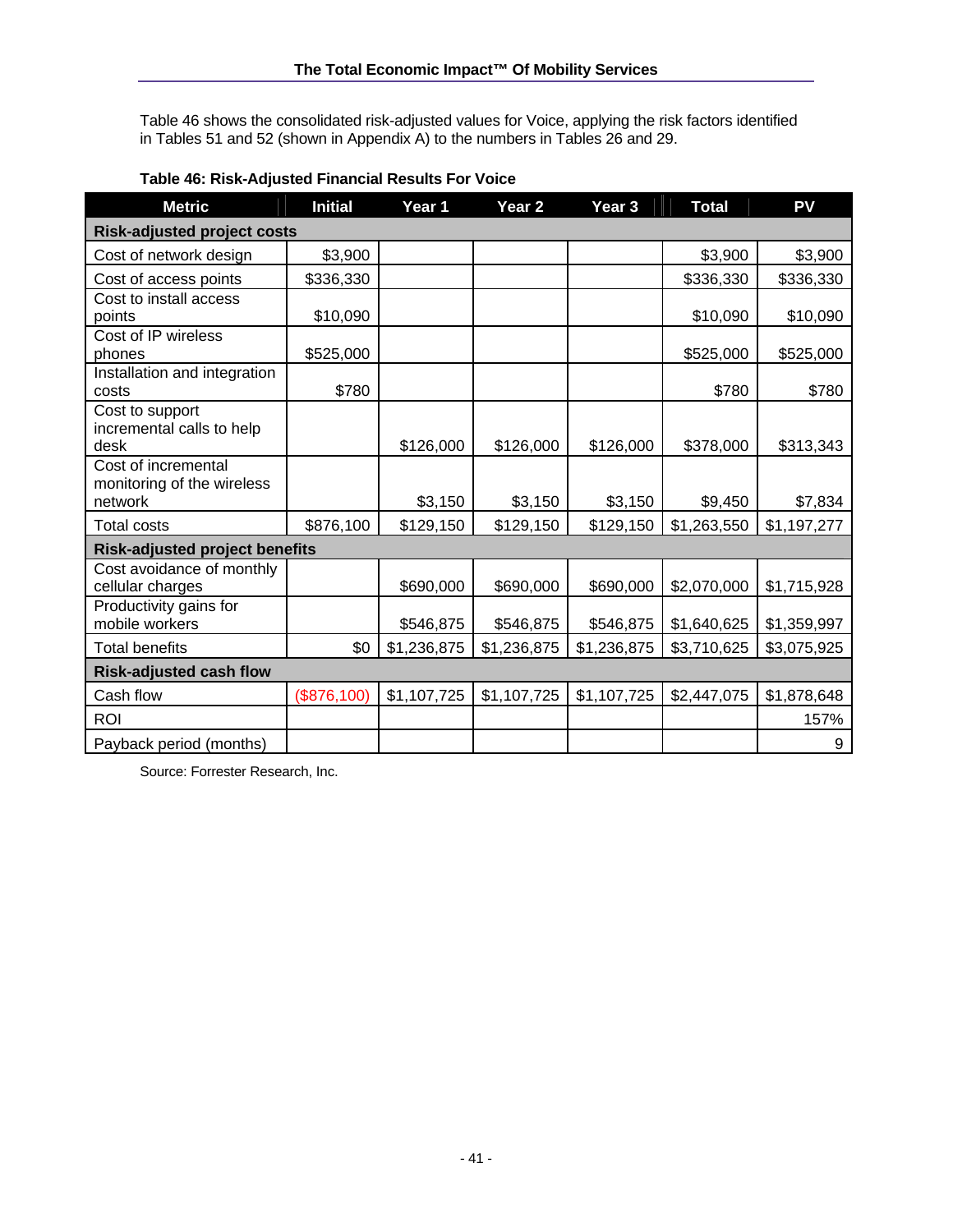Table 46 shows the consolidated risk-adjusted values for Voice, applying the risk factors identified in Tables 51 and 52 (shown in Appendix A) to the numbers in Tables 26 and 29.

**Table 46: Risk-Adjusted Financial Results For Voice**

| Metric | Initial | Year 1 | Year 2 | Year 3 | Total | PV |
|---|---|---|---|---|---|---|
| **Risk-adjusted project costs** | | | | | | |
| Cost of network design | $3,900 | | | | $3,900 | $3,900 |
| Cost of access points | $336,330 | | | | $336,330 | $336,330 |
| Cost to install access points | $10,090 | | | | $10,090 | $10,090 |
| Cost of IP wireless phones | $525,000 | | | | $525,000 | $525,000 |
| Installation and integration costs | $780 | | | | $780 | $780 |
| Cost to support incremental calls to help desk | | $126,000 | $126,000 | $126,000 | $378,000 | $313,343 |
| Cost of incremental monitoring of the wireless network | | $3,150 | $3,150 | $3,150 | $9,450 | $7,834 |
| Total costs | $876,100 | $129,150 | $129,150 | $129,150 | $1,263,550 | $1,197,277 |
| **Risk-adjusted project benefits** | | | | | | |
| Cost avoidance of monthly cellular charges | | $690,000 | $690,000 | $690,000 | $2,070,000 | $1,715,928 |
| Productivity gains for mobile workers | | $546,875 | $546,875 | $546,875 | $1,640,625 | $1,359,997 |
| Total benefits | $0 | $1,236,875 | $1,236,875 | $1,236,875 | $3,710,625 | $3,075,925 |
| **Risk-adjusted cash flow** | | | | | | |
| Cash flow | ($876,100) | $1,107,725 | $1,107,725 | $1,107,725 | $2,447,075 | $1,878,648 |
| ROI | | | | | | 157% |
| Payback period (months) | | | | | | 9 |

Source: Forrester Research, Inc.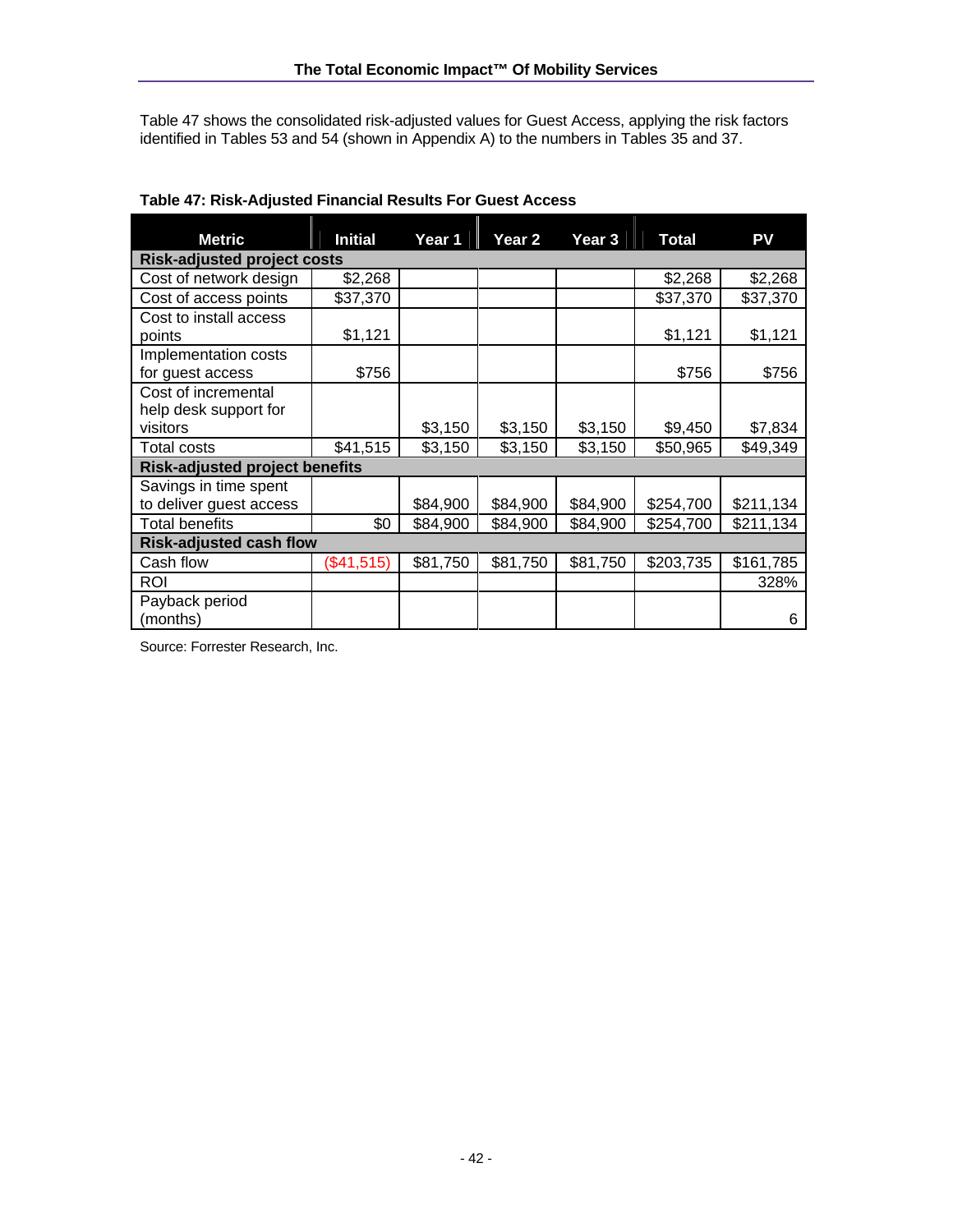Table 47 shows the consolidated risk-adjusted values for Guest Access, applying the risk factors identified in Tables 53 and 54 (shown in Appendix A) to the numbers in Tables 35 and 37.

**Table 47: Risk-Adjusted Financial Results For Guest Access**

| Metric | Initial | Year 1 | Year 2 | Year 3 | Total | PV |
|---|---|---|---|---|---|---|
| **Risk-adjusted project costs** | | | | | | |
| Cost of network design | $2,268 | | | | $2,268 | $2,268 |
| Cost of access points | $37,370 | | | | $37,370 | $37,370 |
| Cost to install access points | $1,121 | | | | $1,121 | $1,121 |
| Implementation costs for guest access | $756 | | | | $756 | $756 |
| Cost of incremental help desk support for visitors | | $3,150 | $3,150 | $3,150 | $9,450 | $7,834 |
| Total costs | $41,515 | $3,150 | $3,150 | $3,150 | $50,965 | $49,349 |
| **Risk-adjusted project benefits** | | | | | | |
| Savings in time spent to deliver guest access | | $84,900 | $84,900 | $84,900 | $254,700 | $211,134 |
| Total benefits | $0 | $84,900 | $84,900 | $84,900 | $254,700 | $211,134 |
| **Risk-adjusted cash flow** | | | | | | |
| Cash flow | ($41,515) | $81,750 | $81,750 | $81,750 | $203,735 | $161,785 |
| ROI | | | | | | 328% |
| Payback period (months) | | | | | | 6 |

Source: Forrester Research, Inc.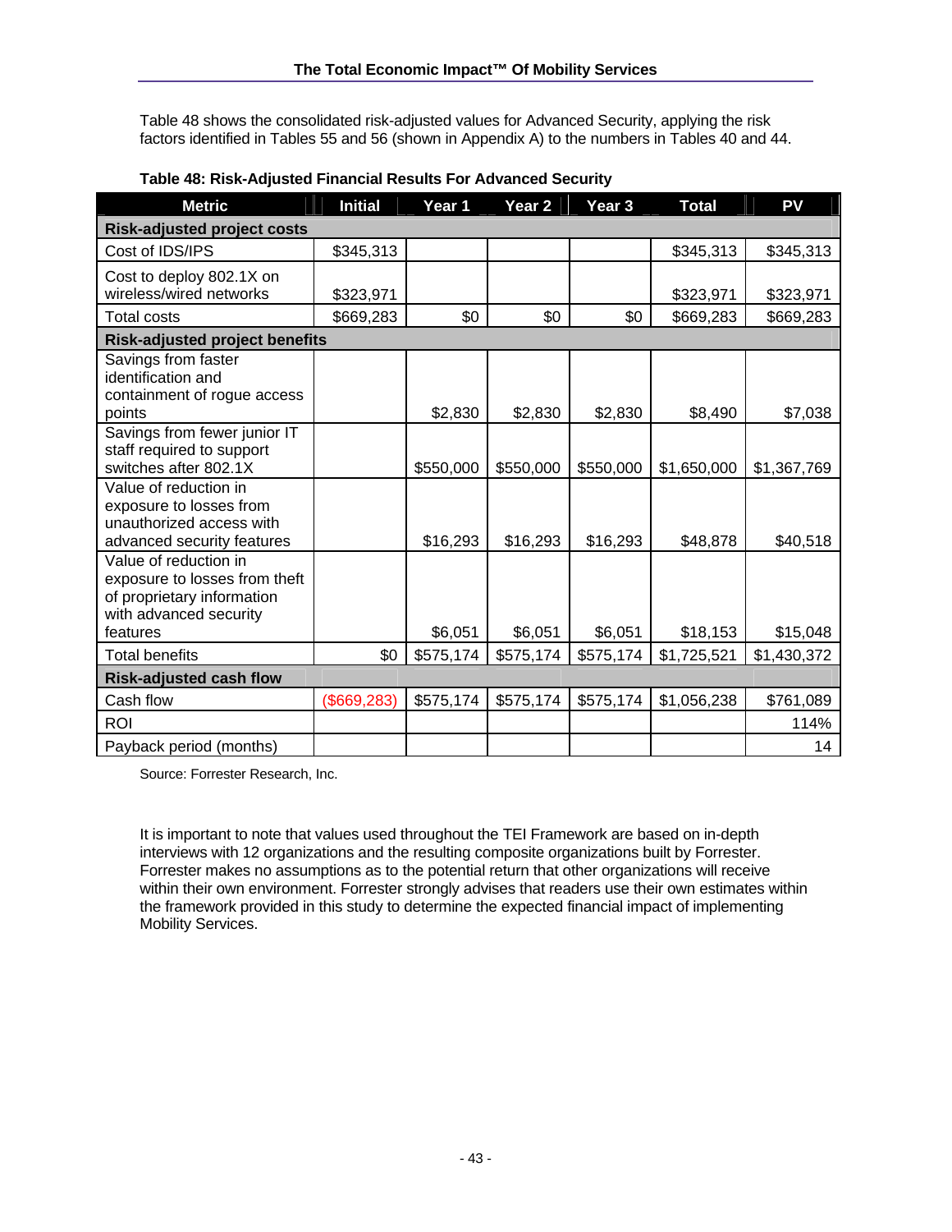Table 48 shows the consolidated risk-adjusted values for Advanced Security, applying the risk factors identified in Tables 55 and 56 (shown in Appendix A) to the numbers in Tables 40 and 44.

**Table 48: Risk-Adjusted Financial Results For Advanced Security**

| Metric | Initial | Year 1 | Year 2 | Year 3 | Total | PV |
|---|---|---|---|---|---|---|
| **Risk-adjusted project costs** | | | | | | |
| Cost of IDS/IPS | $345,313 | | | | $345,313 | $345,313 |
| Cost to deploy 802.1X on wireless/wired networks | $323,971 | | | | $323,971 | $323,971 |
| Total costs | $669,283 | $0 | $0 | $0 | $669,283 | $669,283 |
| **Risk-adjusted project benefits** | | | | | | |
| Savings from faster identification and containment of rogue access points | | $2,830 | $2,830 | $2,830 | $8,490 | $7,038 |
| Savings from fewer junior IT staff required to support switches after 802.1X | | $550,000 | $550,000 | $550,000 | $1,650,000 | $1,367,769 |
| Value of reduction in exposure to losses from unauthorized access with advanced security features | | $16,293 | $16,293 | $16,293 | $48,878 | $40,518 |
| Value of reduction in exposure to losses from theft of proprietary information with advanced security features | | $6,051 | $6,051 | $6,051 | $18,153 | $15,048 |
| Total benefits | $0 | $575,174 | $575,174 | $575,174 | $1,725,521 | $1,430,372 |
| **Risk-adjusted cash flow** | | | | | | |
| Cash flow | ($669,283) | $575,174 | $575,174 | $575,174 | $1,056,238 | $761,089 |
| ROI | | | | | | 114% |
| Payback period (months) | | | | | | 14 |

Source: Forrester Research, Inc.

It is important to note that values used throughout the TEI Framework are based on in-depth interviews with 12 organizations and the resulting composite organizations built by Forrester. Forrester makes no assumptions as to the potential return that other organizations will receive within their own environment. Forrester strongly advises that readers use their own estimates within the framework provided in this study to determine the expected financial impact of implementing Mobility Services.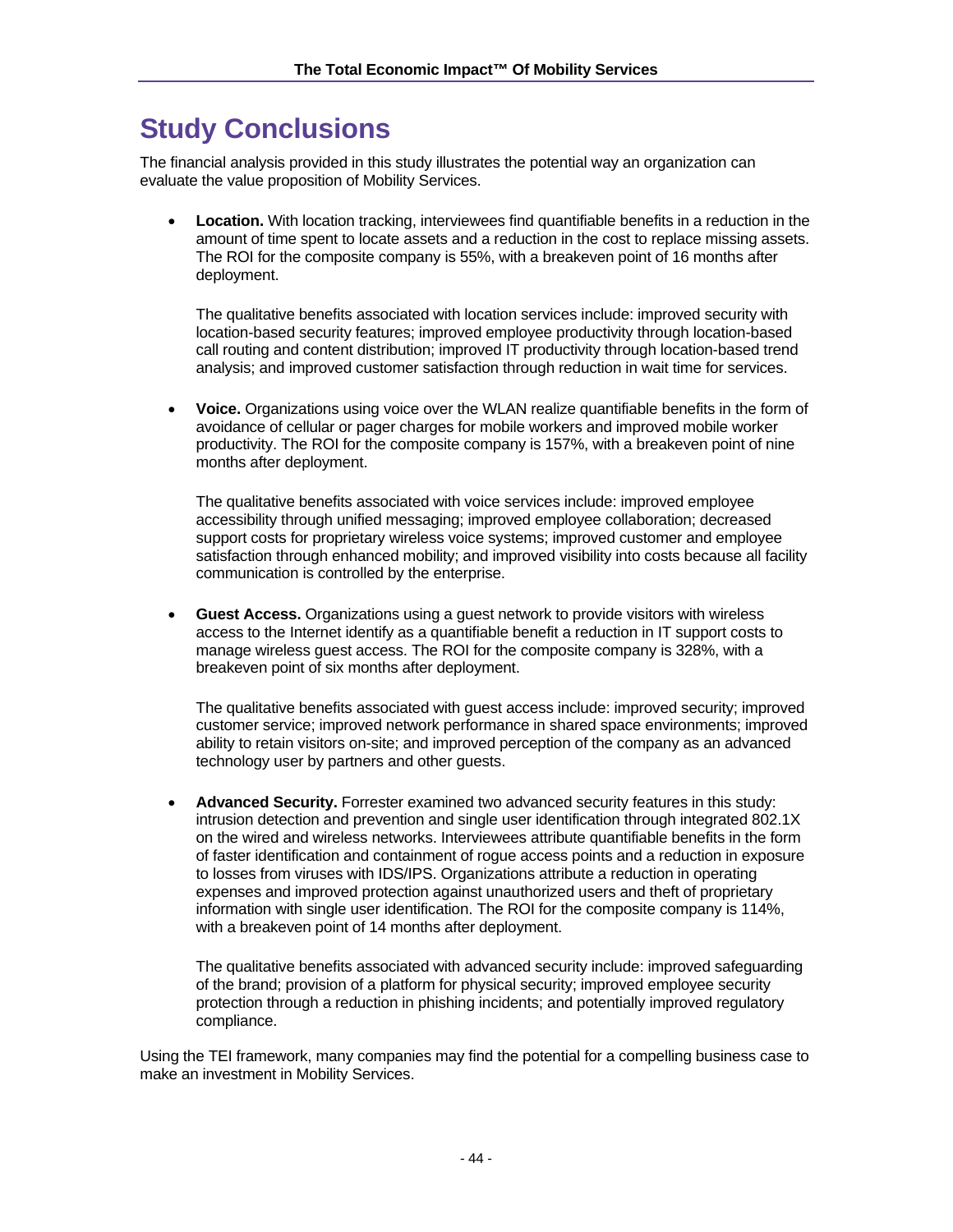# Study Conclusions

The financial analysis provided in this study illustrates the potential way an organization can evaluate the value proposition of Mobility Services.

- **Location.** With location tracking, interviewees find quantifiable benefits in a reduction in the amount of time spent to locate assets and a reduction in the cost to replace missing assets. The ROI for the composite company is 55%, with a breakeven point of 16 months after deployment.

  The qualitative benefits associated with location services include: improved security with location-based security features; improved employee productivity through location-based call routing and content distribution; improved IT productivity through location-based trend analysis; and improved customer satisfaction through reduction in wait time for services.

- **Voice.** Organizations using voice over the WLAN realize quantifiable benefits in the form of avoidance of cellular or pager charges for mobile workers and improved mobile worker productivity. The ROI for the composite company is 157%, with a breakeven point of nine months after deployment.

  The qualitative benefits associated with voice services include: improved employee accessibility through unified messaging; improved employee collaboration; decreased support costs for proprietary wireless voice systems; improved customer and employee satisfaction through enhanced mobility; and improved visibility into costs because all facility communication is controlled by the enterprise.

- **Guest Access.** Organizations using a guest network to provide visitors with wireless access to the Internet identify as a quantifiable benefit a reduction in IT support costs to manage wireless guest access. The ROI for the composite company is 328%, with a breakeven point of six months after deployment.

  The qualitative benefits associated with guest access include: improved security; improved customer service; improved network performance in shared space environments; improved ability to retain visitors on-site; and improved perception of the company as an advanced technology user by partners and other guests.

- **Advanced Security.** Forrester examined two advanced security features in this study: intrusion detection and prevention and single user identification through integrated 802.1X on the wired and wireless networks. Interviewees attribute quantifiable benefits in the form of faster identification and containment of rogue access points and a reduction in exposure to losses from viruses with IDS/IPS. Organizations attribute a reduction in operating expenses and improved protection against unauthorized users and theft of proprietary information with single user identification. The ROI for the composite company is 114%, with a breakeven point of 14 months after deployment.

  The qualitative benefits associated with advanced security include: improved safeguarding of the brand; provision of a platform for physical security; improved employee security protection through a reduction in phishing incidents; and potentially improved regulatory compliance.

Using the TEI framework, many companies may find the potential for a compelling business case to make an investment in Mobility Services.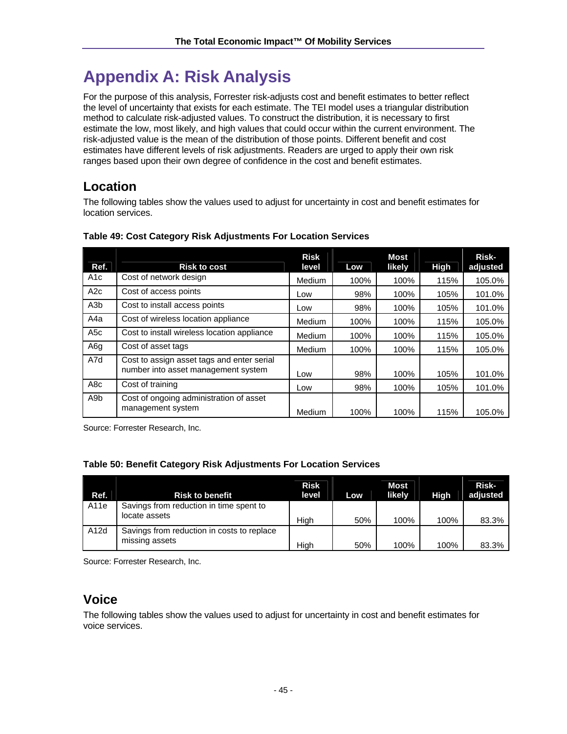# Appendix A: Risk Analysis

For the purpose of this analysis, Forrester risk-adjusts cost and benefit estimates to better reflect the level of uncertainty that exists for each estimate. The TEI model uses a triangular distribution method to calculate risk-adjusted values. To construct the distribution, it is necessary to first estimate the low, most likely, and high values that could occur within the current environment. The risk-adjusted value is the mean of the distribution of those points. Different benefit and cost estimates have different levels of risk adjustments. Readers are urged to apply their own risk ranges based upon their own degree of confidence in the cost and benefit estimates.

## Location

The following tables show the values used to adjust for uncertainty in cost and benefit estimates for location services.

**Table 49: Cost Category Risk Adjustments For Location Services**

| Ref. | Risk to cost | Risk level | Low | Most likely | High | Risk-adjusted |
|---|---|---|---|---|---|---|
| A1c | Cost of network design | Medium | 100% | 100% | 115% | 105.0% |
| A2c | Cost of access points | Low | 98% | 100% | 105% | 101.0% |
| A3b | Cost to install access points | Low | 98% | 100% | 105% | 101.0% |
| A4a | Cost of wireless location appliance | Medium | 100% | 100% | 115% | 105.0% |
| A5c | Cost to install wireless location appliance | Medium | 100% | 100% | 115% | 105.0% |
| A6g | Cost of asset tags | Medium | 100% | 100% | 115% | 105.0% |
| A7d | Cost to assign asset tags and enter serial number into asset management system | Low | 98% | 100% | 105% | 101.0% |
| A8c | Cost of training | Low | 98% | 100% | 105% | 101.0% |
| A9b | Cost of ongoing administration of asset management system | Medium | 100% | 100% | 115% | 105.0% |

Source: Forrester Research, Inc.

**Table 50: Benefit Category Risk Adjustments For Location Services**

| Ref. | Risk to benefit | Risk level | Low | Most likely | High | Risk-adjusted |
|---|---|---|---|---|---|---|
| A11e | Savings from reduction in time spent to locate assets | High | 50% | 100% | 100% | 83.3% |
| A12d | Savings from reduction in costs to replace missing assets | High | 50% | 100% | 100% | 83.3% |

Source: Forrester Research, Inc.

## Voice

The following tables show the values used to adjust for uncertainty in cost and benefit estimates for voice services.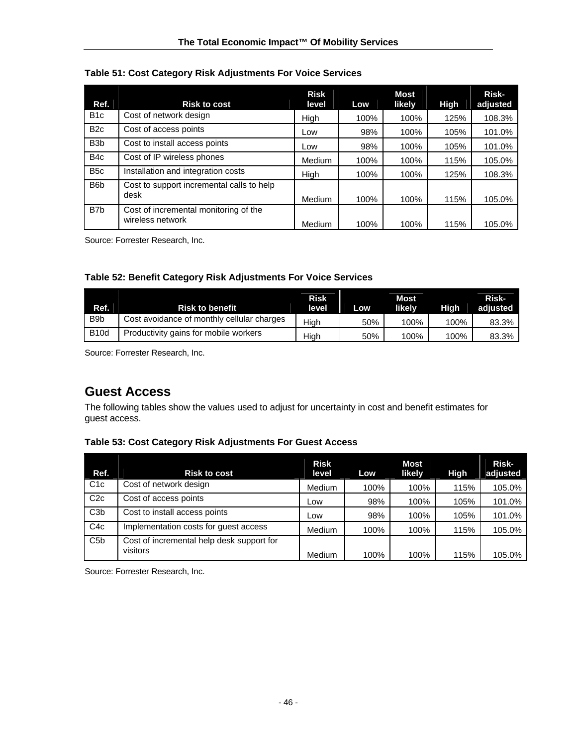**Table 51: Cost Category Risk Adjustments For Voice Services**

| Ref. | Risk to cost | Risk level | Low | Most likely | High | Risk-adjusted |
|---|---|---|---|---|---|---|
| B1c | Cost of network design | High | 100% | 100% | 125% | 108.3% |
| B2c | Cost of access points | Low | 98% | 100% | 105% | 101.0% |
| B3b | Cost to install access points | Low | 98% | 100% | 105% | 101.0% |
| B4c | Cost of IP wireless phones | Medium | 100% | 100% | 115% | 105.0% |
| B5c | Installation and integration costs | High | 100% | 100% | 125% | 108.3% |
| B6b | Cost to support incremental calls to help desk | Medium | 100% | 100% | 115% | 105.0% |
| B7b | Cost of incremental monitoring of the wireless network | Medium | 100% | 100% | 115% | 105.0% |

Source: Forrester Research, Inc.

**Table 52: Benefit Category Risk Adjustments For Voice Services**

| Ref. | Risk to benefit | Risk level | Low | Most likely | High | Risk-adjusted |
|---|---|---|---|---|---|---|
| B9b | Cost avoidance of monthly cellular charges | High | 50% | 100% | 100% | 83.3% |
| B10d | Productivity gains for mobile workers | High | 50% | 100% | 100% | 83.3% |

Source: Forrester Research, Inc.

## Guest Access

The following tables show the values used to adjust for uncertainty in cost and benefit estimates for guest access.

**Table 53: Cost Category Risk Adjustments For Guest Access**

| Ref. | Risk to cost | Risk level | Low | Most likely | High | Risk-adjusted |
|---|---|---|---|---|---|---|
| C1c | Cost of network design | Medium | 100% | 100% | 115% | 105.0% |
| C2c | Cost of access points | Low | 98% | 100% | 105% | 101.0% |
| C3b | Cost to install access points | Low | 98% | 100% | 105% | 101.0% |
| C4c | Implementation costs for guest access | Medium | 100% | 100% | 115% | 105.0% |
| C5b | Cost of incremental help desk support for visitors | Medium | 100% | 100% | 115% | 105.0% |

Source: Forrester Research, Inc.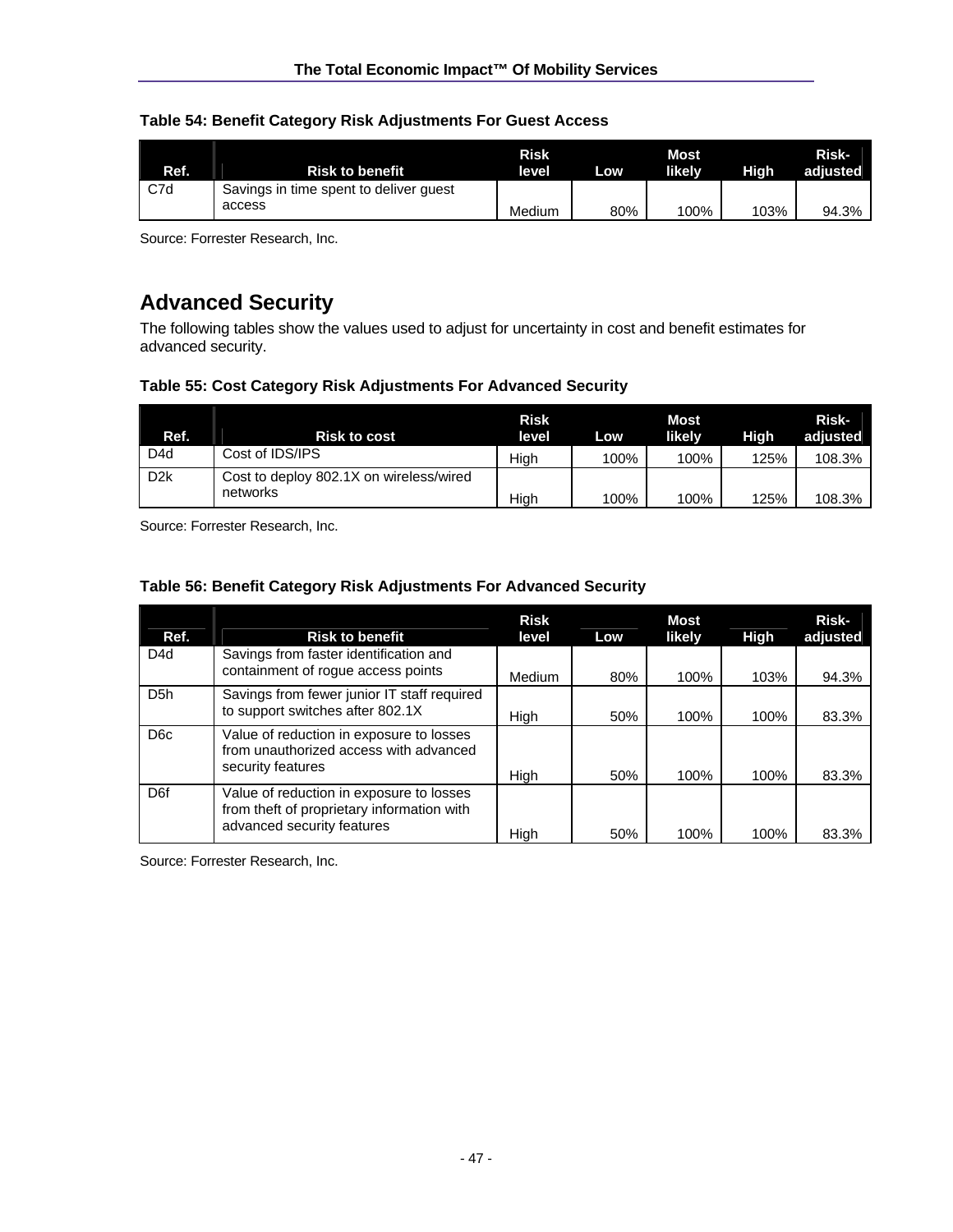**Table 54: Benefit Category Risk Adjustments For Guest Access**

| Ref. | Risk to benefit | Risk level | Low | Most likely | High | Risk-adjusted |
|---|---|---|---|---|---|---|
| C7d | Savings in time spent to deliver guest access | Medium | 80% | 100% | 103% | 94.3% |

Source: Forrester Research, Inc.

## Advanced Security

The following tables show the values used to adjust for uncertainty in cost and benefit estimates for advanced security.

**Table 55: Cost Category Risk Adjustments For Advanced Security**

| Ref. | Risk to cost | Risk level | Low | Most likely | High | Risk-adjusted |
|---|---|---|---|---|---|---|
| D4d | Cost of IDS/IPS | High | 100% | 100% | 125% | 108.3% |
| D2k | Cost to deploy 802.1X on wireless/wired networks | High | 100% | 100% | 125% | 108.3% |

Source: Forrester Research, Inc.

**Table 56: Benefit Category Risk Adjustments For Advanced Security**

| Ref. | Risk to benefit | Risk level | Low | Most likely | High | Risk-adjusted |
|---|---|---|---|---|---|---|
| D4d | Savings from faster identification and containment of rogue access points | Medium | 80% | 100% | 103% | 94.3% |
| D5h | Savings from fewer junior IT staff required to support switches after 802.1X | High | 50% | 100% | 100% | 83.3% |
| D6c | Value of reduction in exposure to losses from unauthorized access with advanced security features | High | 50% | 100% | 100% | 83.3% |
| D6f | Value of reduction in exposure to losses from theft of proprietary information with advanced security features | High | 50% | 100% | 100% | 83.3% |

Source: Forrester Research, Inc.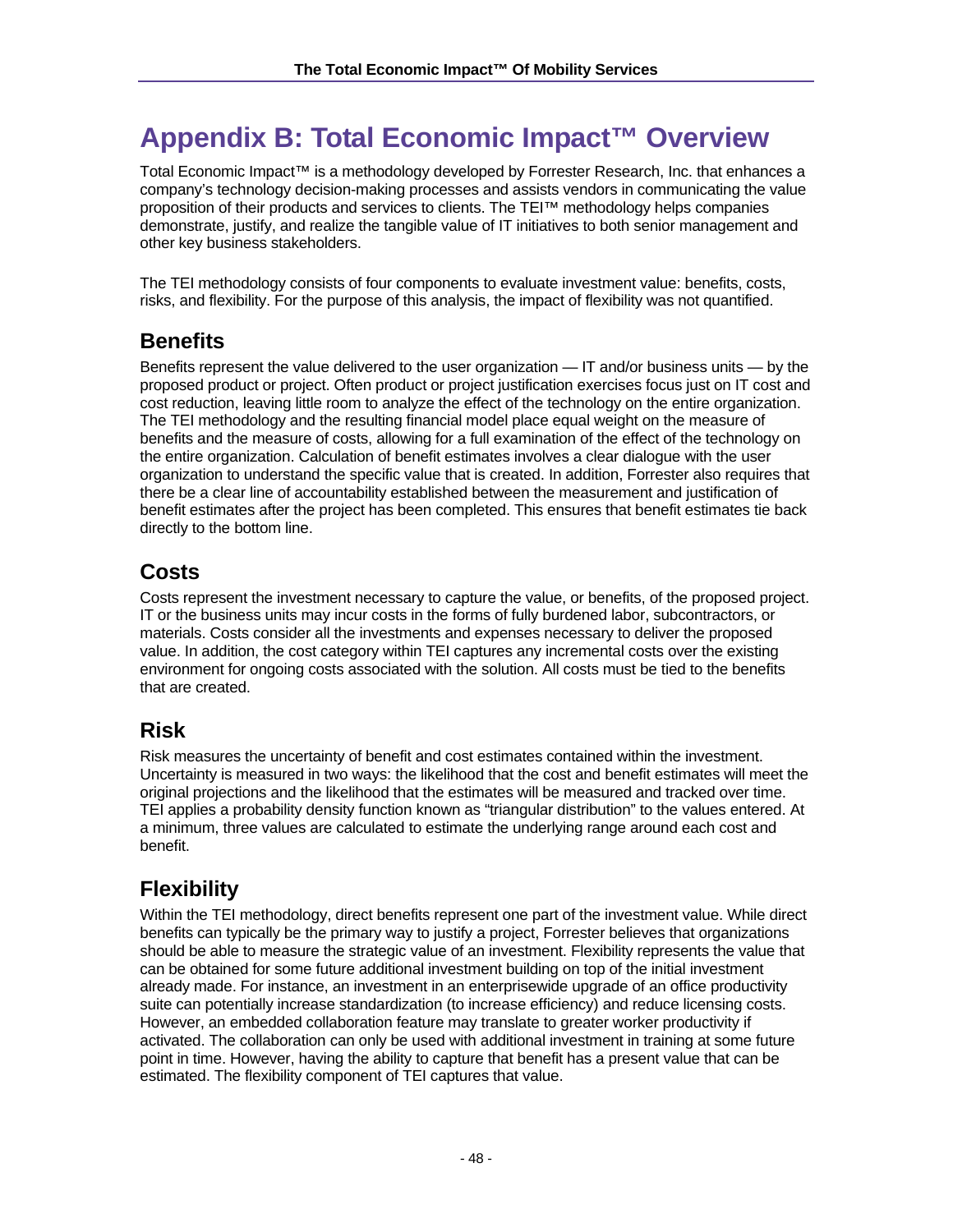# Appendix B: Total Economic Impact™ Overview

Total Economic Impact™ is a methodology developed by Forrester Research, Inc. that enhances a company's technology decision-making processes and assists vendors in communicating the value proposition of their products and services to clients. The TEI™ methodology helps companies demonstrate, justify, and realize the tangible value of IT initiatives to both senior management and other key business stakeholders.

The TEI methodology consists of four components to evaluate investment value: benefits, costs, risks, and flexibility. For the purpose of this analysis, the impact of flexibility was not quantified.

## Benefits

Benefits represent the value delivered to the user organization — IT and/or business units — by the proposed product or project. Often product or project justification exercises focus just on IT cost and cost reduction, leaving little room to analyze the effect of the technology on the entire organization. The TEI methodology and the resulting financial model place equal weight on the measure of benefits and the measure of costs, allowing for a full examination of the effect of the technology on the entire organization. Calculation of benefit estimates involves a clear dialogue with the user organization to understand the specific value that is created. In addition, Forrester also requires that there be a clear line of accountability established between the measurement and justification of benefit estimates after the project has been completed. This ensures that benefit estimates tie back directly to the bottom line.

## Costs

Costs represent the investment necessary to capture the value, or benefits, of the proposed project. IT or the business units may incur costs in the forms of fully burdened labor, subcontractors, or materials. Costs consider all the investments and expenses necessary to deliver the proposed value. In addition, the cost category within TEI captures any incremental costs over the existing environment for ongoing costs associated with the solution. All costs must be tied to the benefits that are created.

## Risk

Risk measures the uncertainty of benefit and cost estimates contained within the investment. Uncertainty is measured in two ways: the likelihood that the cost and benefit estimates will meet the original projections and the likelihood that the estimates will be measured and tracked over time. TEI applies a probability density function known as "triangular distribution" to the values entered. At a minimum, three values are calculated to estimate the underlying range around each cost and benefit.

## Flexibility

Within the TEI methodology, direct benefits represent one part of the investment value. While direct benefits can typically be the primary way to justify a project, Forrester believes that organizations should be able to measure the strategic value of an investment. Flexibility represents the value that can be obtained for some future additional investment building on top of the initial investment already made. For instance, an investment in an enterprisewide upgrade of an office productivity suite can potentially increase standardization (to increase efficiency) and reduce licensing costs. However, an embedded collaboration feature may translate to greater worker productivity if activated. The collaboration can only be used with additional investment in training at some future point in time. However, having the ability to capture that benefit has a present value that can be estimated. The flexibility component of TEI captures that value.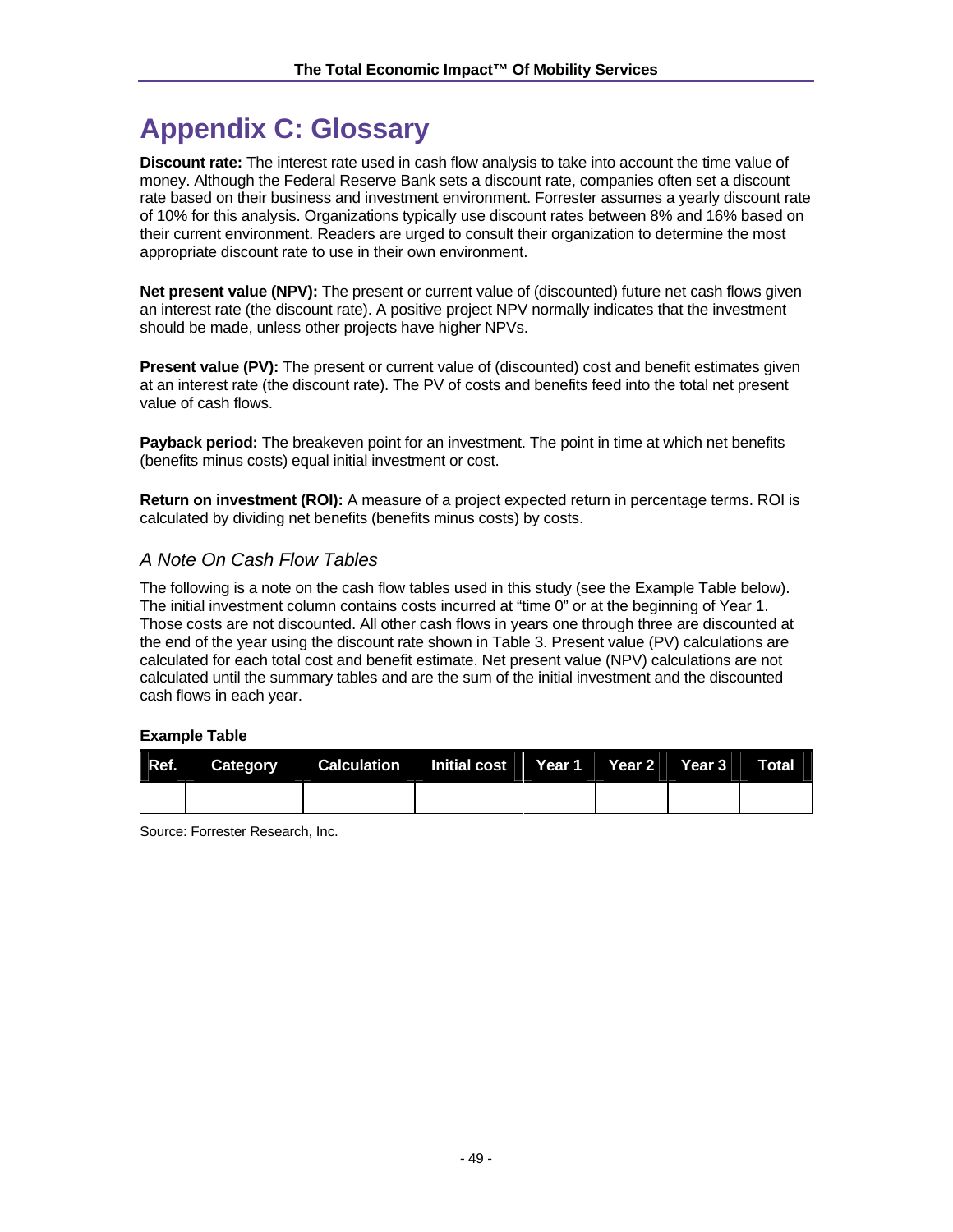# Appendix C: Glossary

**Discount rate:** The interest rate used in cash flow analysis to take into account the time value of money. Although the Federal Reserve Bank sets a discount rate, companies often set a discount rate based on their business and investment environment. Forrester assumes a yearly discount rate of 10% for this analysis. Organizations typically use discount rates between 8% and 16% based on their current environment. Readers are urged to consult their organization to determine the most appropriate discount rate to use in their own environment.

**Net present value (NPV):** The present or current value of (discounted) future net cash flows given an interest rate (the discount rate). A positive project NPV normally indicates that the investment should be made, unless other projects have higher NPVs.

**Present value (PV):** The present or current value of (discounted) cost and benefit estimates given at an interest rate (the discount rate). The PV of costs and benefits feed into the total net present value of cash flows.

**Payback period:** The breakeven point for an investment. The point in time at which net benefits (benefits minus costs) equal initial investment or cost.

**Return on investment (ROI):** A measure of a project expected return in percentage terms. ROI is calculated by dividing net benefits (benefits minus costs) by costs.

## *A Note On Cash Flow Tables*

The following is a note on the cash flow tables used in this study (see the Example Table below). The initial investment column contains costs incurred at "time 0" or at the beginning of Year 1. Those costs are not discounted. All other cash flows in years one through three are discounted at the end of the year using the discount rate shown in Table 3. Present value (PV) calculations are calculated for each total cost and benefit estimate. Net present value (NPV) calculations are not calculated until the summary tables and are the sum of the initial investment and the discounted cash flows in each year.

**Example Table**

| Ref. | Category | Calculation | Initial cost | Year 1 | Year 2 | Year 3 | Total |
|---|---|---|---|---|---|---|---|
| | | | | | | | |

Source: Forrester Research, Inc.